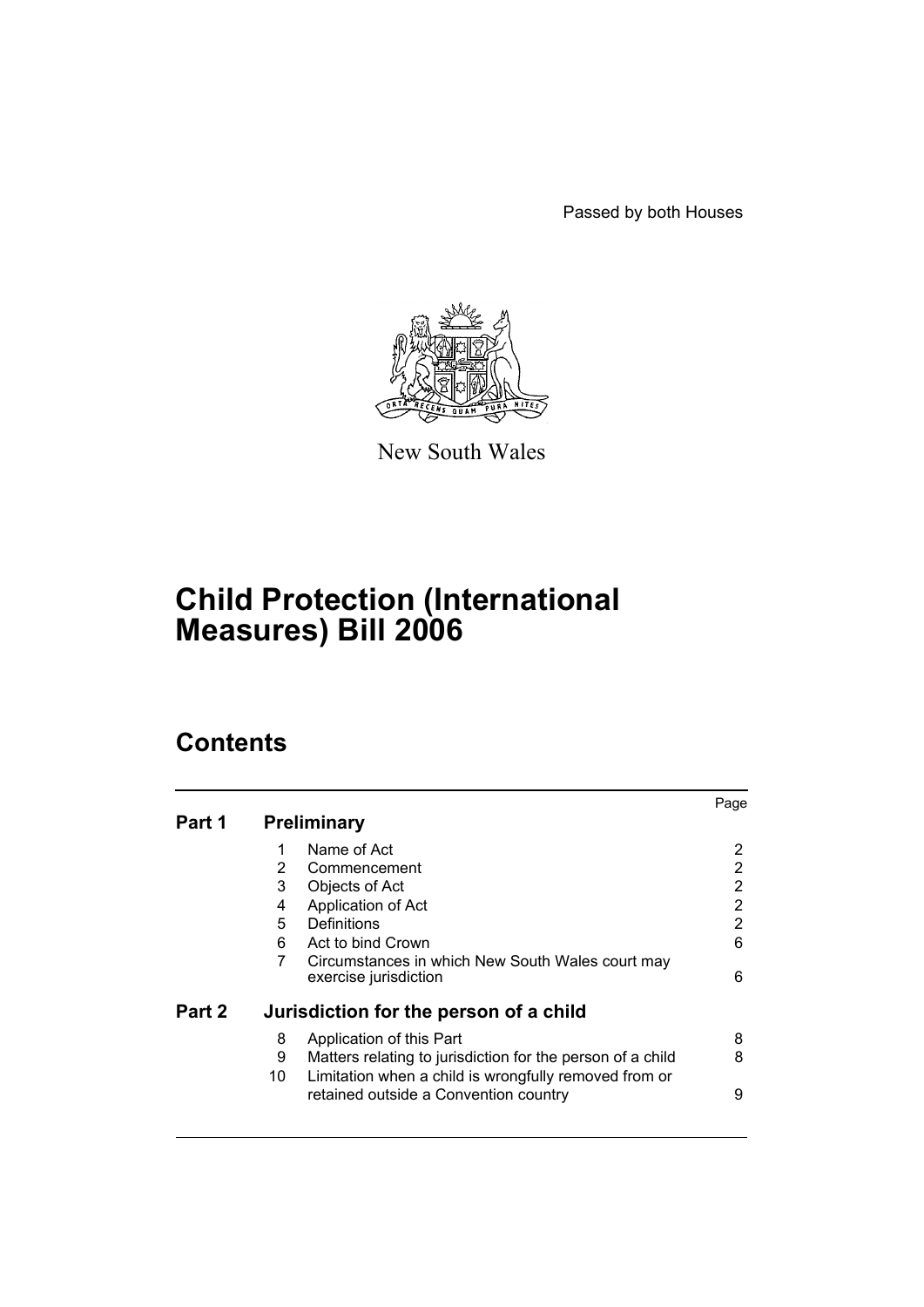Passed by both Houses

New South Wales

# Child Protection (International Measures) Bill 2006

## Contents

| | | | Page |
|---|---|---|---|
| **Part 1** | **Preliminary** | | |
| | 1 | Name of Act | 2 |
| | 2 | Commencement | 2 |
| | 3 | Objects of Act | 2 |
| | 4 | Application of Act | 2 |
| | 5 | Definitions | 2 |
| | 6 | Act to bind Crown | 6 |
| | 7 | Circumstances in which New South Wales court may exercise jurisdiction | 6 |
| **Part 2** | **Jurisdiction for the person of a child** | | |
| | 8 | Application of this Part | 8 |
| | 9 | Matters relating to jurisdiction for the person of a child | 8 |
| | 10 | Limitation when a child is wrongfully removed from or retained outside a Convention country | 9 |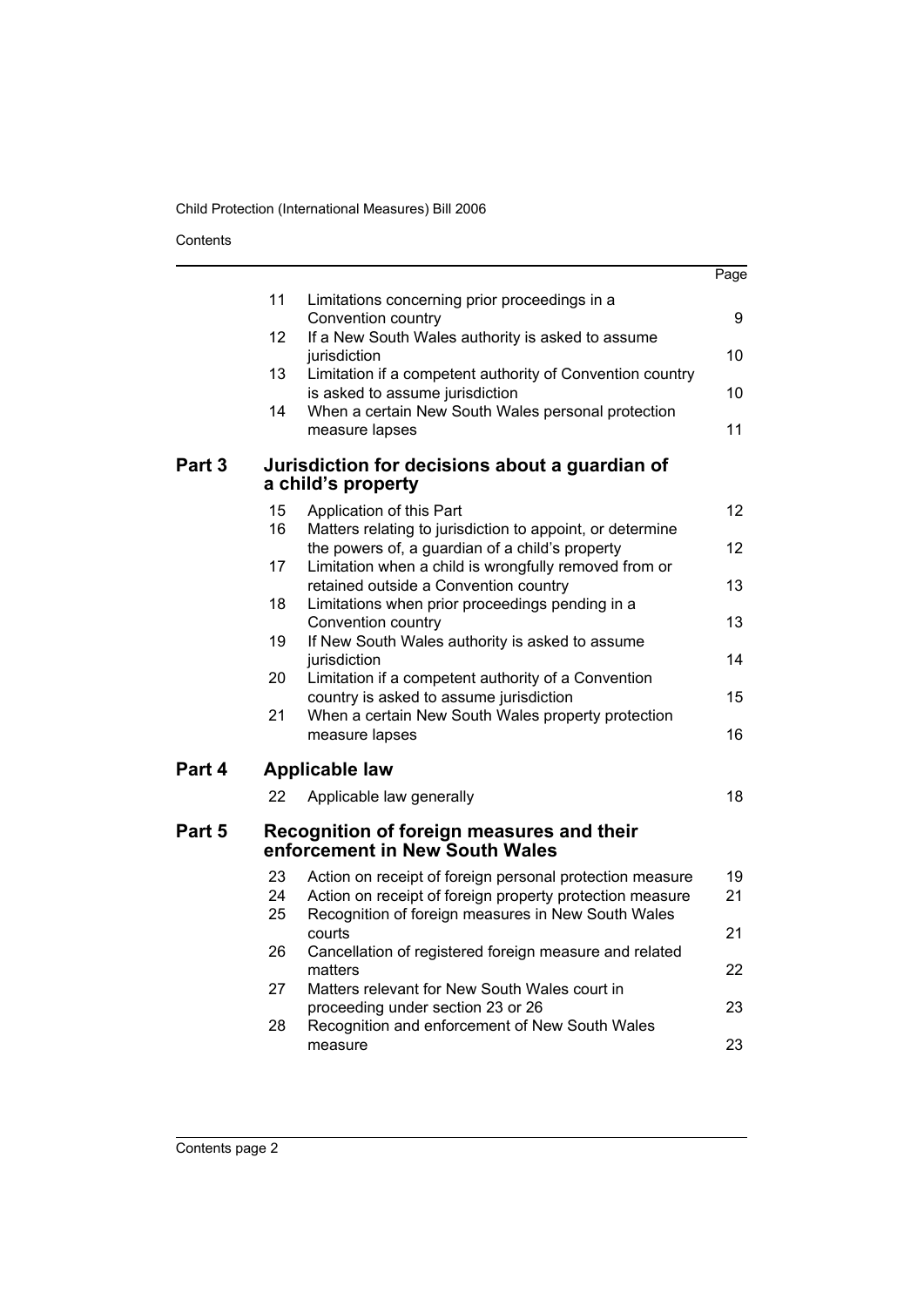| | | Page |
|---|---|---|
| 11 | Limitations concerning prior proceedings in a Convention country | 9 |
| 12 | If a New South Wales authority is asked to assume jurisdiction | 10 |
| 13 | Limitation if a competent authority of Convention country is asked to assume jurisdiction | 10 |
| 14 | When a certain New South Wales personal protection measure lapses | 11 |

## Part 3 Jurisdiction for decisions about a guardian of a child's property

| | | |
|---|---|---|
| 15 | Application of this Part | 12 |
| 16 | Matters relating to jurisdiction to appoint, or determine the powers of, a guardian of a child's property | 12 |
| 17 | Limitation when a child is wrongfully removed from or retained outside a Convention country | 13 |
| 18 | Limitations when prior proceedings pending in a Convention country | 13 |
| 19 | If New South Wales authority is asked to assume jurisdiction | 14 |
| 20 | Limitation if a competent authority of a Convention country is asked to assume jurisdiction | 15 |
| 21 | When a certain New South Wales property protection measure lapses | 16 |

## Part 4 Applicable law

| | | |
|---|---|---|
| 22 | Applicable law generally | 18 |

## Part 5 Recognition of foreign measures and their enforcement in New South Wales

| | | |
|---|---|---|
| 23 | Action on receipt of foreign personal protection measure | 19 |
| 24 | Action on receipt of foreign property protection measure | 21 |
| 25 | Recognition of foreign measures in New South Wales courts | 21 |
| 26 | Cancellation of registered foreign measure and related matters | 22 |
| 27 | Matters relevant for New South Wales court in proceeding under section 23 or 26 | 23 |
| 28 | Recognition and enforcement of New South Wales measure | 23 |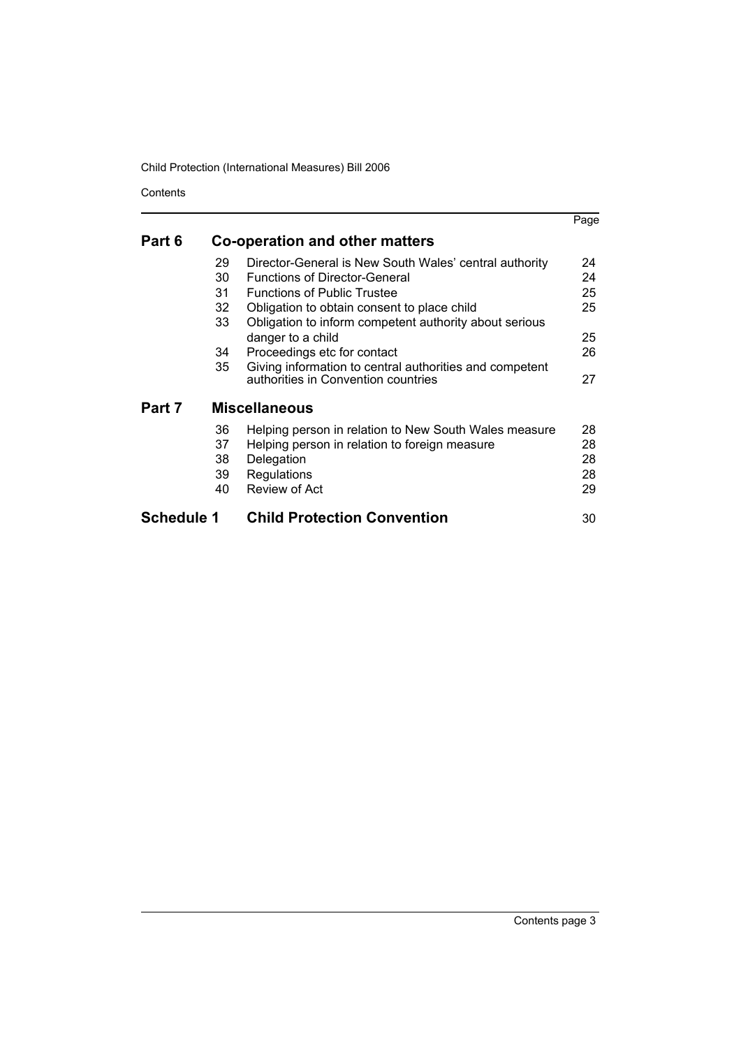| | | | Page |
|---|---|---|---|
| **Part 6** | **Co-operation and other matters** | | |
| | 29 | Director-General is New South Wales' central authority | 24 |
| | 30 | Functions of Director-General | 24 |
| | 31 | Functions of Public Trustee | 25 |
| | 32 | Obligation to obtain consent to place child | 25 |
| | 33 | Obligation to inform competent authority about serious danger to a child | 25 |
| | 34 | Proceedings etc for contact | 26 |
| | 35 | Giving information to central authorities and competent authorities in Convention countries | 27 |
| **Part 7** | **Miscellaneous** | | |
| | 36 | Helping person in relation to New South Wales measure | 28 |
| | 37 | Helping person in relation to foreign measure | 28 |
| | 38 | Delegation | 28 |
| | 39 | Regulations | 28 |
| | 40 | Review of Act | 29 |
| **Schedule 1** | **Child Protection Convention** | | 30 |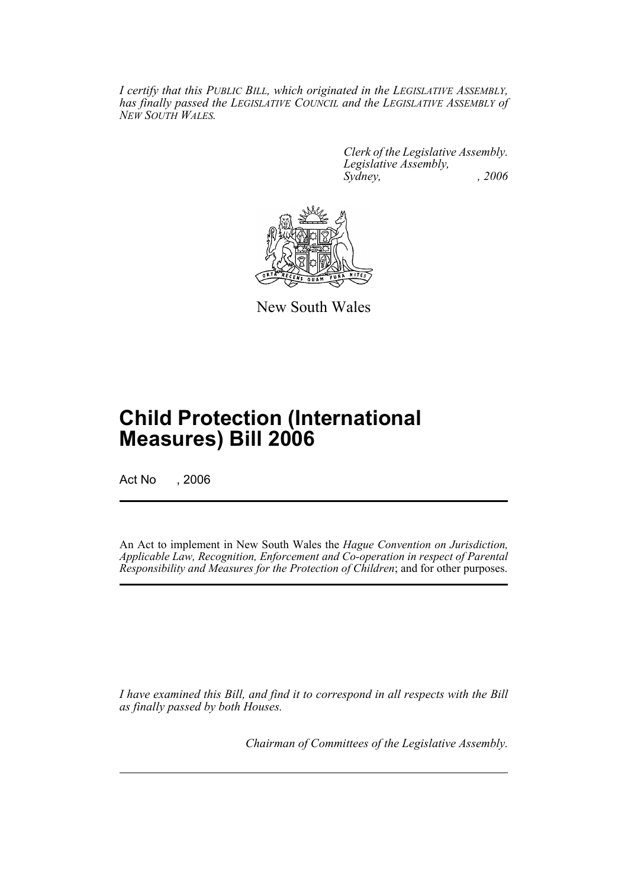*I certify that this PUBLIC BILL, which originated in the LEGISLATIVE ASSEMBLY, has finally passed the LEGISLATIVE COUNCIL and the LEGISLATIVE ASSEMBLY of NEW SOUTH WALES.*

*Clerk of the Legislative Assembly.*
*Legislative Assembly,*
*Sydney, , 2006*

New South Wales

# Child Protection (International Measures) Bill 2006

Act No , 2006

An Act to implement in New South Wales the *Hague Convention on Jurisdiction, Applicable Law, Recognition, Enforcement and Co-operation in respect of Parental Responsibility and Measures for the Protection of Children*; and for other purposes.

*I have examined this Bill, and find it to correspond in all respects with the Bill as finally passed by both Houses.*

*Chairman of Committees of the Legislative Assembly.*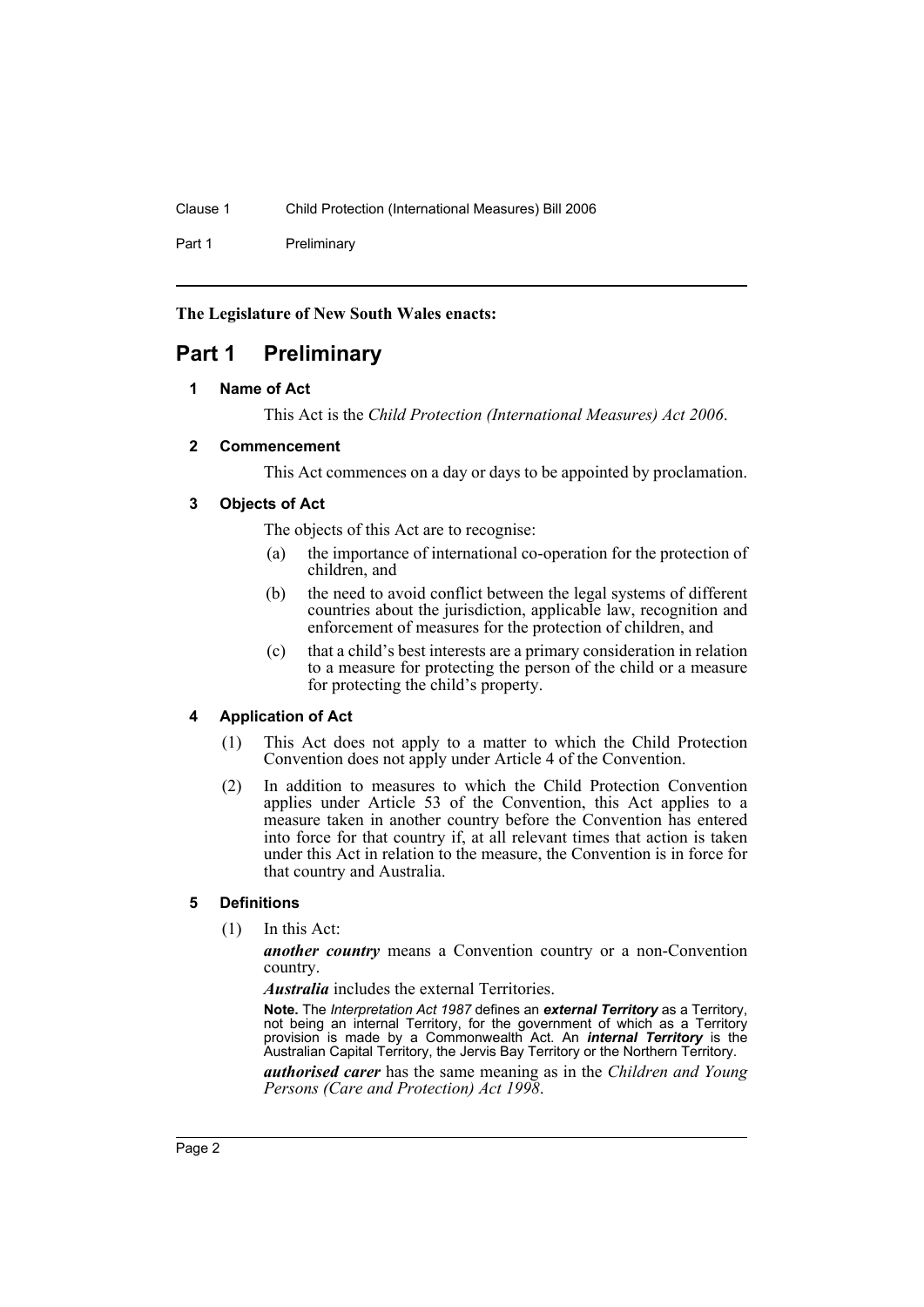**The Legislature of New South Wales enacts:**

# Part 1 Preliminary

### 1 Name of Act

This Act is the *Child Protection (International Measures) Act 2006*.

### 2 Commencement

This Act commences on a day or days to be appointed by proclamation.

### 3 Objects of Act

The objects of this Act are to recognise:

(a) the importance of international co-operation for the protection of children, and

(b) the need to avoid conflict between the legal systems of different countries about the jurisdiction, applicable law, recognition and enforcement of measures for the protection of children, and

(c) that a child's best interests are a primary consideration in relation to a measure for protecting the person of the child or a measure for protecting the child's property.

### 4 Application of Act

(1) This Act does not apply to a matter to which the Child Protection Convention does not apply under Article 4 of the Convention.

(2) In addition to measures to which the Child Protection Convention applies under Article 53 of the Convention, this Act applies to a measure taken in another country before the Convention has entered into force for that country if, at all relevant times that action is taken under this Act in relation to the measure, the Convention is in force for that country and Australia.

### 5 Definitions

(1) In this Act:

***another country*** means a Convention country or a non-Convention country.

***Australia*** includes the external Territories.

**Note.** The *Interpretation Act 1987* defines an ***external Territory*** as a Territory, not being an internal Territory, for the government of which as a Territory provision is made by a Commonwealth Act. An ***internal Territory*** is the Australian Capital Territory, the Jervis Bay Territory or the Northern Territory.

***authorised carer*** has the same meaning as in the *Children and Young Persons (Care and Protection) Act 1998*.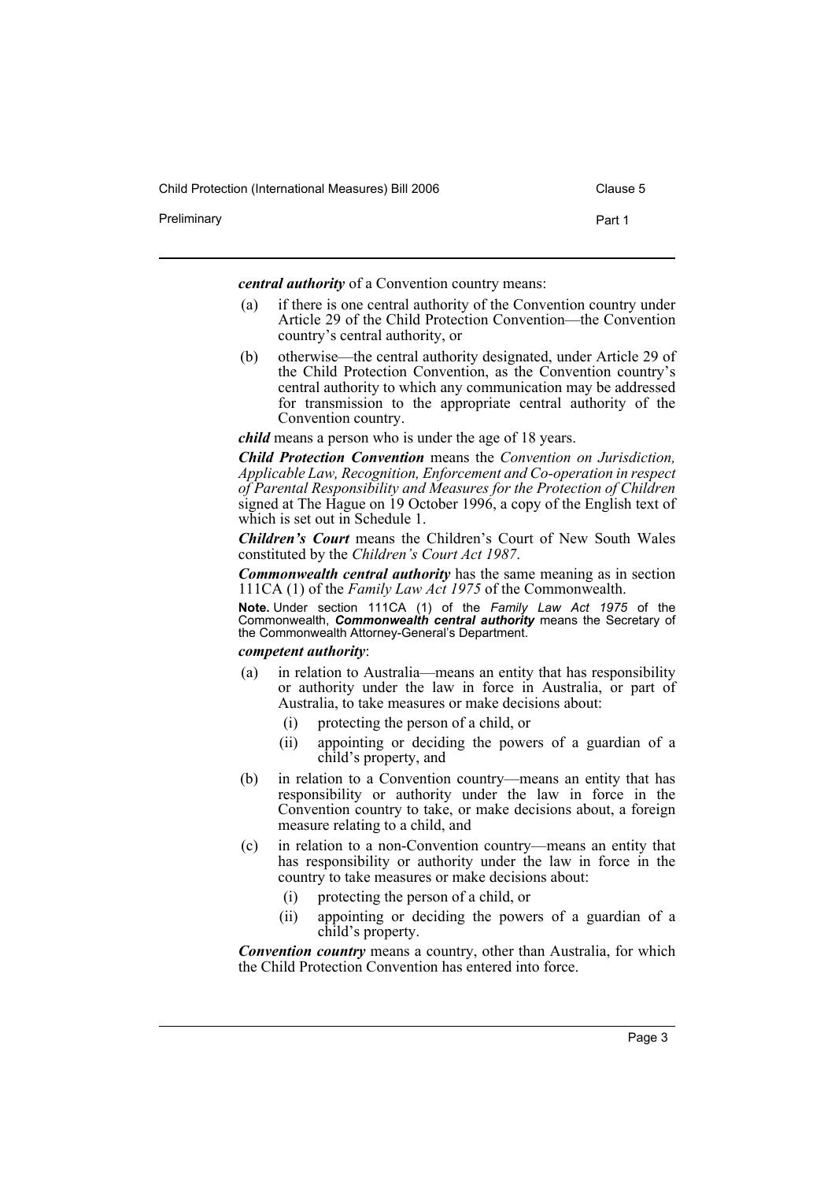***central authority*** of a Convention country means:

(a) if there is one central authority of the Convention country under Article 29 of the Child Protection Convention—the Convention country's central authority, or

(b) otherwise—the central authority designated, under Article 29 of the Child Protection Convention, as the Convention country's central authority to which any communication may be addressed for transmission to the appropriate central authority of the Convention country.

***child*** means a person who is under the age of 18 years.

***Child Protection Convention*** means the *Convention on Jurisdiction, Applicable Law, Recognition, Enforcement and Co-operation in respect of Parental Responsibility and Measures for the Protection of Children* signed at The Hague on 19 October 1996, a copy of the English text of which is set out in Schedule 1.

***Children's Court*** means the Children's Court of New South Wales constituted by the *Children's Court Act 1987*.

***Commonwealth central authority*** has the same meaning as in section 111CA (1) of the *Family Law Act 1975* of the Commonwealth.

**Note.** Under section 111CA (1) of the *Family Law Act 1975* of the Commonwealth, ***Commonwealth central authority*** means the Secretary of the Commonwealth Attorney-General's Department.

***competent authority***:

(a) in relation to Australia—means an entity that has responsibility or authority under the law in force in Australia, or part of Australia, to take measures or make decisions about:

 (i) protecting the person of a child, or

 (ii) appointing or deciding the powers of a guardian of a child's property, and

(b) in relation to a Convention country—means an entity that has responsibility or authority under the law in force in the Convention country to take, or make decisions about, a foreign measure relating to a child, and

(c) in relation to a non-Convention country—means an entity that has responsibility or authority under the law in force in the country to take measures or make decisions about:

 (i) protecting the person of a child, or

 (ii) appointing or deciding the powers of a guardian of a child's property.

***Convention country*** means a country, other than Australia, for which the Child Protection Convention has entered into force.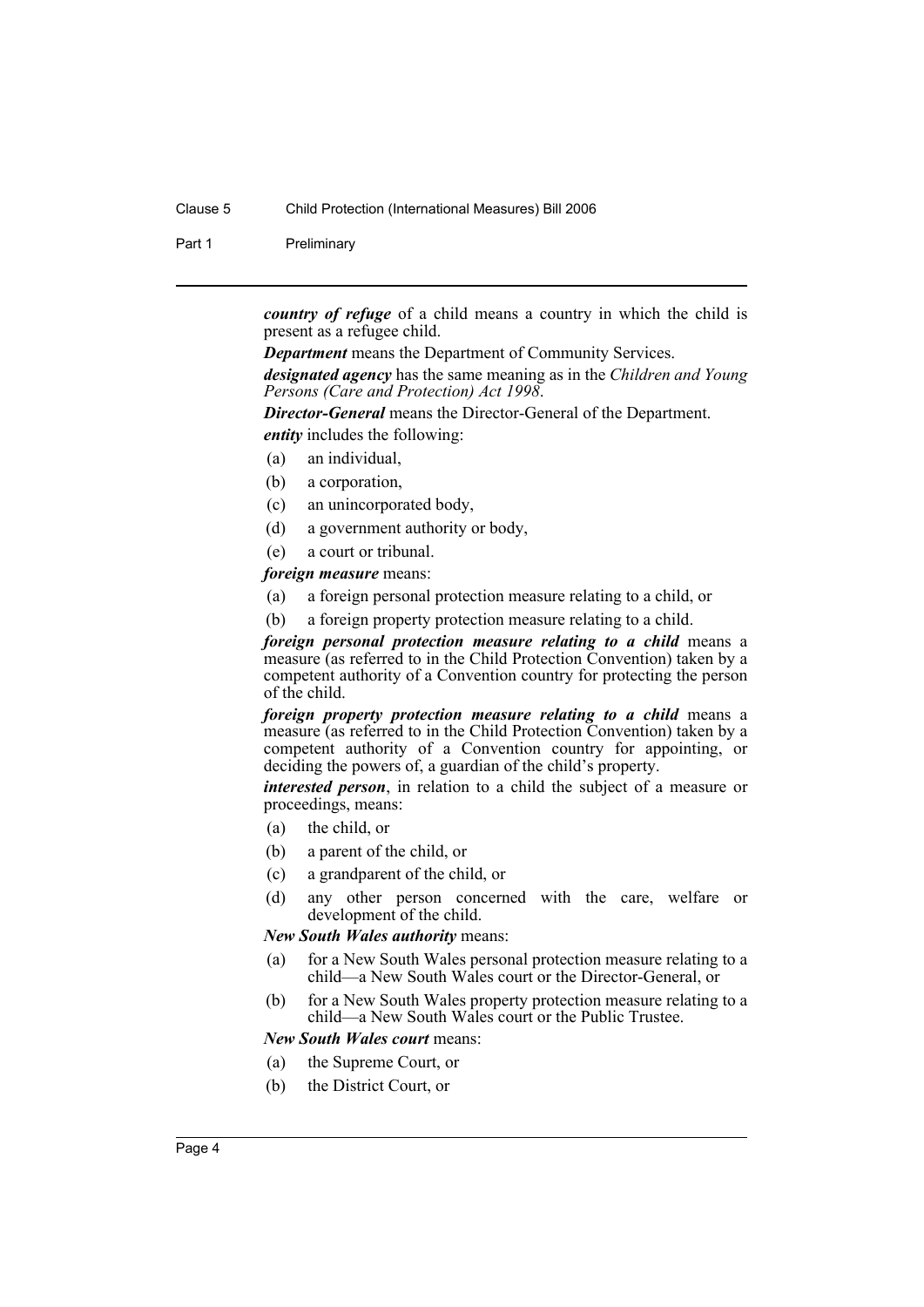***country of refuge*** of a child means a country in which the child is present as a refugee child.

***Department*** means the Department of Community Services.

***designated agency*** has the same meaning as in the *Children and Young Persons (Care and Protection) Act 1998*.

***Director-General*** means the Director-General of the Department.

***entity*** includes the following:

- (a) an individual,
- (b) a corporation,
- (c) an unincorporated body,
- (d) a government authority or body,
- (e) a court or tribunal.

***foreign measure*** means:

- (a) a foreign personal protection measure relating to a child, or
- (b) a foreign property protection measure relating to a child.

***foreign personal protection measure relating to a child*** means a measure (as referred to in the Child Protection Convention) taken by a competent authority of a Convention country for protecting the person of the child.

***foreign property protection measure relating to a child*** means a measure (as referred to in the Child Protection Convention) taken by a competent authority of a Convention country for appointing, or deciding the powers of, a guardian of the child's property.

***interested person***, in relation to a child the subject of a measure or proceedings, means:

- (a) the child, or
- (b) a parent of the child, or
- (c) a grandparent of the child, or
- (d) any other person concerned with the care, welfare or development of the child.

***New South Wales authority*** means:

- (a) for a New South Wales personal protection measure relating to a child—a New South Wales court or the Director-General, or
- (b) for a New South Wales property protection measure relating to a child—a New South Wales court or the Public Trustee.

***New South Wales court*** means:

- (a) the Supreme Court, or
- (b) the District Court, or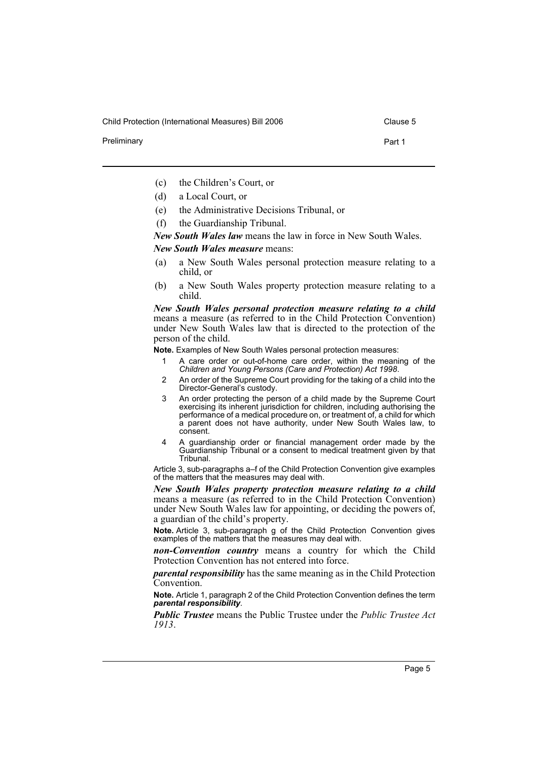(c) the Children's Court, or

(d) a Local Court, or

(e) the Administrative Decisions Tribunal, or

(f) the Guardianship Tribunal.

***New South Wales law*** means the law in force in New South Wales.

***New South Wales measure*** means:

(a) a New South Wales personal protection measure relating to a child, or

(b) a New South Wales property protection measure relating to a child.

***New South Wales personal protection measure relating to a child*** means a measure (as referred to in the Child Protection Convention) under New South Wales law that is directed to the protection of the person of the child.

**Note.** Examples of New South Wales personal protection measures:

1 A care order or out-of-home care order, within the meaning of the *Children and Young Persons (Care and Protection) Act 1998*.

2 An order of the Supreme Court providing for the taking of a child into the Director-General's custody.

3 An order protecting the person of a child made by the Supreme Court exercising its inherent jurisdiction for children, including authorising the performance of a medical procedure on, or treatment of, a child for which a parent does not have authority, under New South Wales law, to consent.

4 A guardianship order or financial management order made by the Guardianship Tribunal or a consent to medical treatment given by that Tribunal.

Article 3, sub-paragraphs a–f of the Child Protection Convention give examples of the matters that the measures may deal with.

***New South Wales property protection measure relating to a child*** means a measure (as referred to in the Child Protection Convention) under New South Wales law for appointing, or deciding the powers of, a guardian of the child's property.

**Note.** Article 3, sub-paragraph g of the Child Protection Convention gives examples of the matters that the measures may deal with.

***non-Convention country*** means a country for which the Child Protection Convention has not entered into force.

***parental responsibility*** has the same meaning as in the Child Protection Convention.

**Note.** Article 1, paragraph 2 of the Child Protection Convention defines the term ***parental responsibility***.

***Public Trustee*** means the Public Trustee under the *Public Trustee Act 1913*.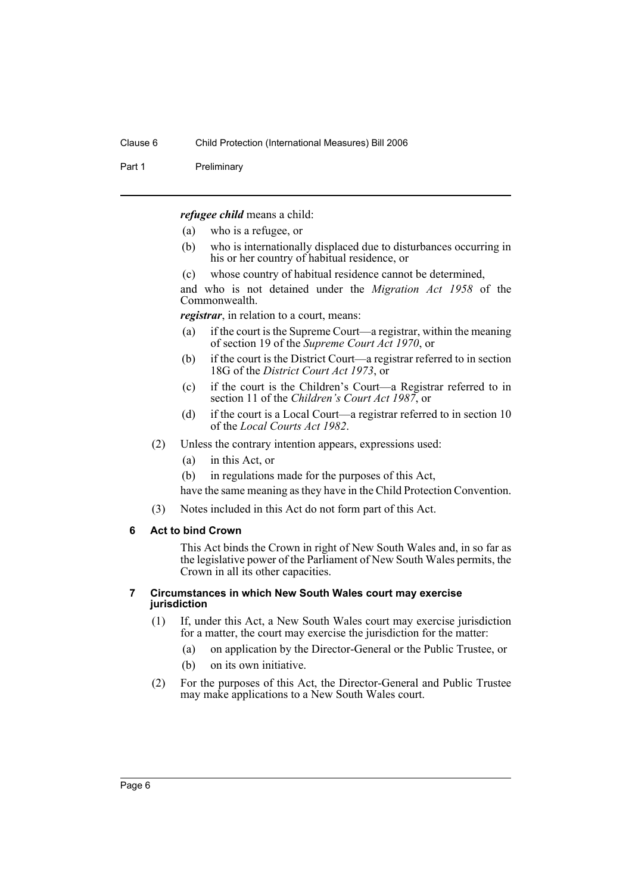***refugee child*** means a child:

- (a) who is a refugee, or
- (b) who is internationally displaced due to disturbances occurring in his or her country of habitual residence, or
- (c) whose country of habitual residence cannot be determined,

and who is not detained under the *Migration Act 1958* of the Commonwealth.

***registrar***, in relation to a court, means:

- (a) if the court is the Supreme Court—a registrar, within the meaning of section 19 of the *Supreme Court Act 1970*, or
- (b) if the court is the District Court—a registrar referred to in section 18G of the *District Court Act 1973*, or
- (c) if the court is the Children's Court—a Registrar referred to in section 11 of the *Children's Court Act 1987*, or
- (d) if the court is a Local Court—a registrar referred to in section 10 of the *Local Courts Act 1982*.

(2) Unless the contrary intention appears, expressions used:

- (a) in this Act, or
- (b) in regulations made for the purposes of this Act,

have the same meaning as they have in the Child Protection Convention.

(3) Notes included in this Act do not form part of this Act.

### 6 Act to bind Crown

This Act binds the Crown in right of New South Wales and, in so far as the legislative power of the Parliament of New South Wales permits, the Crown in all its other capacities.

### 7 Circumstances in which New South Wales court may exercise jurisdiction

(1) If, under this Act, a New South Wales court may exercise jurisdiction for a matter, the court may exercise the jurisdiction for the matter:

- (a) on application by the Director-General or the Public Trustee, or
- (b) on its own initiative.

(2) For the purposes of this Act, the Director-General and Public Trustee may make applications to a New South Wales court.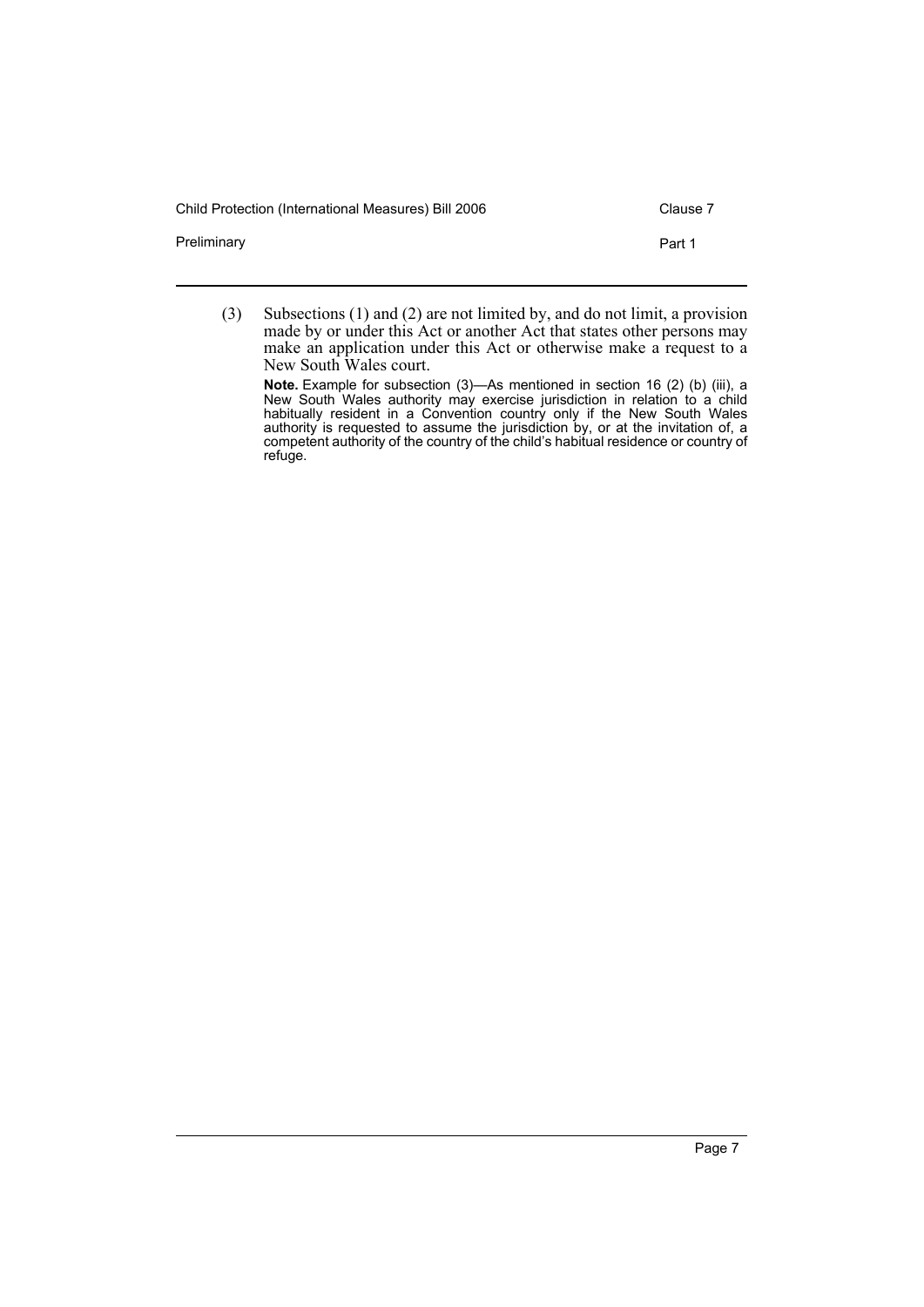(3) Subsections (1) and (2) are not limited by, and do not limit, a provision made by or under this Act or another Act that states other persons may make an application under this Act or otherwise make a request to a New South Wales court.

**Note.** Example for subsection (3)—As mentioned in section 16 (2) (b) (iii), a New South Wales authority may exercise jurisdiction in relation to a child habitually resident in a Convention country only if the New South Wales authority is requested to assume the jurisdiction by, or at the invitation of, a competent authority of the country of the child's habitual residence or country of refuge.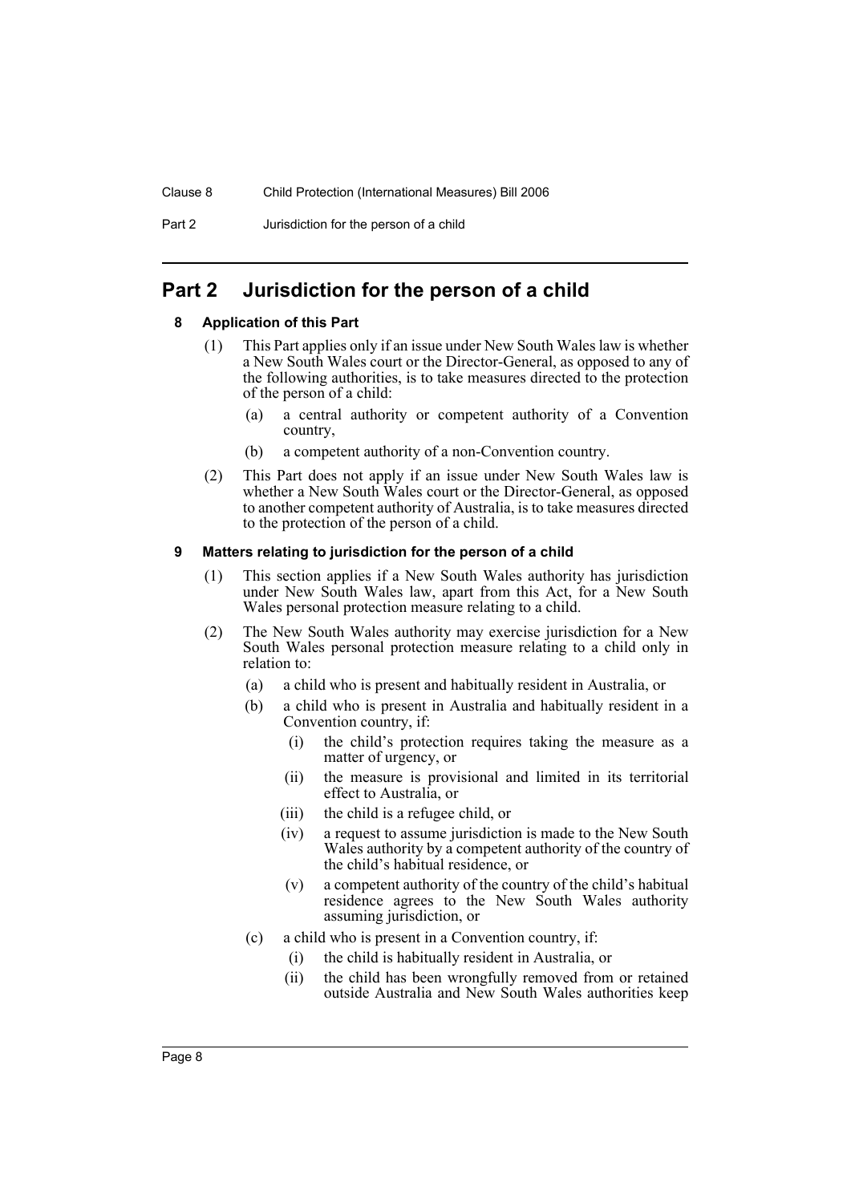## Part 2 Jurisdiction for the person of a child

### 8 Application of this Part

(1) This Part applies only if an issue under New South Wales law is whether a New South Wales court or the Director-General, as opposed to any of the following authorities, is to take measures directed to the protection of the person of a child:

- (a) a central authority or competent authority of a Convention country,
- (b) a competent authority of a non-Convention country.

(2) This Part does not apply if an issue under New South Wales law is whether a New South Wales court or the Director-General, as opposed to another competent authority of Australia, is to take measures directed to the protection of the person of a child.

### 9 Matters relating to jurisdiction for the person of a child

(1) This section applies if a New South Wales authority has jurisdiction under New South Wales law, apart from this Act, for a New South Wales personal protection measure relating to a child.

(2) The New South Wales authority may exercise jurisdiction for a New South Wales personal protection measure relating to a child only in relation to:

- (a) a child who is present and habitually resident in Australia, or
- (b) a child who is present in Australia and habitually resident in a Convention country, if:
  - (i) the child's protection requires taking the measure as a matter of urgency, or
  - (ii) the measure is provisional and limited in its territorial effect to Australia, or
  - (iii) the child is a refugee child, or
  - (iv) a request to assume jurisdiction is made to the New South Wales authority by a competent authority of the country of the child's habitual residence, or
  - (v) a competent authority of the country of the child's habitual residence agrees to the New South Wales authority assuming jurisdiction, or
- (c) a child who is present in a Convention country, if:
  - (i) the child is habitually resident in Australia, or
  - (ii) the child has been wrongfully removed from or retained outside Australia and New South Wales authorities keep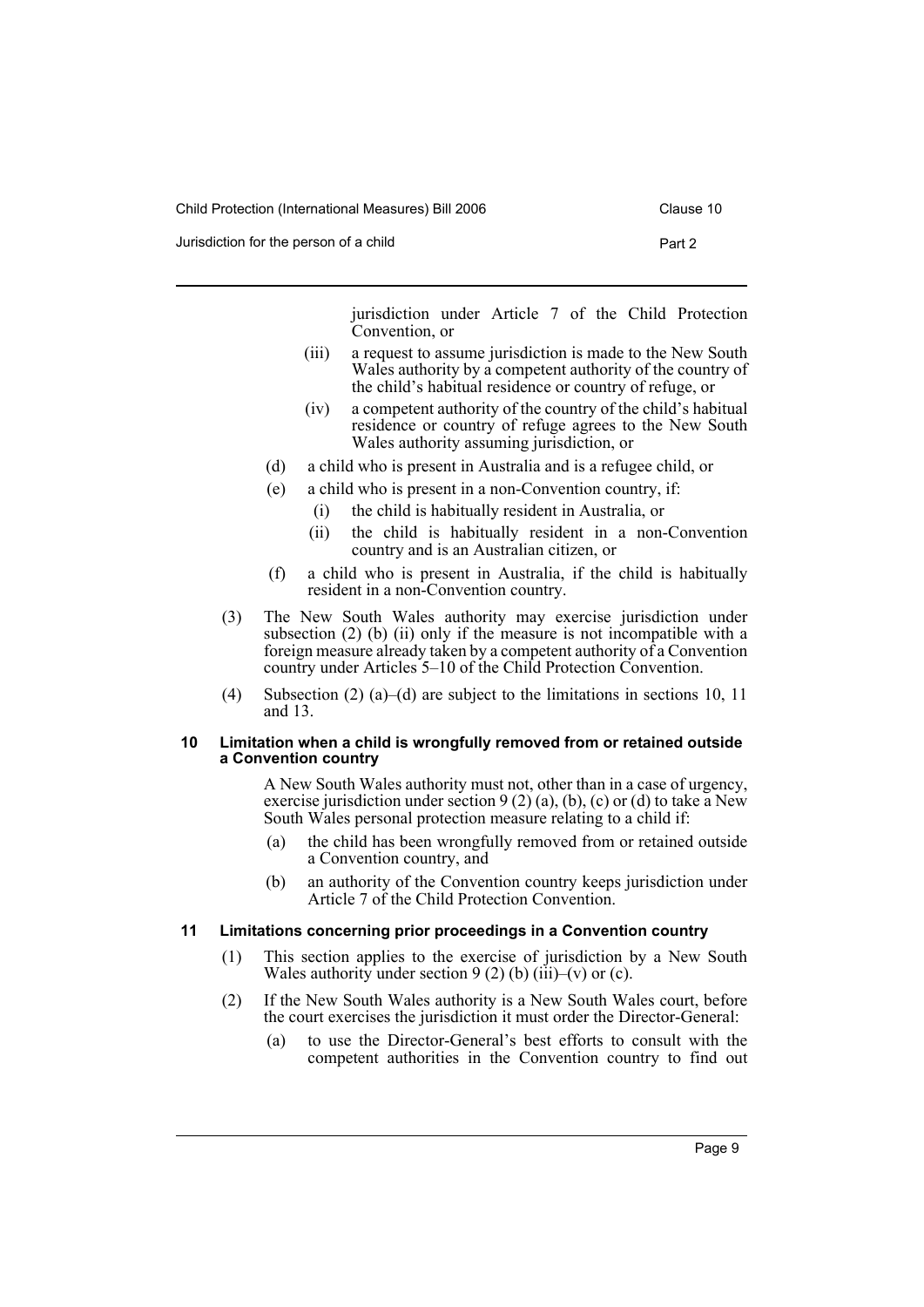jurisdiction under Article 7 of the Child Protection Convention, or

(iii) a request to assume jurisdiction is made to the New South Wales authority by a competent authority of the country of the child's habitual residence or country of refuge, or

(iv) a competent authority of the country of the child's habitual residence or country of refuge agrees to the New South Wales authority assuming jurisdiction, or

(d) a child who is present in Australia and is a refugee child, or

(e) a child who is present in a non-Convention country, if:

(i) the child is habitually resident in Australia, or

(ii) the child is habitually resident in a non-Convention country and is an Australian citizen, or

(f) a child who is present in Australia, if the child is habitually resident in a non-Convention country.

(3) The New South Wales authority may exercise jurisdiction under subsection (2) (b) (ii) only if the measure is not incompatible with a foreign measure already taken by a competent authority of a Convention country under Articles 5–10 of the Child Protection Convention.

(4) Subsection (2) (a)–(d) are subject to the limitations in sections 10, 11 and 13.

### 10 Limitation when a child is wrongfully removed from or retained outside a Convention country

A New South Wales authority must not, other than in a case of urgency, exercise jurisdiction under section 9 (2) (a), (b), (c) or (d) to take a New South Wales personal protection measure relating to a child if:

(a) the child has been wrongfully removed from or retained outside a Convention country, and

(b) an authority of the Convention country keeps jurisdiction under Article 7 of the Child Protection Convention.

### 11 Limitations concerning prior proceedings in a Convention country

(1) This section applies to the exercise of jurisdiction by a New South Wales authority under section 9 (2) (b) (iii)–(v) or (c).

(2) If the New South Wales authority is a New South Wales court, before the court exercises the jurisdiction it must order the Director-General:

(a) to use the Director-General's best efforts to consult with the competent authorities in the Convention country to find out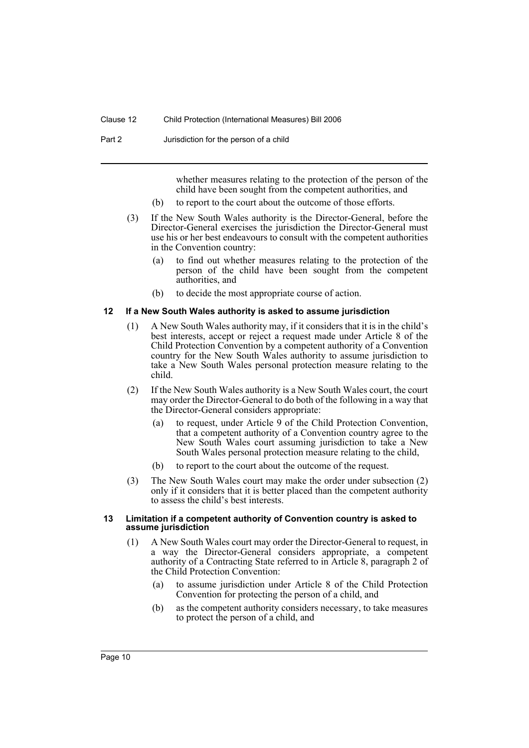whether measures relating to the protection of the person of the child have been sought from the competent authorities, and

(b) to report to the court about the outcome of those efforts.

(3) If the New South Wales authority is the Director-General, before the Director-General exercises the jurisdiction the Director-General must use his or her best endeavours to consult with the competent authorities in the Convention country:

(a) to find out whether measures relating to the protection of the person of the child have been sought from the competent authorities, and

(b) to decide the most appropriate course of action.

### 12 If a New South Wales authority is asked to assume jurisdiction

(1) A New South Wales authority may, if it considers that it is in the child's best interests, accept or reject a request made under Article 8 of the Child Protection Convention by a competent authority of a Convention country for the New South Wales authority to assume jurisdiction to take a New South Wales personal protection measure relating to the child.

(2) If the New South Wales authority is a New South Wales court, the court may order the Director-General to do both of the following in a way that the Director-General considers appropriate:

(a) to request, under Article 9 of the Child Protection Convention, that a competent authority of a Convention country agree to the New South Wales court assuming jurisdiction to take a New South Wales personal protection measure relating to the child,

(b) to report to the court about the outcome of the request.

(3) The New South Wales court may make the order under subsection (2) only if it considers that it is better placed than the competent authority to assess the child's best interests.

### 13 Limitation if a competent authority of Convention country is asked to assume jurisdiction

(1) A New South Wales court may order the Director-General to request, in a way the Director-General considers appropriate, a competent authority of a Contracting State referred to in Article 8, paragraph 2 of the Child Protection Convention:

(a) to assume jurisdiction under Article 8 of the Child Protection Convention for protecting the person of a child, and

(b) as the competent authority considers necessary, to take measures to protect the person of a child, and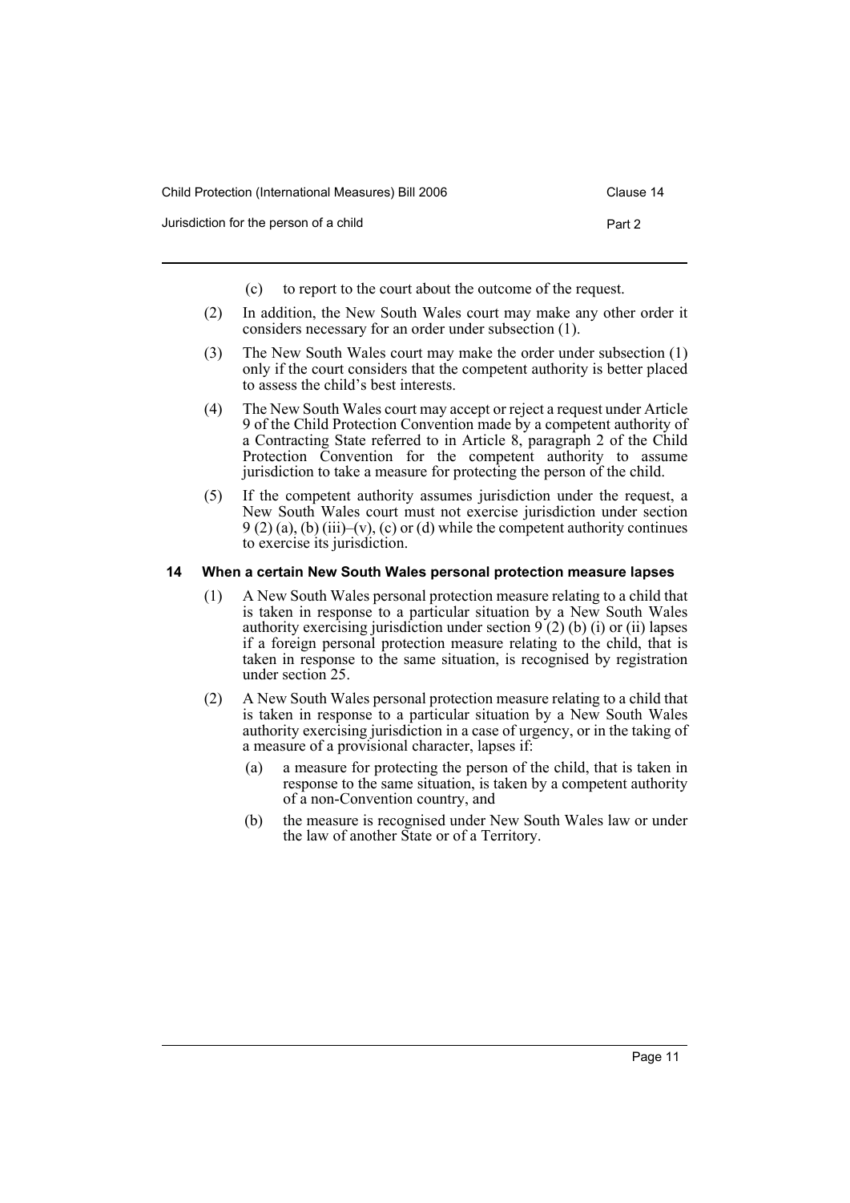(c) to report to the court about the outcome of the request.

(2) In addition, the New South Wales court may make any other order it considers necessary for an order under subsection (1).

(3) The New South Wales court may make the order under subsection (1) only if the court considers that the competent authority is better placed to assess the child's best interests.

(4) The New South Wales court may accept or reject a request under Article 9 of the Child Protection Convention made by a competent authority of a Contracting State referred to in Article 8, paragraph 2 of the Child Protection Convention for the competent authority to assume jurisdiction to take a measure for protecting the person of the child.

(5) If the competent authority assumes jurisdiction under the request, a New South Wales court must not exercise jurisdiction under section 9 (2) (a), (b) (iii)–(v), (c) or (d) while the competent authority continues to exercise its jurisdiction.

### 14 When a certain New South Wales personal protection measure lapses

(1) A New South Wales personal protection measure relating to a child that is taken in response to a particular situation by a New South Wales authority exercising jurisdiction under section 9 (2) (b) (i) or (ii) lapses if a foreign personal protection measure relating to the child, that is taken in response to the same situation, is recognised by registration under section 25.

(2) A New South Wales personal protection measure relating to a child that is taken in response to a particular situation by a New South Wales authority exercising jurisdiction in a case of urgency, or in the taking of a measure of a provisional character, lapses if:

- (a) a measure for protecting the person of the child, that is taken in response to the same situation, is taken by a competent authority of a non-Convention country, and
- (b) the measure is recognised under New South Wales law or under the law of another State or of a Territory.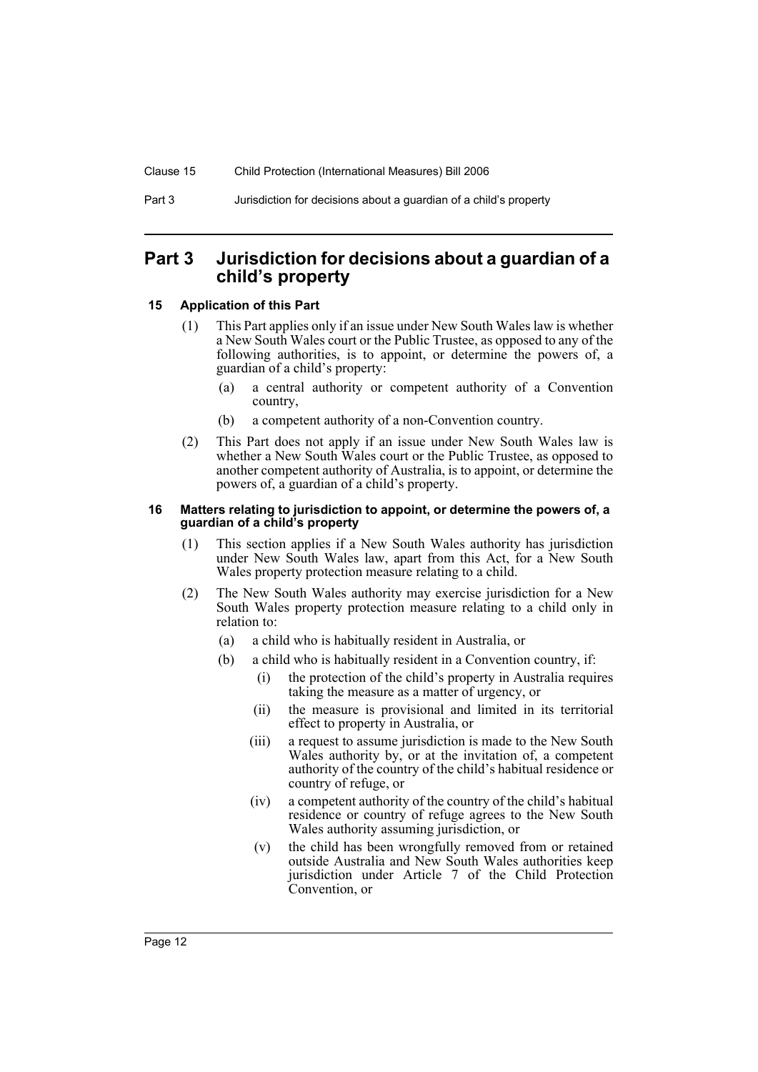## Part 3 Jurisdiction for decisions about a guardian of a child's property

### 15 Application of this Part

(1) This Part applies only if an issue under New South Wales law is whether a New South Wales court or the Public Trustee, as opposed to any of the following authorities, is to appoint, or determine the powers of, a guardian of a child's property:

- (a) a central authority or competent authority of a Convention country,
- (b) a competent authority of a non-Convention country.

(2) This Part does not apply if an issue under New South Wales law is whether a New South Wales court or the Public Trustee, as opposed to another competent authority of Australia, is to appoint, or determine the powers of, a guardian of a child's property.

### 16 Matters relating to jurisdiction to appoint, or determine the powers of, a guardian of a child's property

(1) This section applies if a New South Wales authority has jurisdiction under New South Wales law, apart from this Act, for a New South Wales property protection measure relating to a child.

(2) The New South Wales authority may exercise jurisdiction for a New South Wales property protection measure relating to a child only in relation to:

- (a) a child who is habitually resident in Australia, or
- (b) a child who is habitually resident in a Convention country, if:
  - (i) the protection of the child's property in Australia requires taking the measure as a matter of urgency, or
  - (ii) the measure is provisional and limited in its territorial effect to property in Australia, or
  - (iii) a request to assume jurisdiction is made to the New South Wales authority by, or at the invitation of, a competent authority of the country of the child's habitual residence or country of refuge, or
  - (iv) a competent authority of the country of the child's habitual residence or country of refuge agrees to the New South Wales authority assuming jurisdiction, or
  - (v) the child has been wrongfully removed from or retained outside Australia and New South Wales authorities keep jurisdiction under Article 7 of the Child Protection Convention, or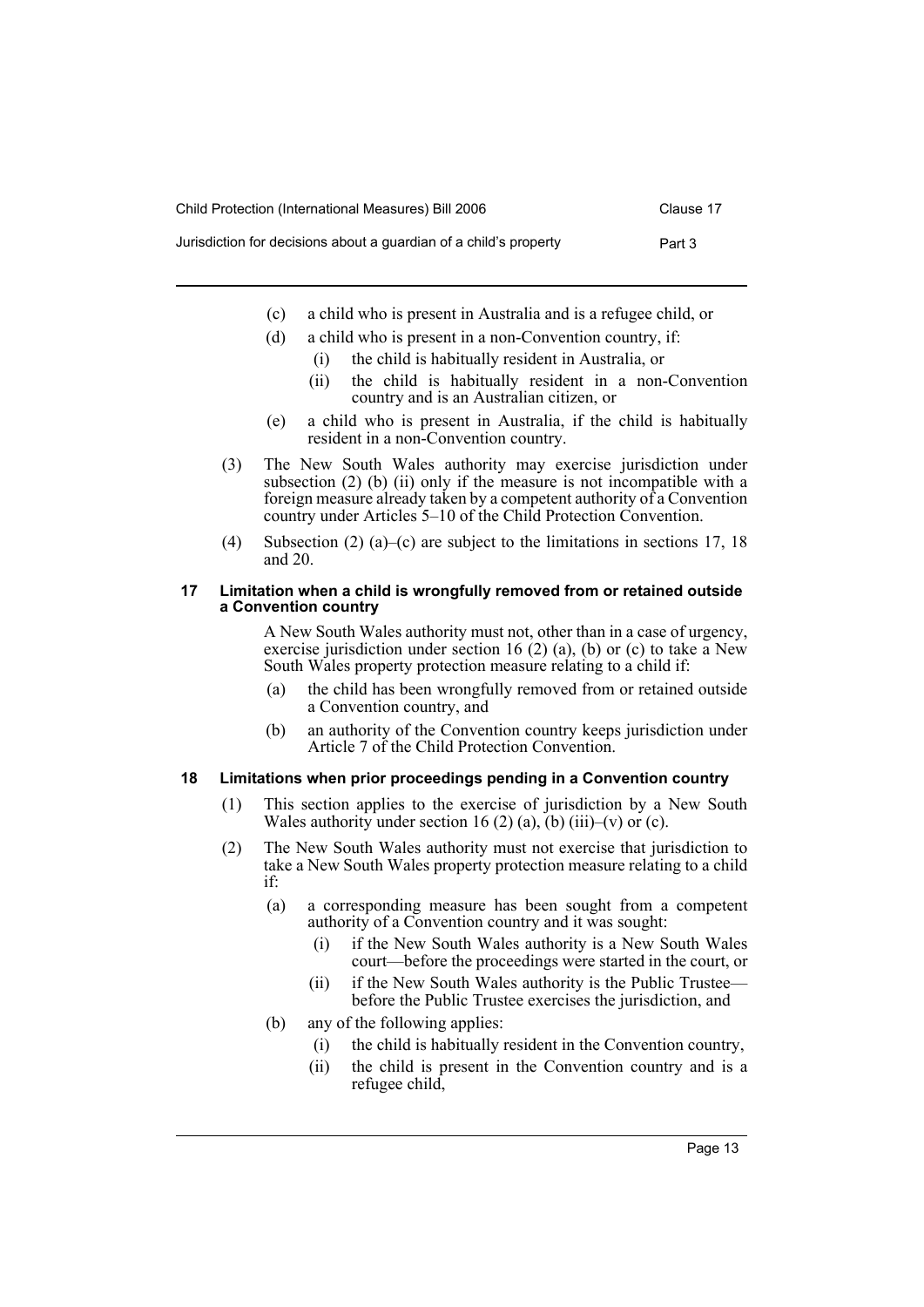(c) a child who is present in Australia and is a refugee child, or

(d) a child who is present in a non-Convention country, if:

   (i) the child is habitually resident in Australia, or

   (ii) the child is habitually resident in a non-Convention country and is an Australian citizen, or

(e) a child who is present in Australia, if the child is habitually resident in a non-Convention country.

(3) The New South Wales authority may exercise jurisdiction under subsection (2) (b) (ii) only if the measure is not incompatible with a foreign measure already taken by a competent authority of a Convention country under Articles 5–10 of the Child Protection Convention.

(4) Subsection (2) (a)–(c) are subject to the limitations in sections 17, 18 and 20.

### 17 Limitation when a child is wrongfully removed from or retained outside a Convention country

A New South Wales authority must not, other than in a case of urgency, exercise jurisdiction under section 16 (2) (a), (b) or (c) to take a New South Wales property protection measure relating to a child if:

(a) the child has been wrongfully removed from or retained outside a Convention country, and

(b) an authority of the Convention country keeps jurisdiction under Article 7 of the Child Protection Convention.

### 18 Limitations when prior proceedings pending in a Convention country

(1) This section applies to the exercise of jurisdiction by a New South Wales authority under section 16 (2) (a), (b) (iii)–(v) or (c).

(2) The New South Wales authority must not exercise that jurisdiction to take a New South Wales property protection measure relating to a child if:

(a) a corresponding measure has been sought from a competent authority of a Convention country and it was sought:

   (i) if the New South Wales authority is a New South Wales court—before the proceedings were started in the court, or

   (ii) if the New South Wales authority is the Public Trustee—before the Public Trustee exercises the jurisdiction, and

(b) any of the following applies:

   (i) the child is habitually resident in the Convention country,

   (ii) the child is present in the Convention country and is a refugee child,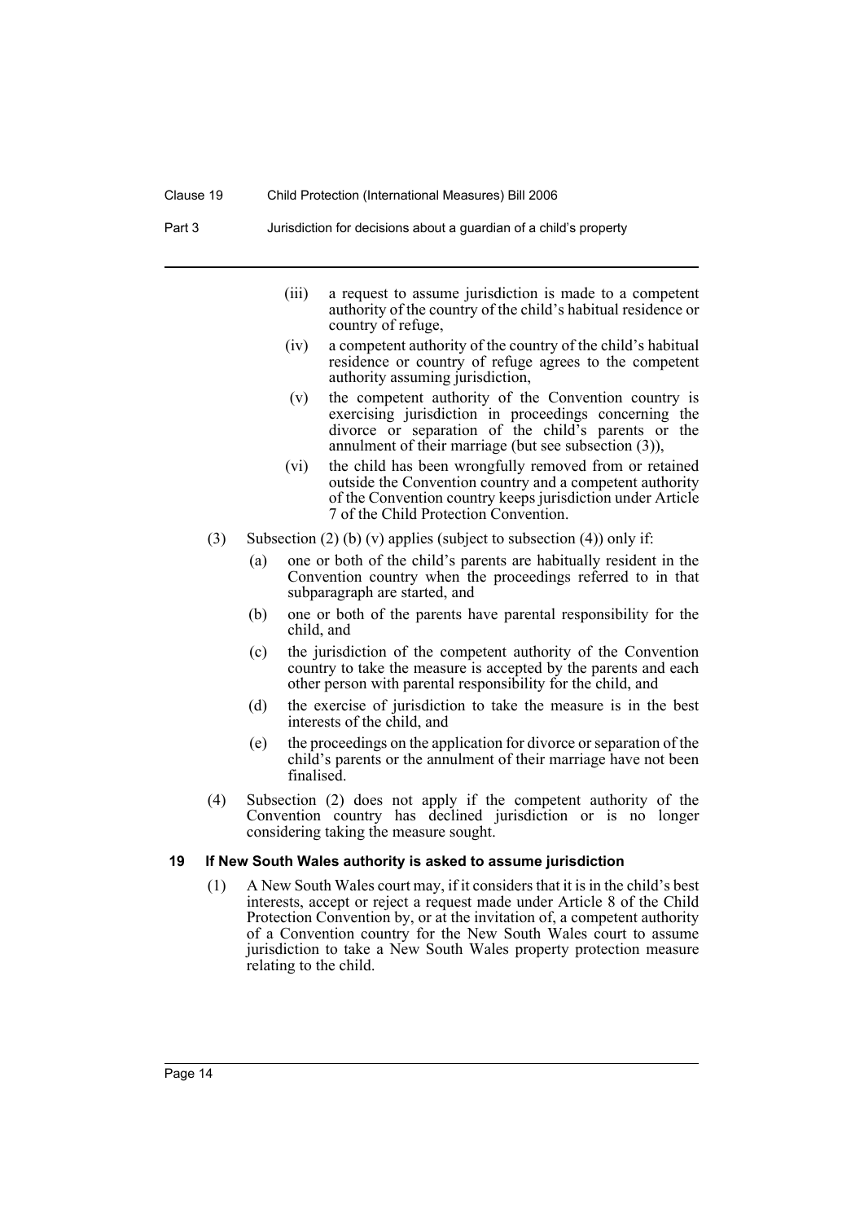(iii) a request to assume jurisdiction is made to a competent authority of the country of the child's habitual residence or country of refuge,

(iv) a competent authority of the country of the child's habitual residence or country of refuge agrees to the competent authority assuming jurisdiction,

(v) the competent authority of the Convention country is exercising jurisdiction in proceedings concerning the divorce or separation of the child's parents or the annulment of their marriage (but see subsection (3)),

(vi) the child has been wrongfully removed from or retained outside the Convention country and a competent authority of the Convention country keeps jurisdiction under Article 7 of the Child Protection Convention.

(3) Subsection (2) (b) (v) applies (subject to subsection (4)) only if:

(a) one or both of the child's parents are habitually resident in the Convention country when the proceedings referred to in that subparagraph are started, and

(b) one or both of the parents have parental responsibility for the child, and

(c) the jurisdiction of the competent authority of the Convention country to take the measure is accepted by the parents and each other person with parental responsibility for the child, and

(d) the exercise of jurisdiction to take the measure is in the best interests of the child, and

(e) the proceedings on the application for divorce or separation of the child's parents or the annulment of their marriage have not been finalised.

(4) Subsection (2) does not apply if the competent authority of the Convention country has declined jurisdiction or is no longer considering taking the measure sought.

**19 If New South Wales authority is asked to assume jurisdiction**

(1) A New South Wales court may, if it considers that it is in the child's best interests, accept or reject a request made under Article 8 of the Child Protection Convention by, or at the invitation of, a competent authority of a Convention country for the New South Wales court to assume jurisdiction to take a New South Wales property protection measure relating to the child.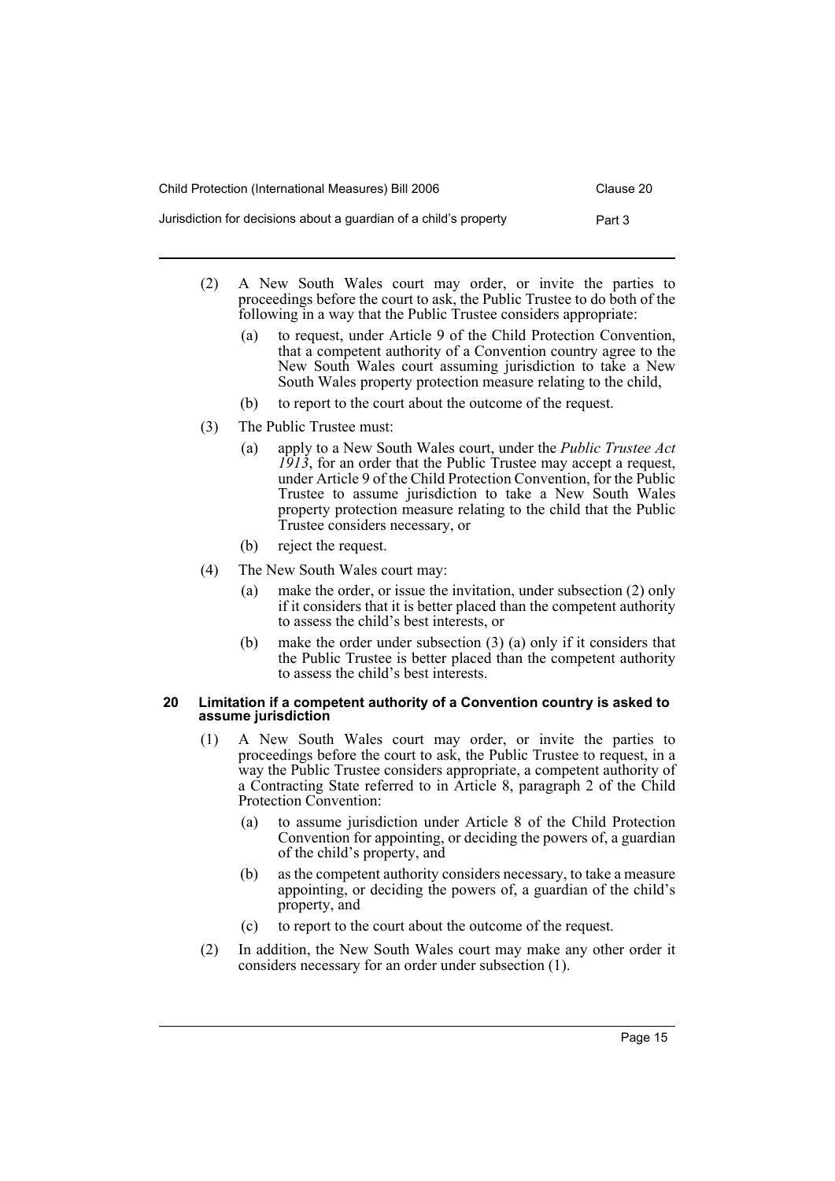(2) A New South Wales court may order, or invite the parties to proceedings before the court to ask, the Public Trustee to do both of the following in a way that the Public Trustee considers appropriate:

(a) to request, under Article 9 of the Child Protection Convention, that a competent authority of a Convention country agree to the New South Wales court assuming jurisdiction to take a New South Wales property protection measure relating to the child,

(b) to report to the court about the outcome of the request.

(3) The Public Trustee must:

(a) apply to a New South Wales court, under the *Public Trustee Act 1913*, for an order that the Public Trustee may accept a request, under Article 9 of the Child Protection Convention, for the Public Trustee to assume jurisdiction to take a New South Wales property protection measure relating to the child that the Public Trustee considers necessary, or

(b) reject the request.

(4) The New South Wales court may:

(a) make the order, or issue the invitation, under subsection (2) only if it considers that it is better placed than the competent authority to assess the child's best interests, or

(b) make the order under subsection (3) (a) only if it considers that the Public Trustee is better placed than the competent authority to assess the child's best interests.

#### 20 Limitation if a competent authority of a Convention country is asked to assume jurisdiction

(1) A New South Wales court may order, or invite the parties to proceedings before the court to ask, the Public Trustee to request, in a way the Public Trustee considers appropriate, a competent authority of a Contracting State referred to in Article 8, paragraph 2 of the Child Protection Convention:

(a) to assume jurisdiction under Article 8 of the Child Protection Convention for appointing, or deciding the powers of, a guardian of the child's property, and

(b) as the competent authority considers necessary, to take a measure appointing, or deciding the powers of, a guardian of the child's property, and

(c) to report to the court about the outcome of the request.

(2) In addition, the New South Wales court may make any other order it considers necessary for an order under subsection (1).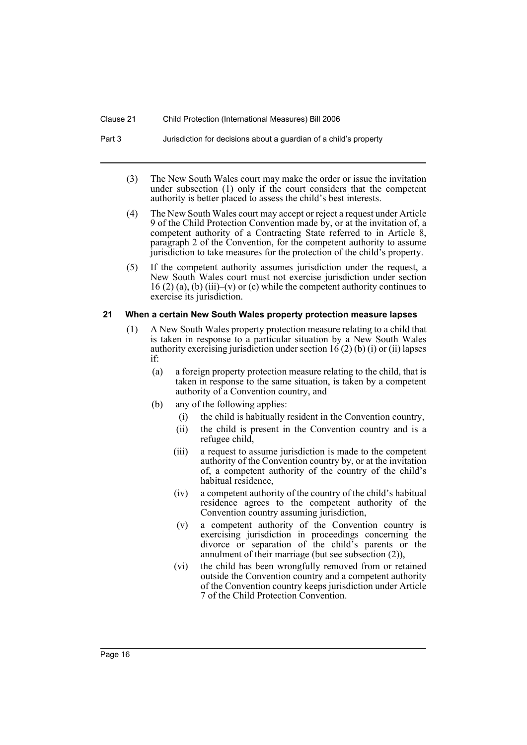(3) The New South Wales court may make the order or issue the invitation under subsection (1) only if the court considers that the competent authority is better placed to assess the child's best interests.

(4) The New South Wales court may accept or reject a request under Article 9 of the Child Protection Convention made by, or at the invitation of, a competent authority of a Contracting State referred to in Article 8, paragraph 2 of the Convention, for the competent authority to assume jurisdiction to take measures for the protection of the child's property.

(5) If the competent authority assumes jurisdiction under the request, a New South Wales court must not exercise jurisdiction under section 16 (2) (a), (b) (iii)–(v) or (c) while the competent authority continues to exercise its jurisdiction.

#### 21 When a certain New South Wales property protection measure lapses

(1) A New South Wales property protection measure relating to a child that is taken in response to a particular situation by a New South Wales authority exercising jurisdiction under section 16 (2) (b) (i) or (ii) lapses if:

- (a) a foreign property protection measure relating to the child, that is taken in response to the same situation, is taken by a competent authority of a Convention country, and
- (b) any of the following applies:
  - (i) the child is habitually resident in the Convention country,
  - (ii) the child is present in the Convention country and is a refugee child,
  - (iii) a request to assume jurisdiction is made to the competent authority of the Convention country by, or at the invitation of, a competent authority of the country of the child's habitual residence,
  - (iv) a competent authority of the country of the child's habitual residence agrees to the competent authority of the Convention country assuming jurisdiction,
  - (v) a competent authority of the Convention country is exercising jurisdiction in proceedings concerning the divorce or separation of the child's parents or the annulment of their marriage (but see subsection (2)),
  - (vi) the child has been wrongfully removed from or retained outside the Convention country and a competent authority of the Convention country keeps jurisdiction under Article 7 of the Child Protection Convention.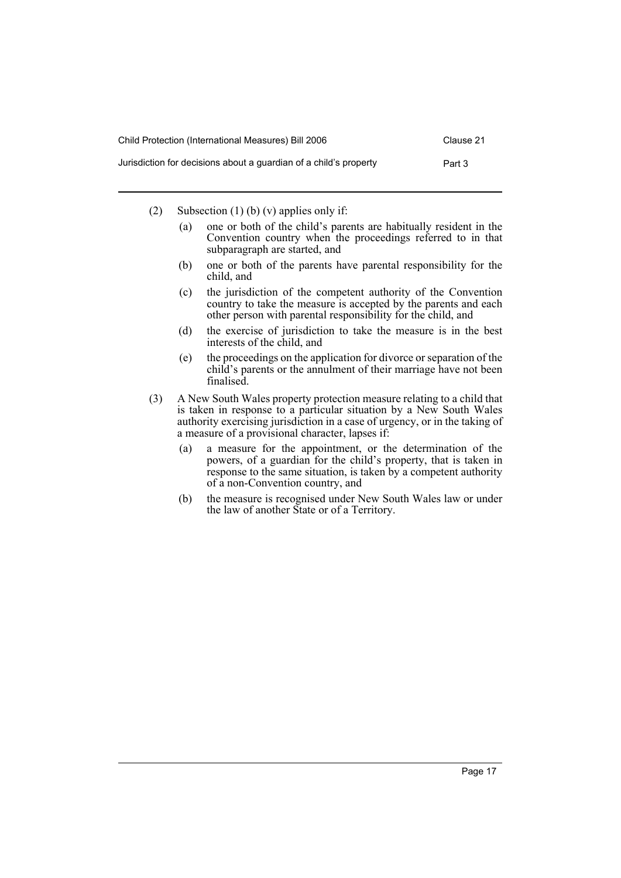(2) Subsection (1) (b) (v) applies only if:

(a) one or both of the child's parents are habitually resident in the Convention country when the proceedings referred to in that subparagraph are started, and

(b) one or both of the parents have parental responsibility for the child, and

(c) the jurisdiction of the competent authority of the Convention country to take the measure is accepted by the parents and each other person with parental responsibility for the child, and

(d) the exercise of jurisdiction to take the measure is in the best interests of the child, and

(e) the proceedings on the application for divorce or separation of the child's parents or the annulment of their marriage have not been finalised.

(3) A New South Wales property protection measure relating to a child that is taken in response to a particular situation by a New South Wales authority exercising jurisdiction in a case of urgency, or in the taking of a measure of a provisional character, lapses if:

(a) a measure for the appointment, or the determination of the powers, of a guardian for the child's property, that is taken in response to the same situation, is taken by a competent authority of a non-Convention country, and

(b) the measure is recognised under New South Wales law or under the law of another State or of a Territory.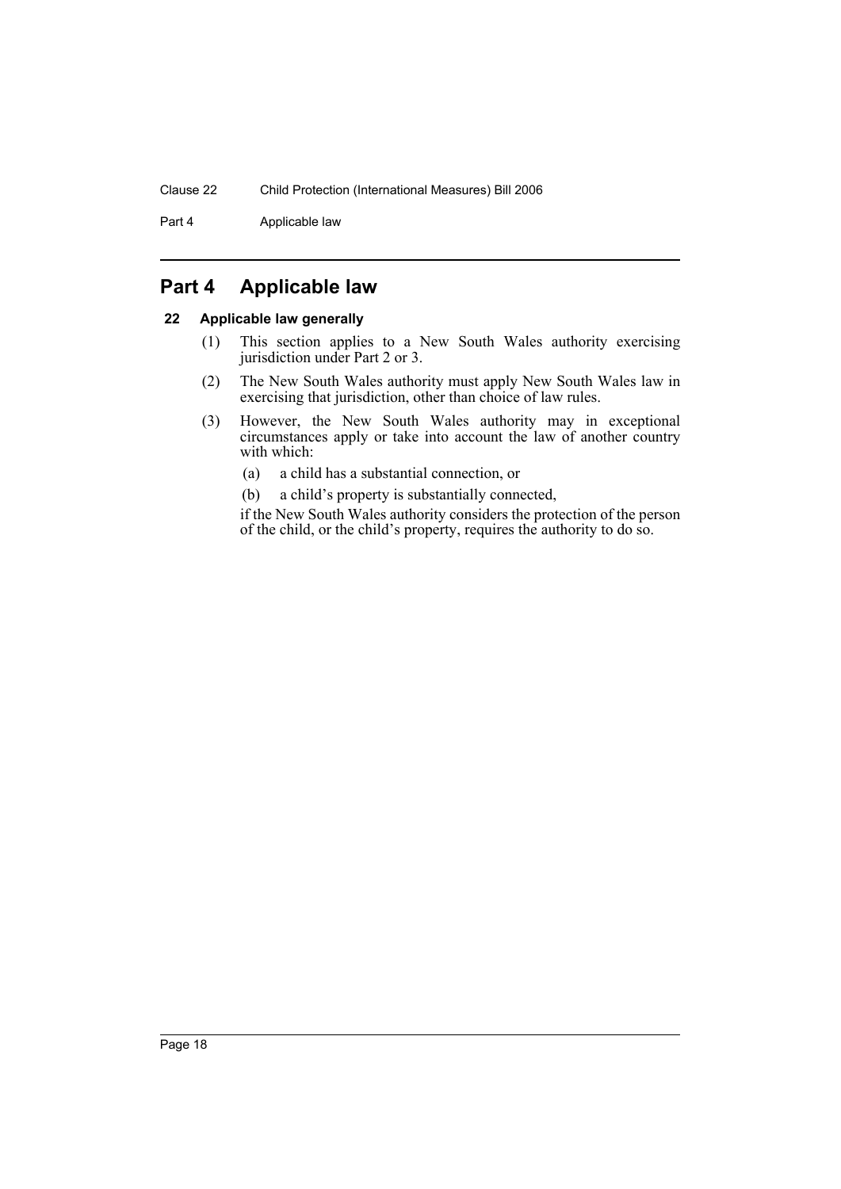# Part 4 Applicable law

## 22 Applicable law generally

(1) This section applies to a New South Wales authority exercising jurisdiction under Part 2 or 3.

(2) The New South Wales authority must apply New South Wales law in exercising that jurisdiction, other than choice of law rules.

(3) However, the New South Wales authority may in exceptional circumstances apply or take into account the law of another country with which:

(a) a child has a substantial connection, or

(b) a child's property is substantially connected,

if the New South Wales authority considers the protection of the person of the child, or the child's property, requires the authority to do so.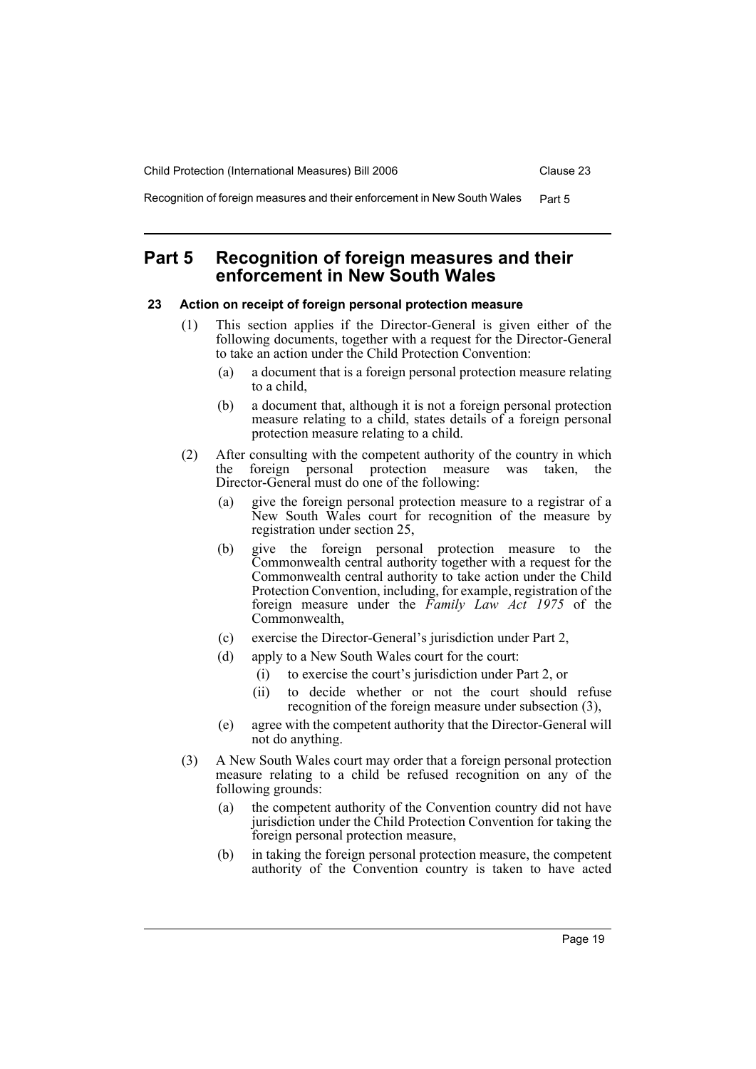## Part 5 Recognition of foreign measures and their enforcement in New South Wales

### 23 Action on receipt of foreign personal protection measure

(1) This section applies if the Director-General is given either of the following documents, together with a request for the Director-General to take an action under the Child Protection Convention:

- (a) a document that is a foreign personal protection measure relating to a child,
- (b) a document that, although it is not a foreign personal protection measure relating to a child, states details of a foreign personal protection measure relating to a child.

(2) After consulting with the competent authority of the country in which the foreign personal protection measure was taken, the Director-General must do one of the following:

- (a) give the foreign personal protection measure to a registrar of a New South Wales court for recognition of the measure by registration under section 25,
- (b) give the foreign personal protection measure to the Commonwealth central authority together with a request for the Commonwealth central authority to take action under the Child Protection Convention, including, for example, registration of the foreign measure under the *Family Law Act 1975* of the Commonwealth,
- (c) exercise the Director-General's jurisdiction under Part 2,
- (d) apply to a New South Wales court for the court:
  - (i) to exercise the court's jurisdiction under Part 2, or
  - (ii) to decide whether or not the court should refuse recognition of the foreign measure under subsection (3),
- (e) agree with the competent authority that the Director-General will not do anything.

(3) A New South Wales court may order that a foreign personal protection measure relating to a child be refused recognition on any of the following grounds:

- (a) the competent authority of the Convention country did not have jurisdiction under the Child Protection Convention for taking the foreign personal protection measure,
- (b) in taking the foreign personal protection measure, the competent authority of the Convention country is taken to have acted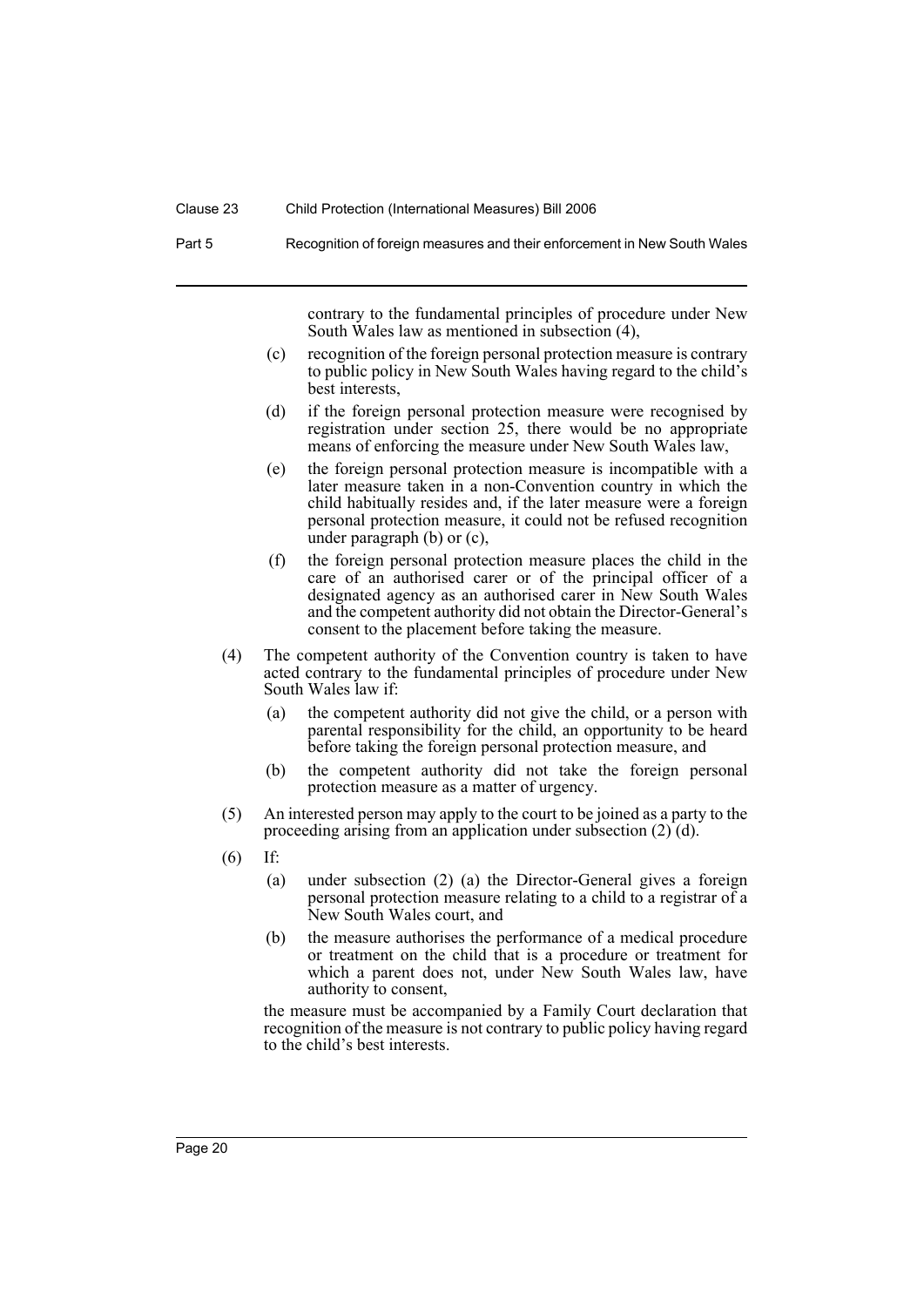contrary to the fundamental principles of procedure under New South Wales law as mentioned in subsection (4),

(c) recognition of the foreign personal protection measure is contrary to public policy in New South Wales having regard to the child's best interests,

(d) if the foreign personal protection measure were recognised by registration under section 25, there would be no appropriate means of enforcing the measure under New South Wales law,

(e) the foreign personal protection measure is incompatible with a later measure taken in a non-Convention country in which the child habitually resides and, if the later measure were a foreign personal protection measure, it could not be refused recognition under paragraph (b) or (c),

(f) the foreign personal protection measure places the child in the care of an authorised carer or of the principal officer of a designated agency as an authorised carer in New South Wales and the competent authority did not obtain the Director-General's consent to the placement before taking the measure.

(4) The competent authority of the Convention country is taken to have acted contrary to the fundamental principles of procedure under New South Wales law if:

(a) the competent authority did not give the child, or a person with parental responsibility for the child, an opportunity to be heard before taking the foreign personal protection measure, and

(b) the competent authority did not take the foreign personal protection measure as a matter of urgency.

(5) An interested person may apply to the court to be joined as a party to the proceeding arising from an application under subsection (2) (d).

(6) If:

(a) under subsection (2) (a) the Director-General gives a foreign personal protection measure relating to a child to a registrar of a New South Wales court, and

(b) the measure authorises the performance of a medical procedure or treatment on the child that is a procedure or treatment for which a parent does not, under New South Wales law, have authority to consent,

the measure must be accompanied by a Family Court declaration that recognition of the measure is not contrary to public policy having regard to the child's best interests.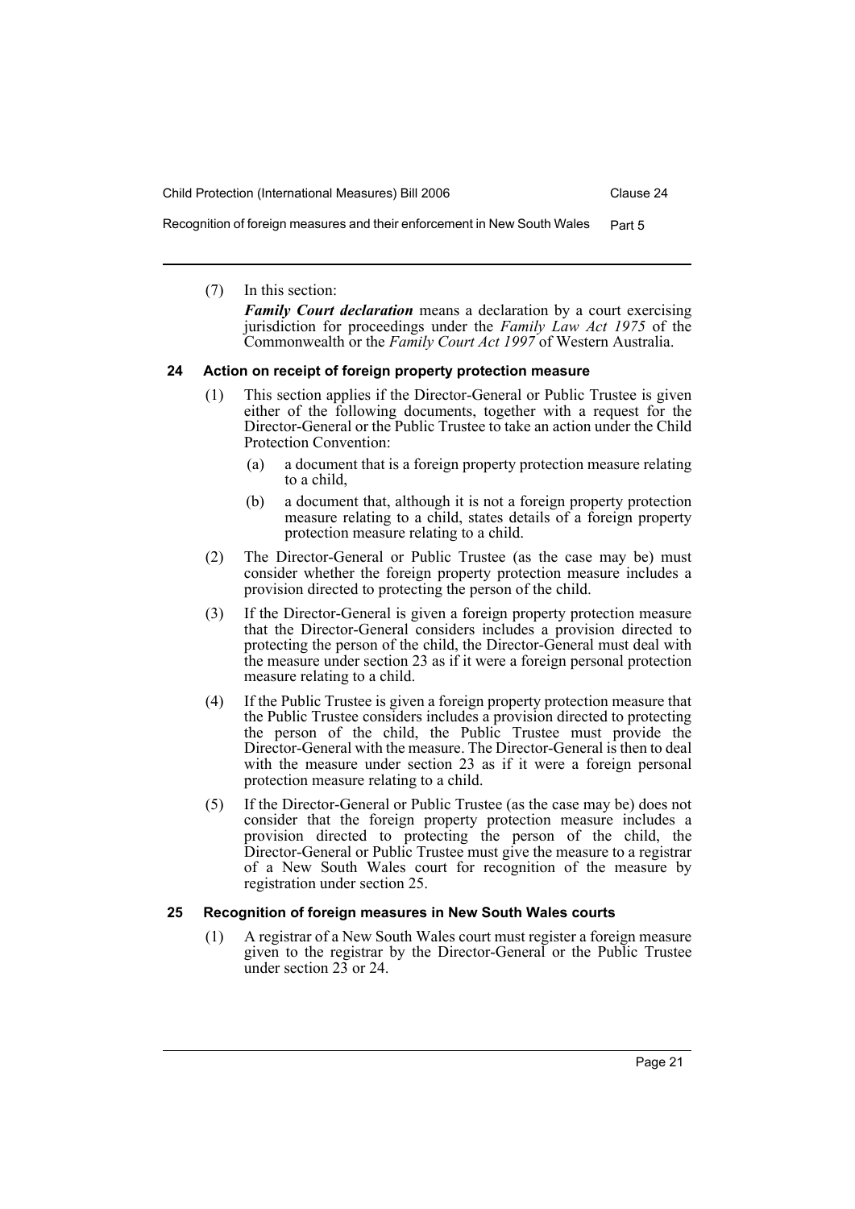(7) In this section:

***Family Court declaration*** means a declaration by a court exercising jurisdiction for proceedings under the *Family Law Act 1975* of the Commonwealth or the *Family Court Act 1997* of Western Australia.

### 24 Action on receipt of foreign property protection measure

(1) This section applies if the Director-General or Public Trustee is given either of the following documents, together with a request for the Director-General or the Public Trustee to take an action under the Child Protection Convention:

(a) a document that is a foreign property protection measure relating to a child,

(b) a document that, although it is not a foreign property protection measure relating to a child, states details of a foreign property protection measure relating to a child.

(2) The Director-General or Public Trustee (as the case may be) must consider whether the foreign property protection measure includes a provision directed to protecting the person of the child.

(3) If the Director-General is given a foreign property protection measure that the Director-General considers includes a provision directed to protecting the person of the child, the Director-General must deal with the measure under section 23 as if it were a foreign personal protection measure relating to a child.

(4) If the Public Trustee is given a foreign property protection measure that the Public Trustee considers includes a provision directed to protecting the person of the child, the Public Trustee must provide the Director-General with the measure. The Director-General is then to deal with the measure under section 23 as if it were a foreign personal protection measure relating to a child.

(5) If the Director-General or Public Trustee (as the case may be) does not consider that the foreign property protection measure includes a provision directed to protecting the person of the child, the Director-General or Public Trustee must give the measure to a registrar of a New South Wales court for recognition of the measure by registration under section 25.

### 25 Recognition of foreign measures in New South Wales courts

(1) A registrar of a New South Wales court must register a foreign measure given to the registrar by the Director-General or the Public Trustee under section 23 or 24.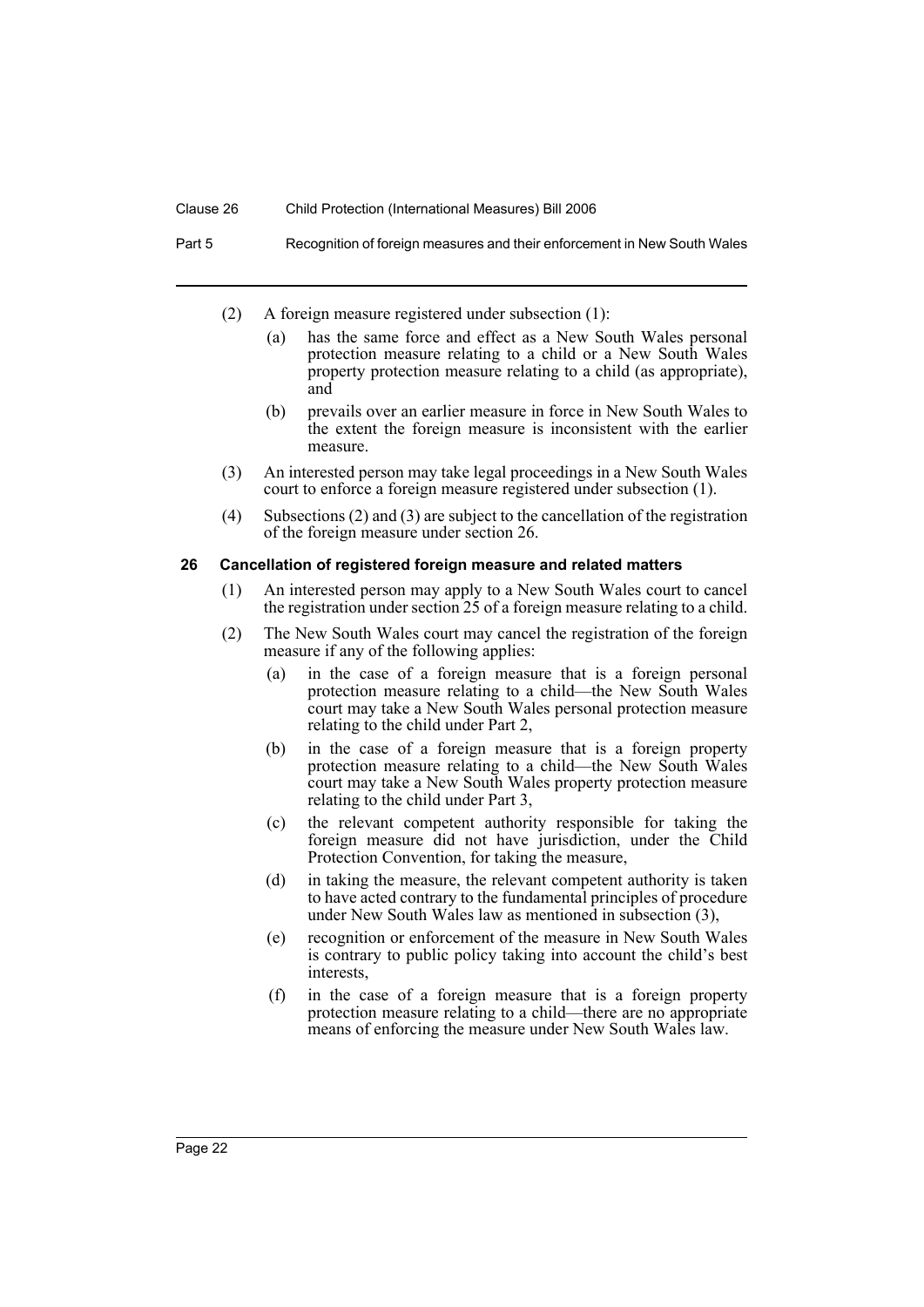(2) A foreign measure registered under subsection (1):

- (a) has the same force and effect as a New South Wales personal protection measure relating to a child or a New South Wales property protection measure relating to a child (as appropriate), and
- (b) prevails over an earlier measure in force in New South Wales to the extent the foreign measure is inconsistent with the earlier measure.

(3) An interested person may take legal proceedings in a New South Wales court to enforce a foreign measure registered under subsection (1).

(4) Subsections (2) and (3) are subject to the cancellation of the registration of the foreign measure under section 26.

### 26 Cancellation of registered foreign measure and related matters

(1) An interested person may apply to a New South Wales court to cancel the registration under section 25 of a foreign measure relating to a child.

(2) The New South Wales court may cancel the registration of the foreign measure if any of the following applies:

- (a) in the case of a foreign measure that is a foreign personal protection measure relating to a child—the New South Wales court may take a New South Wales personal protection measure relating to the child under Part 2,
- (b) in the case of a foreign measure that is a foreign property protection measure relating to a child—the New South Wales court may take a New South Wales property protection measure relating to the child under Part 3,
- (c) the relevant competent authority responsible for taking the foreign measure did not have jurisdiction, under the Child Protection Convention, for taking the measure,
- (d) in taking the measure, the relevant competent authority is taken to have acted contrary to the fundamental principles of procedure under New South Wales law as mentioned in subsection (3),
- (e) recognition or enforcement of the measure in New South Wales is contrary to public policy taking into account the child's best interests,
- (f) in the case of a foreign measure that is a foreign property protection measure relating to a child—there are no appropriate means of enforcing the measure under New South Wales law.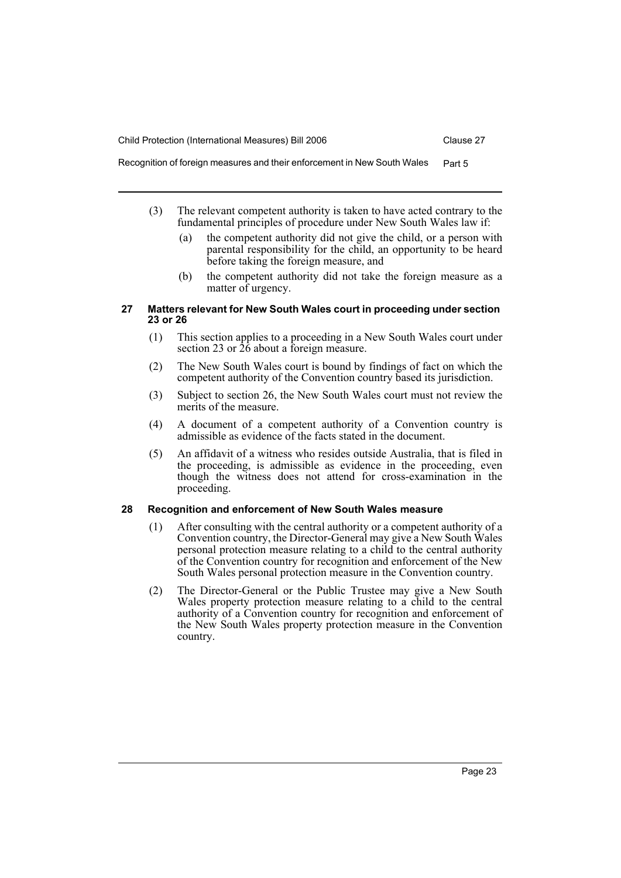(3) The relevant competent authority is taken to have acted contrary to the fundamental principles of procedure under New South Wales law if:

   (a) the competent authority did not give the child, or a person with parental responsibility for the child, an opportunity to be heard before taking the foreign measure, and

   (b) the competent authority did not take the foreign measure as a matter of urgency.

### 27 Matters relevant for New South Wales court in proceeding under section 23 or 26

(1) This section applies to a proceeding in a New South Wales court under section 23 or 26 about a foreign measure.

(2) The New South Wales court is bound by findings of fact on which the competent authority of the Convention country based its jurisdiction.

(3) Subject to section 26, the New South Wales court must not review the merits of the measure.

(4) A document of a competent authority of a Convention country is admissible as evidence of the facts stated in the document.

(5) An affidavit of a witness who resides outside Australia, that is filed in the proceeding, is admissible as evidence in the proceeding, even though the witness does not attend for cross-examination in the proceeding.

### 28 Recognition and enforcement of New South Wales measure

(1) After consulting with the central authority or a competent authority of a Convention country, the Director-General may give a New South Wales personal protection measure relating to a child to the central authority of the Convention country for recognition and enforcement of the New South Wales personal protection measure in the Convention country.

(2) The Director-General or the Public Trustee may give a New South Wales property protection measure relating to a child to the central authority of a Convention country for recognition and enforcement of the New South Wales property protection measure in the Convention country.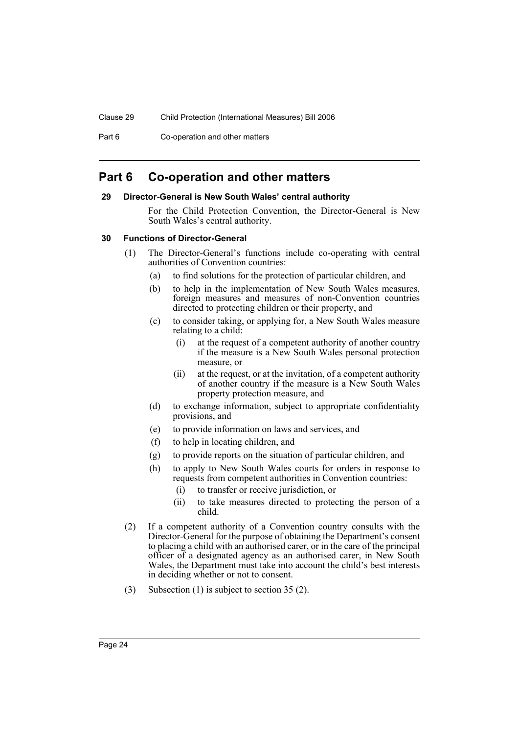## Part 6 Co-operation and other matters

### 29 Director-General is New South Wales' central authority

For the Child Protection Convention, the Director-General is New South Wales's central authority.

### 30 Functions of Director-General

(1) The Director-General's functions include co-operating with central authorities of Convention countries:

- (a) to find solutions for the protection of particular children, and
- (b) to help in the implementation of New South Wales measures, foreign measures and measures of non-Convention countries directed to protecting children or their property, and
- (c) to consider taking, or applying for, a New South Wales measure relating to a child:
  - (i) at the request of a competent authority of another country if the measure is a New South Wales personal protection measure, or
  - (ii) at the request, or at the invitation, of a competent authority of another country if the measure is a New South Wales property protection measure, and
- (d) to exchange information, subject to appropriate confidentiality provisions, and
- (e) to provide information on laws and services, and
- (f) to help in locating children, and
- (g) to provide reports on the situation of particular children, and
- (h) to apply to New South Wales courts for orders in response to requests from competent authorities in Convention countries:
  - (i) to transfer or receive jurisdiction, or
  - (ii) to take measures directed to protecting the person of a child.

(2) If a competent authority of a Convention country consults with the Director-General for the purpose of obtaining the Department's consent to placing a child with an authorised carer, or in the care of the principal officer of a designated agency as an authorised carer, in New South Wales, the Department must take into account the child's best interests in deciding whether or not to consent.

(3) Subsection (1) is subject to section 35 (2).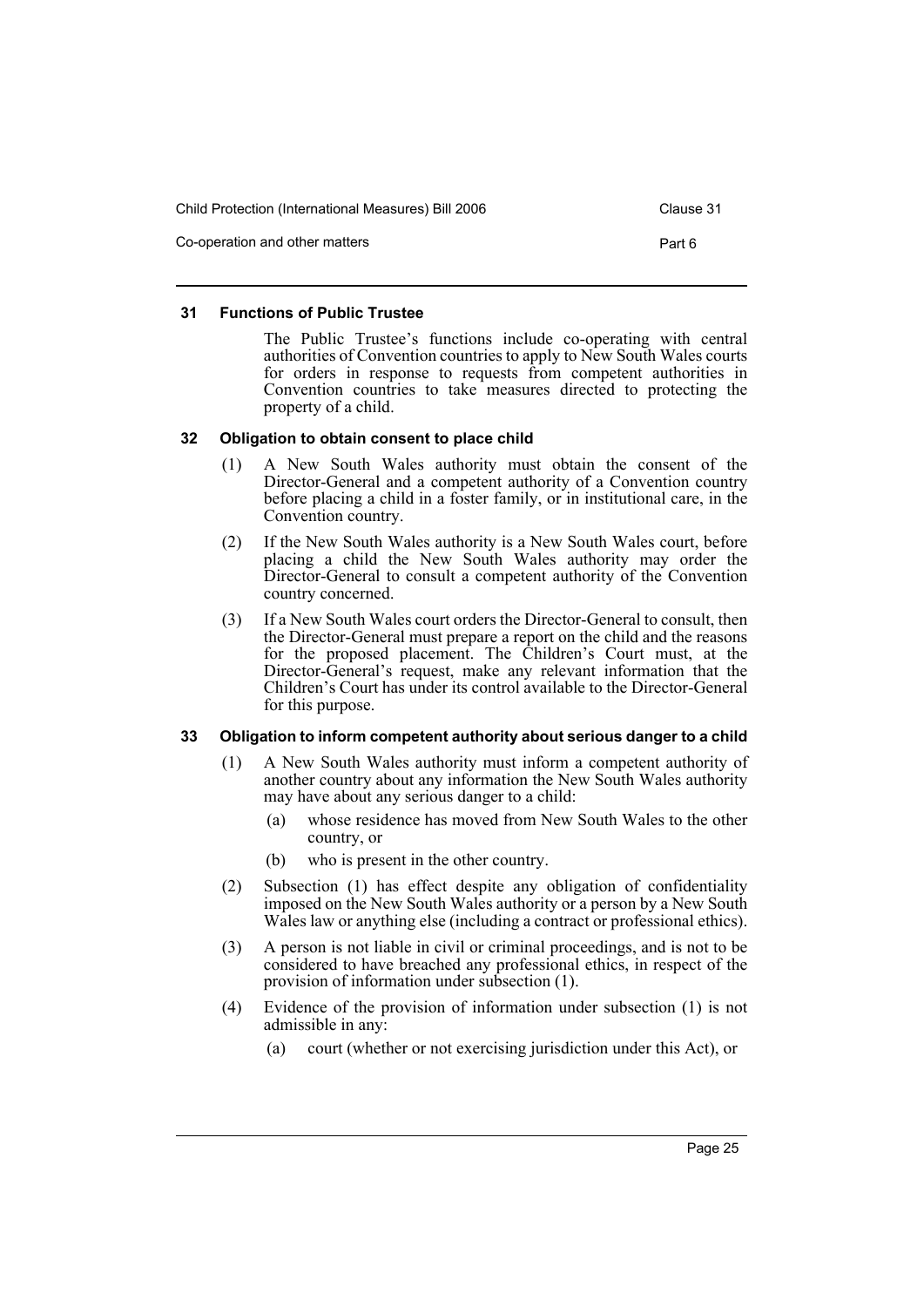### 31 Functions of Public Trustee

The Public Trustee's functions include co-operating with central authorities of Convention countries to apply to New South Wales courts for orders in response to requests from competent authorities in Convention countries to take measures directed to protecting the property of a child.

### 32 Obligation to obtain consent to place child

(1) A New South Wales authority must obtain the consent of the Director-General and a competent authority of a Convention country before placing a child in a foster family, or in institutional care, in the Convention country.

(2) If the New South Wales authority is a New South Wales court, before placing a child the New South Wales authority may order the Director-General to consult a competent authority of the Convention country concerned.

(3) If a New South Wales court orders the Director-General to consult, then the Director-General must prepare a report on the child and the reasons for the proposed placement. The Children's Court must, at the Director-General's request, make any relevant information that the Children's Court has under its control available to the Director-General for this purpose.

### 33 Obligation to inform competent authority about serious danger to a child

(1) A New South Wales authority must inform a competent authority of another country about any information the New South Wales authority may have about any serious danger to a child:

- (a) whose residence has moved from New South Wales to the other country, or
- (b) who is present in the other country.

(2) Subsection (1) has effect despite any obligation of confidentiality imposed on the New South Wales authority or a person by a New South Wales law or anything else (including a contract or professional ethics).

(3) A person is not liable in civil or criminal proceedings, and is not to be considered to have breached any professional ethics, in respect of the provision of information under subsection (1).

(4) Evidence of the provision of information under subsection (1) is not admissible in any:

- (a) court (whether or not exercising jurisdiction under this Act), or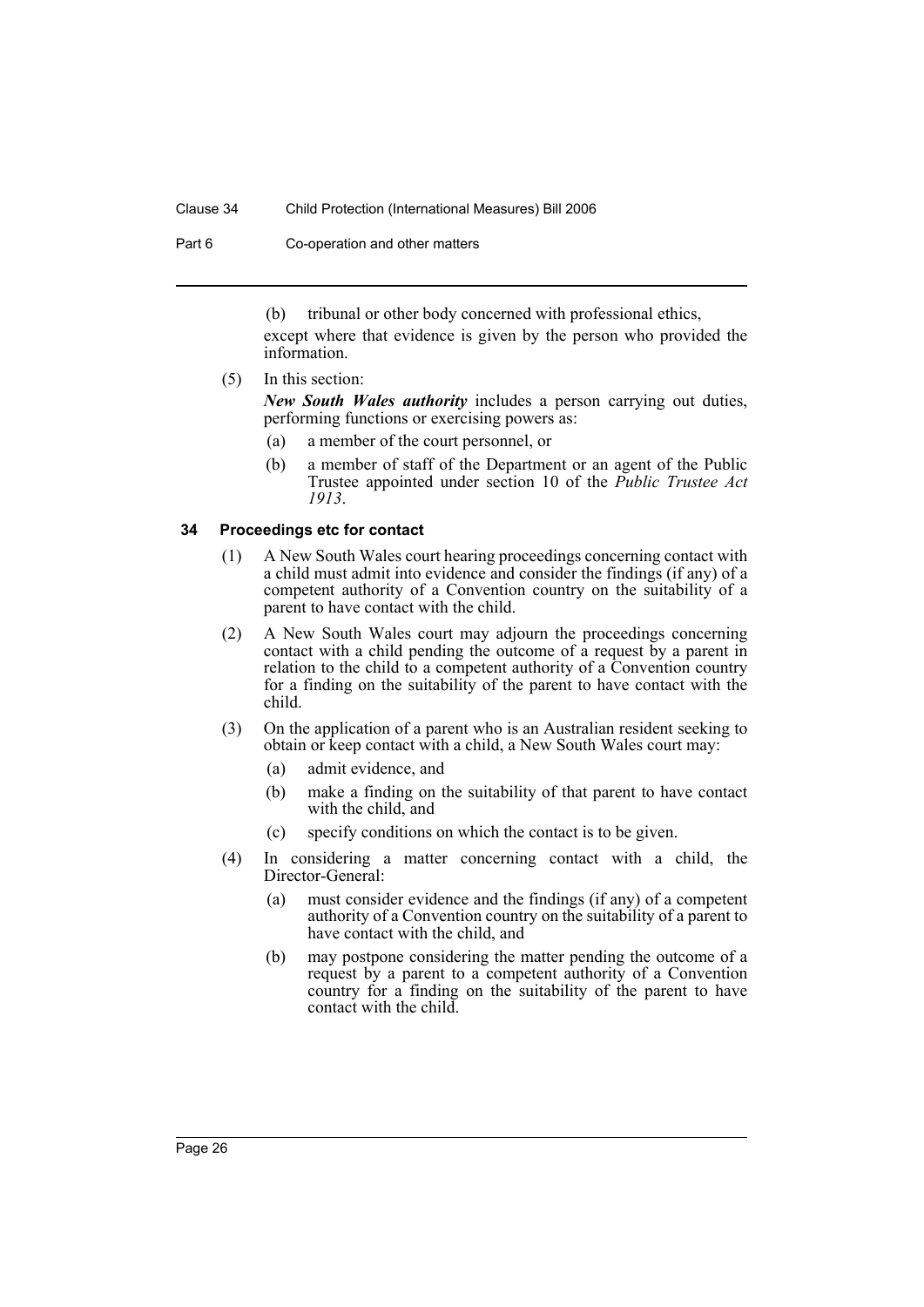(b) tribunal or other body concerned with professional ethics,

except where that evidence is given by the person who provided the information.

(5) In this section:

***New South Wales authority*** includes a person carrying out duties, performing functions or exercising powers as:

(a) a member of the court personnel, or

(b) a member of staff of the Department or an agent of the Public Trustee appointed under section 10 of the *Public Trustee Act 1913*.

### 34 Proceedings etc for contact

(1) A New South Wales court hearing proceedings concerning contact with a child must admit into evidence and consider the findings (if any) of a competent authority of a Convention country on the suitability of a parent to have contact with the child.

(2) A New South Wales court may adjourn the proceedings concerning contact with a child pending the outcome of a request by a parent in relation to the child to a competent authority of a Convention country for a finding on the suitability of the parent to have contact with the child.

(3) On the application of a parent who is an Australian resident seeking to obtain or keep contact with a child, a New South Wales court may:

(a) admit evidence, and

(b) make a finding on the suitability of that parent to have contact with the child, and

(c) specify conditions on which the contact is to be given.

(4) In considering a matter concerning contact with a child, the Director-General:

(a) must consider evidence and the findings (if any) of a competent authority of a Convention country on the suitability of a parent to have contact with the child, and

(b) may postpone considering the matter pending the outcome of a request by a parent to a competent authority of a Convention country for a finding on the suitability of the parent to have contact with the child.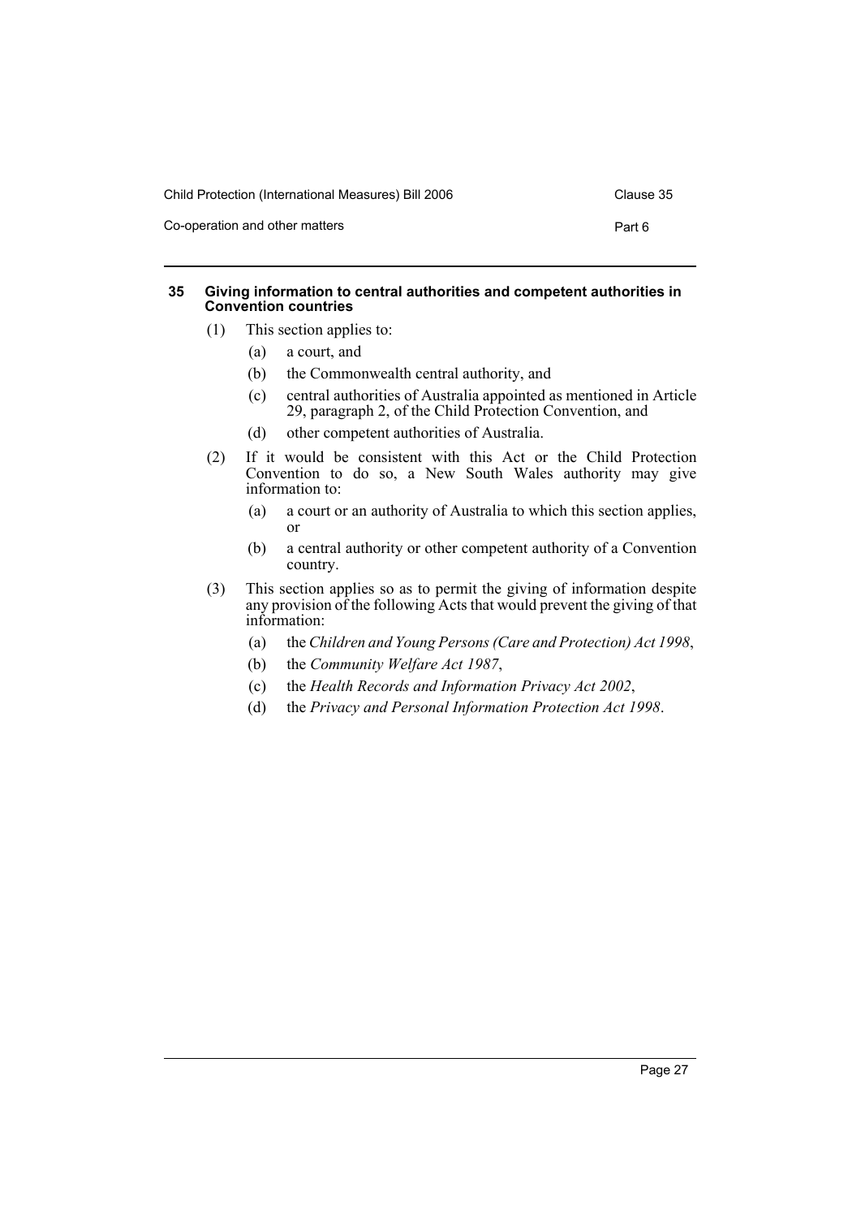#### 35 Giving information to central authorities and competent authorities in Convention countries

(1) This section applies to:

- (a) a court, and
- (b) the Commonwealth central authority, and
- (c) central authorities of Australia appointed as mentioned in Article 29, paragraph 2, of the Child Protection Convention, and
- (d) other competent authorities of Australia.

(2) If it would be consistent with this Act or the Child Protection Convention to do so, a New South Wales authority may give information to:

- (a) a court or an authority of Australia to which this section applies, or
- (b) a central authority or other competent authority of a Convention country.

(3) This section applies so as to permit the giving of information despite any provision of the following Acts that would prevent the giving of that information:

- (a) the *Children and Young Persons (Care and Protection) Act 1998*,
- (b) the *Community Welfare Act 1987*,
- (c) the *Health Records and Information Privacy Act 2002*,
- (d) the *Privacy and Personal Information Protection Act 1998*.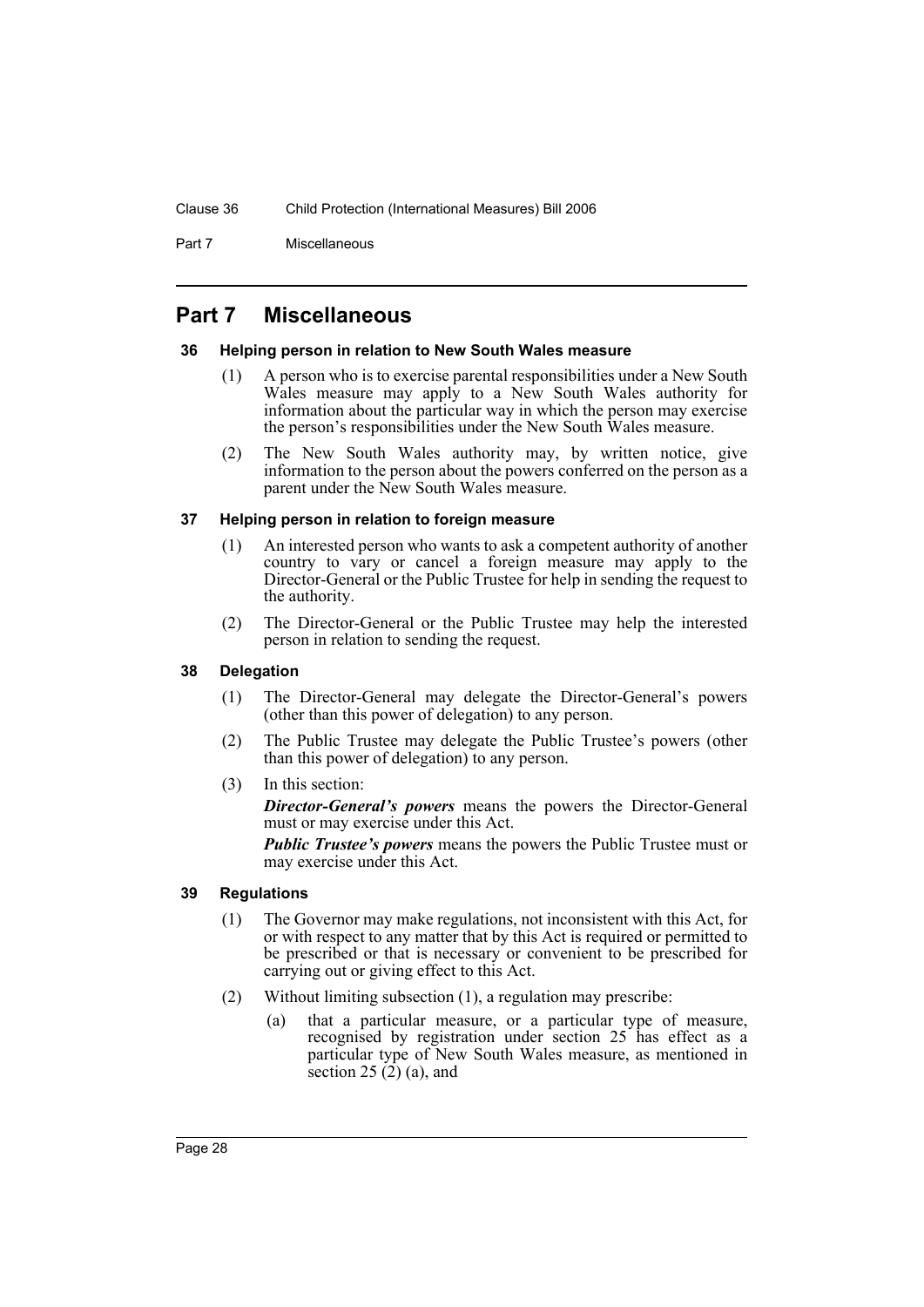## Part 7 Miscellaneous

### 36 Helping person in relation to New South Wales measure

(1) A person who is to exercise parental responsibilities under a New South Wales measure may apply to a New South Wales authority for information about the particular way in which the person may exercise the person's responsibilities under the New South Wales measure.

(2) The New South Wales authority may, by written notice, give information to the person about the powers conferred on the person as a parent under the New South Wales measure.

### 37 Helping person in relation to foreign measure

(1) An interested person who wants to ask a competent authority of another country to vary or cancel a foreign measure may apply to the Director-General or the Public Trustee for help in sending the request to the authority.

(2) The Director-General or the Public Trustee may help the interested person in relation to sending the request.

### 38 Delegation

(1) The Director-General may delegate the Director-General's powers (other than this power of delegation) to any person.

(2) The Public Trustee may delegate the Public Trustee's powers (other than this power of delegation) to any person.

(3) In this section:

***Director-General's powers*** means the powers the Director-General must or may exercise under this Act.

***Public Trustee's powers*** means the powers the Public Trustee must or may exercise under this Act.

### 39 Regulations

(1) The Governor may make regulations, not inconsistent with this Act, for or with respect to any matter that by this Act is required or permitted to be prescribed or that is necessary or convenient to be prescribed for carrying out or giving effect to this Act.

(2) Without limiting subsection (1), a regulation may prescribe:

(a) that a particular measure, or a particular type of measure, recognised by registration under section 25 has effect as a particular type of New South Wales measure, as mentioned in section 25 (2) (a), and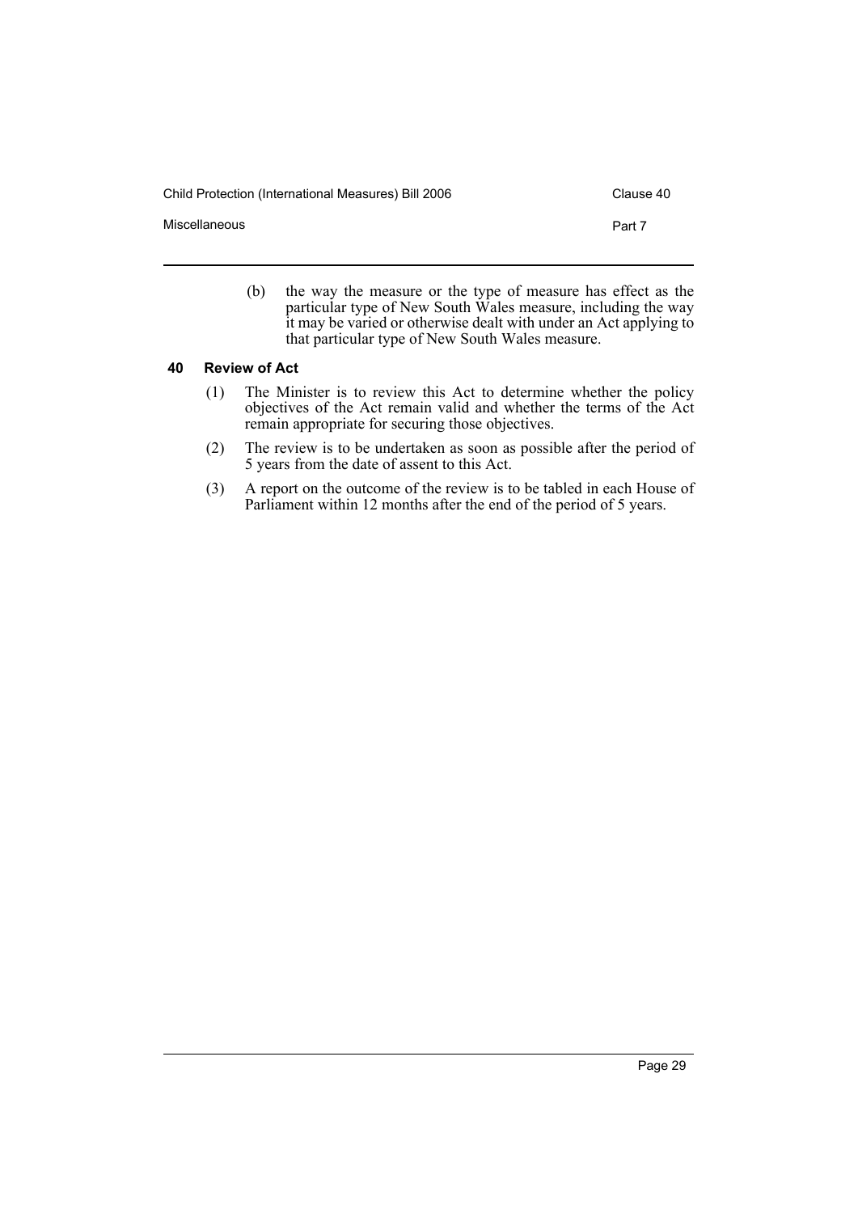(b) the way the measure or the type of measure has effect as the particular type of New South Wales measure, including the way it may be varied or otherwise dealt with under an Act applying to that particular type of New South Wales measure.

### 40 Review of Act

(1) The Minister is to review this Act to determine whether the policy objectives of the Act remain valid and whether the terms of the Act remain appropriate for securing those objectives.

(2) The review is to be undertaken as soon as possible after the period of 5 years from the date of assent to this Act.

(3) A report on the outcome of the review is to be tabled in each House of Parliament within 12 months after the end of the period of 5 years.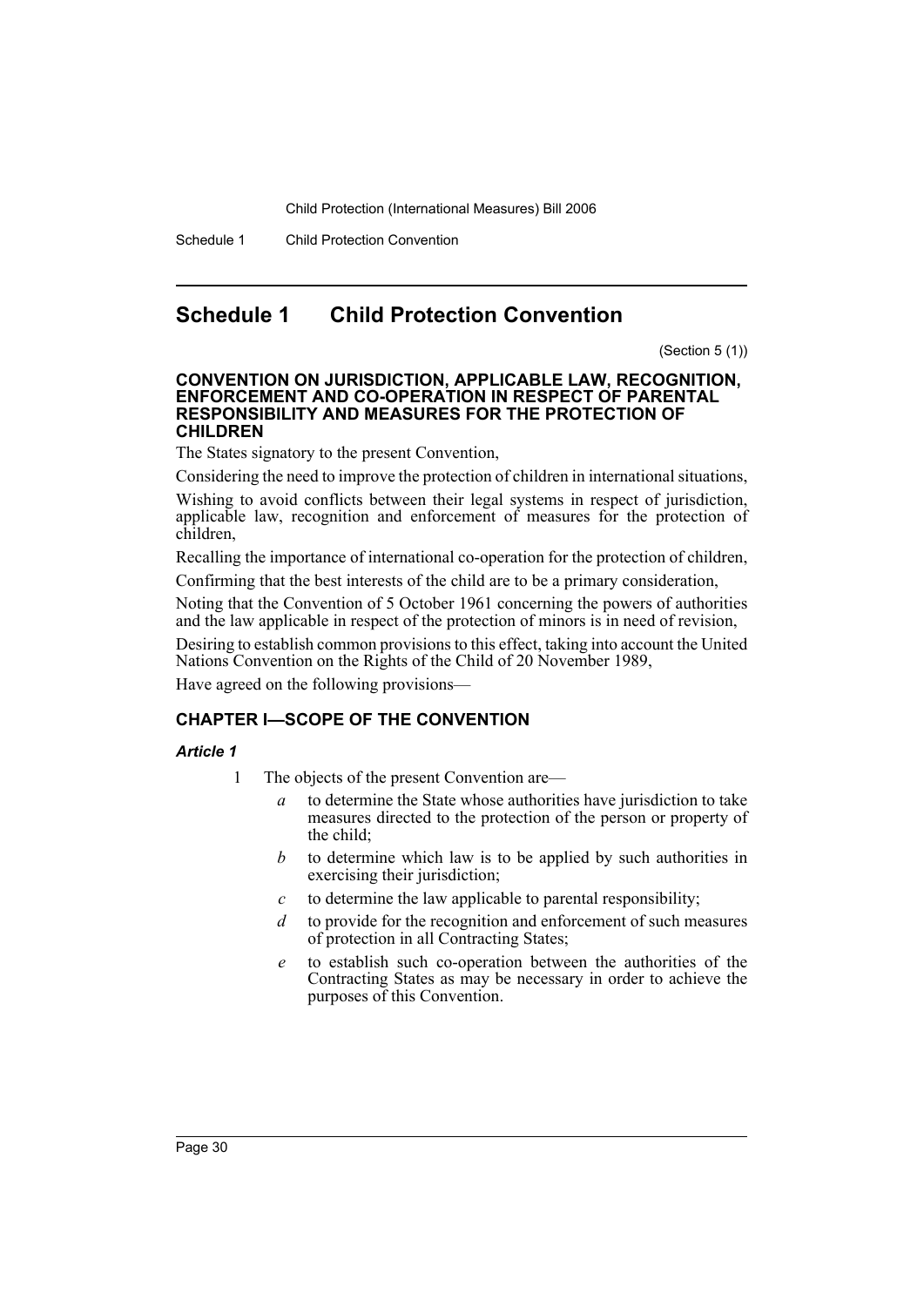# Schedule 1 Child Protection Convention

(Section 5 (1))

**CONVENTION ON JURISDICTION, APPLICABLE LAW, RECOGNITION, ENFORCEMENT AND CO-OPERATION IN RESPECT OF PARENTAL RESPONSIBILITY AND MEASURES FOR THE PROTECTION OF CHILDREN**

The States signatory to the present Convention,

Considering the need to improve the protection of children in international situations,

Wishing to avoid conflicts between their legal systems in respect of jurisdiction, applicable law, recognition and enforcement of measures for the protection of children,

Recalling the importance of international co-operation for the protection of children,

Confirming that the best interests of the child are to be a primary consideration,

Noting that the Convention of 5 October 1961 concerning the powers of authorities and the law applicable in respect of the protection of minors is in need of revision,

Desiring to establish common provisions to this effect, taking into account the United Nations Convention on the Rights of the Child of 20 November 1989,

Have agreed on the following provisions—

## CHAPTER I—SCOPE OF THE CONVENTION

### *Article 1*

1 The objects of the present Convention are—

- *a* to determine the State whose authorities have jurisdiction to take measures directed to the protection of the person or property of the child;
- *b* to determine which law is to be applied by such authorities in exercising their jurisdiction;
- *c* to determine the law applicable to parental responsibility;
- *d* to provide for the recognition and enforcement of such measures of protection in all Contracting States;
- *e* to establish such co-operation between the authorities of the Contracting States as may be necessary in order to achieve the purposes of this Convention.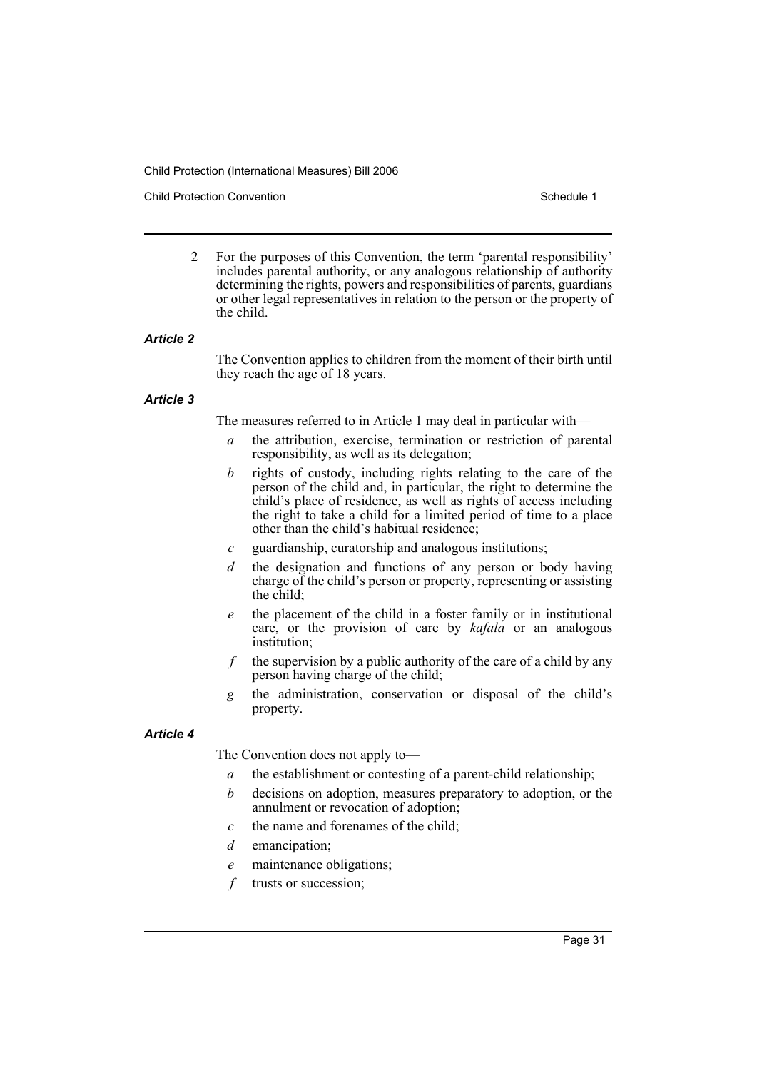2 For the purposes of this Convention, the term 'parental responsibility' includes parental authority, or any analogous relationship of authority determining the rights, powers and responsibilities of parents, guardians or other legal representatives in relation to the person or the property of the child.

***Article 2***

The Convention applies to children from the moment of their birth until they reach the age of 18 years.

***Article 3***

The measures referred to in Article 1 may deal in particular with—

*a* the attribution, exercise, termination or restriction of parental responsibility, as well as its delegation;

*b* rights of custody, including rights relating to the care of the person of the child and, in particular, the right to determine the child's place of residence, as well as rights of access including the right to take a child for a limited period of time to a place other than the child's habitual residence;

*c* guardianship, curatorship and analogous institutions;

*d* the designation and functions of any person or body having charge of the child's person or property, representing or assisting the child;

*e* the placement of the child in a foster family or in institutional care, or the provision of care by *kafala* or an analogous institution;

*f* the supervision by a public authority of the care of a child by any person having charge of the child;

*g* the administration, conservation or disposal of the child's property.

***Article 4***

The Convention does not apply to—

*a* the establishment or contesting of a parent-child relationship;

*b* decisions on adoption, measures preparatory to adoption, or the annulment or revocation of adoption;

*c* the name and forenames of the child;

*d* emancipation;

*e* maintenance obligations;

*f* trusts or succession;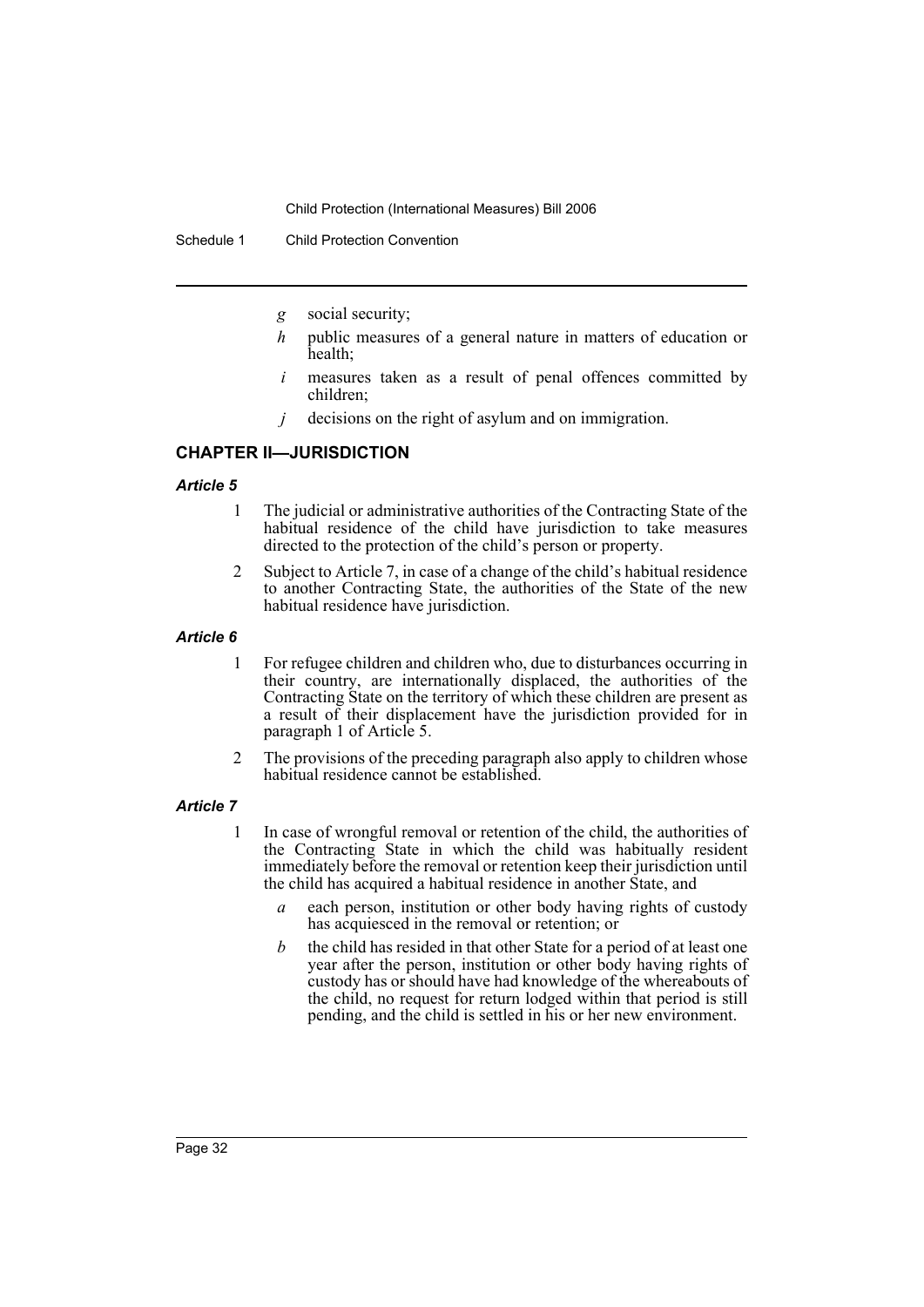*g* social security;

*h* public measures of a general nature in matters of education or health;

*i* measures taken as a result of penal offences committed by children;

*j* decisions on the right of asylum and on immigration.

## CHAPTER II—JURISDICTION

### *Article 5*

1 The judicial or administrative authorities of the Contracting State of the habitual residence of the child have jurisdiction to take measures directed to the protection of the child's person or property.

2 Subject to Article 7, in case of a change of the child's habitual residence to another Contracting State, the authorities of the State of the new habitual residence have jurisdiction.

### *Article 6*

1 For refugee children and children who, due to disturbances occurring in their country, are internationally displaced, the authorities of the Contracting State on the territory of which these children are present as a result of their displacement have the jurisdiction provided for in paragraph 1 of Article 5.

2 The provisions of the preceding paragraph also apply to children whose habitual residence cannot be established.

### *Article 7*

1 In case of wrongful removal or retention of the child, the authorities of the Contracting State in which the child was habitually resident immediately before the removal or retention keep their jurisdiction until the child has acquired a habitual residence in another State, and

*a* each person, institution or other body having rights of custody has acquiesced in the removal or retention; or

*b* the child has resided in that other State for a period of at least one year after the person, institution or other body having rights of custody has or should have had knowledge of the whereabouts of the child, no request for return lodged within that period is still pending, and the child is settled in his or her new environment.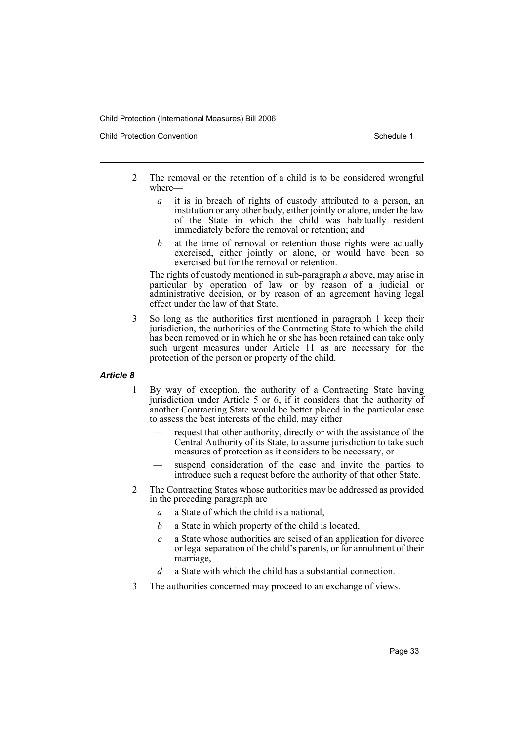2 The removal or the retention of a child is to be considered wrongful where—

   *a* it is in breach of rights of custody attributed to a person, an institution or any other body, either jointly or alone, under the law of the State in which the child was habitually resident immediately before the removal or retention; and

   *b* at the time of removal or retention those rights were actually exercised, either jointly or alone, or would have been so exercised but for the removal or retention.

   The rights of custody mentioned in sub-paragraph *a* above, may arise in particular by operation of law or by reason of a judicial or administrative decision, or by reason of an agreement having legal effect under the law of that State.

3 So long as the authorities first mentioned in paragraph 1 keep their jurisdiction, the authorities of the Contracting State to which the child has been removed or in which he or she has been retained can take only such urgent measures under Article 11 as are necessary for the protection of the person or property of the child.

***Article 8***

1 By way of exception, the authority of a Contracting State having jurisdiction under Article 5 or 6, if it considers that the authority of another Contracting State would be better placed in the particular case to assess the best interests of the child, may either

   — request that other authority, directly or with the assistance of the Central Authority of its State, to assume jurisdiction to take such measures of protection as it considers to be necessary, or

   — suspend consideration of the case and invite the parties to introduce such a request before the authority of that other State.

2 The Contracting States whose authorities may be addressed as provided in the preceding paragraph are

   *a* a State of which the child is a national,

   *b* a State in which property of the child is located,

   *c* a State whose authorities are seised of an application for divorce or legal separation of the child's parents, or for annulment of their marriage,

   *d* a State with which the child has a substantial connection.

3 The authorities concerned may proceed to an exchange of views.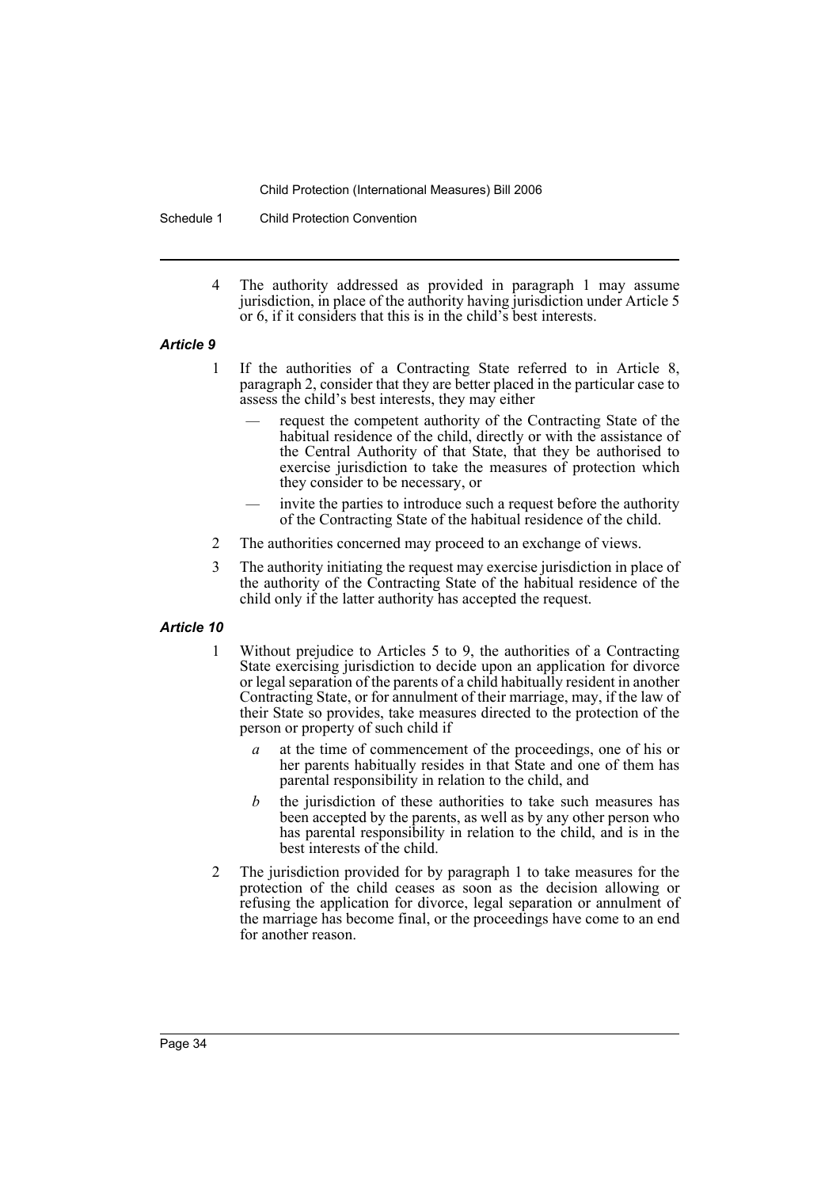4 The authority addressed as provided in paragraph 1 may assume jurisdiction, in place of the authority having jurisdiction under Article 5 or 6, if it considers that this is in the child's best interests.

### *Article 9*

1 If the authorities of a Contracting State referred to in Article 8, paragraph 2, consider that they are better placed in the particular case to assess the child's best interests, they may either

- — request the competent authority of the Contracting State of the habitual residence of the child, directly or with the assistance of the Central Authority of that State, that they be authorised to exercise jurisdiction to take the measures of protection which they consider to be necessary, or
- — invite the parties to introduce such a request before the authority of the Contracting State of the habitual residence of the child.

2 The authorities concerned may proceed to an exchange of views.

3 The authority initiating the request may exercise jurisdiction in place of the authority of the Contracting State of the habitual residence of the child only if the latter authority has accepted the request.

### *Article 10*

1 Without prejudice to Articles 5 to 9, the authorities of a Contracting State exercising jurisdiction to decide upon an application for divorce or legal separation of the parents of a child habitually resident in another Contracting State, or for annulment of their marriage, may, if the law of their State so provides, take measures directed to the protection of the person or property of such child if

- *a* at the time of commencement of the proceedings, one of his or her parents habitually resides in that State and one of them has parental responsibility in relation to the child, and
- *b* the jurisdiction of these authorities to take such measures has been accepted by the parents, as well as by any other person who has parental responsibility in relation to the child, and is in the best interests of the child.

2 The jurisdiction provided for by paragraph 1 to take measures for the protection of the child ceases as soon as the decision allowing or refusing the application for divorce, legal separation or annulment of the marriage has become final, or the proceedings have come to an end for another reason.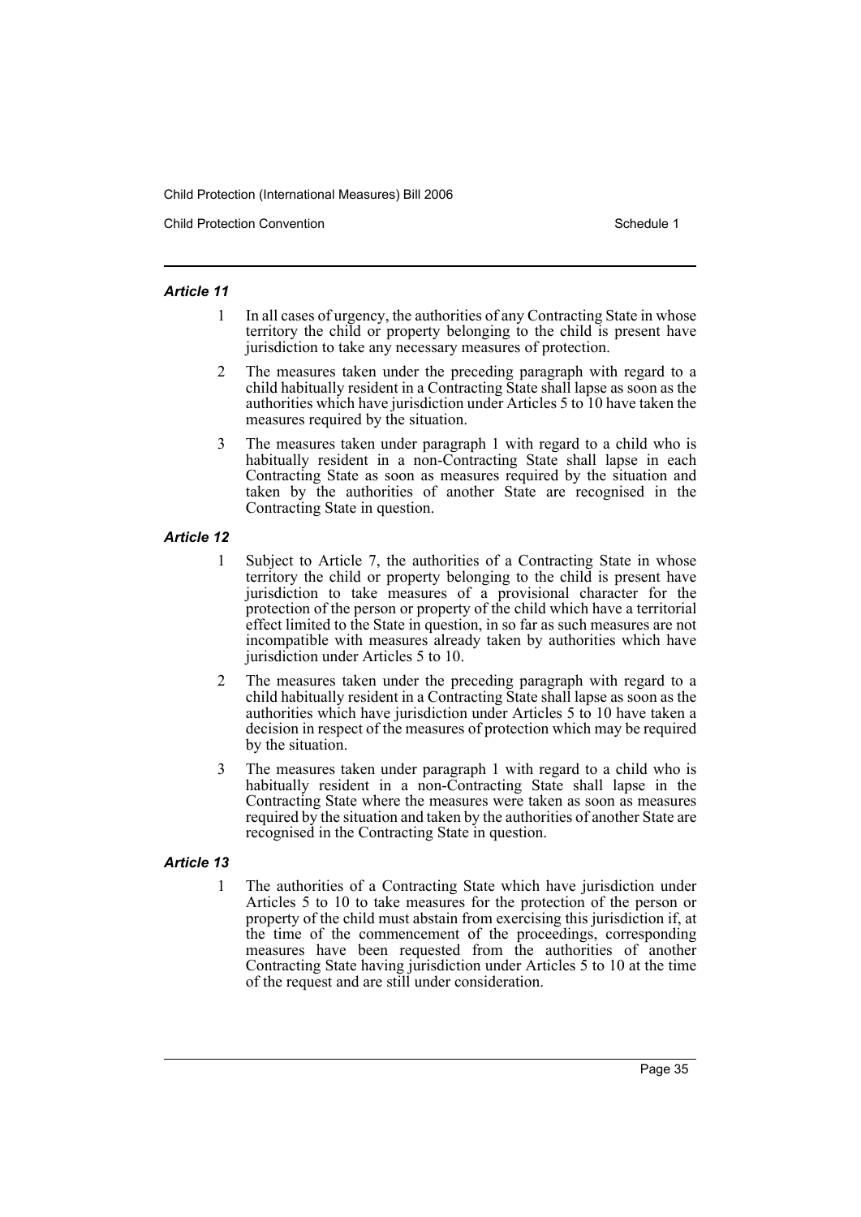#### *Article 11*

1 In all cases of urgency, the authorities of any Contracting State in whose territory the child or property belonging to the child is present have jurisdiction to take any necessary measures of protection.

2 The measures taken under the preceding paragraph with regard to a child habitually resident in a Contracting State shall lapse as soon as the authorities which have jurisdiction under Articles 5 to 10 have taken the measures required by the situation.

3 The measures taken under paragraph 1 with regard to a child who is habitually resident in a non-Contracting State shall lapse in each Contracting State as soon as measures required by the situation and taken by the authorities of another State are recognised in the Contracting State in question.

#### *Article 12*

1 Subject to Article 7, the authorities of a Contracting State in whose territory the child or property belonging to the child is present have jurisdiction to take measures of a provisional character for the protection of the person or property of the child which have a territorial effect limited to the State in question, in so far as such measures are not incompatible with measures already taken by authorities which have jurisdiction under Articles 5 to 10.

2 The measures taken under the preceding paragraph with regard to a child habitually resident in a Contracting State shall lapse as soon as the authorities which have jurisdiction under Articles 5 to 10 have taken a decision in respect of the measures of protection which may be required by the situation.

3 The measures taken under paragraph 1 with regard to a child who is habitually resident in a non-Contracting State shall lapse in the Contracting State where the measures were taken as soon as measures required by the situation and taken by the authorities of another State are recognised in the Contracting State in question.

#### *Article 13*

1 The authorities of a Contracting State which have jurisdiction under Articles 5 to 10 to take measures for the protection of the person or property of the child must abstain from exercising this jurisdiction if, at the time of the commencement of the proceedings, corresponding measures have been requested from the authorities of another Contracting State having jurisdiction under Articles 5 to 10 at the time of the request and are still under consideration.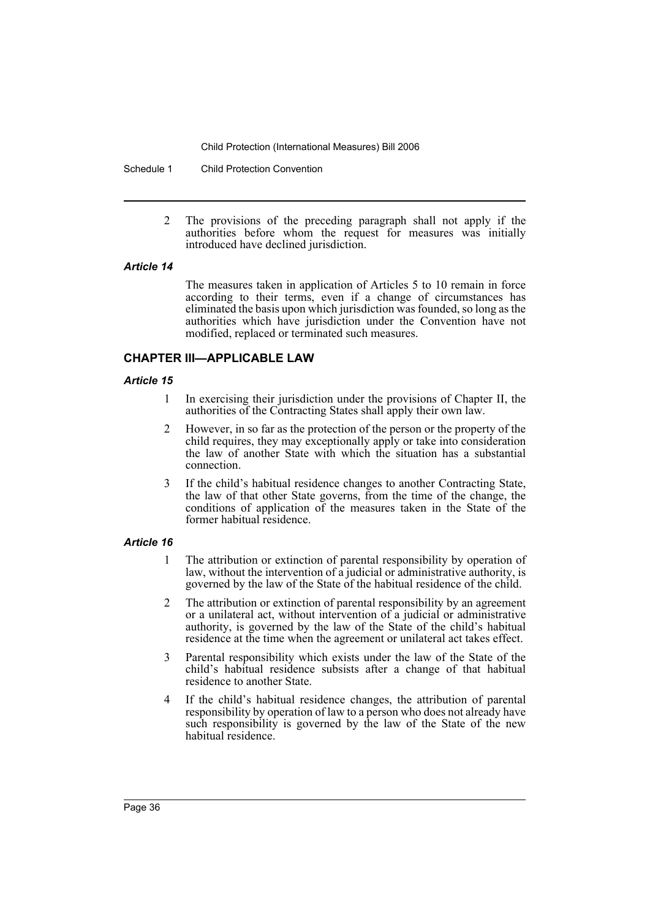2 The provisions of the preceding paragraph shall not apply if the authorities before whom the request for measures was initially introduced have declined jurisdiction.

***Article 14***

The measures taken in application of Articles 5 to 10 remain in force according to their terms, even if a change of circumstances has eliminated the basis upon which jurisdiction was founded, so long as the authorities which have jurisdiction under the Convention have not modified, replaced or terminated such measures.

## CHAPTER III—APPLICABLE LAW

***Article 15***

1 In exercising their jurisdiction under the provisions of Chapter II, the authorities of the Contracting States shall apply their own law.

2 However, in so far as the protection of the person or the property of the child requires, they may exceptionally apply or take into consideration the law of another State with which the situation has a substantial connection.

3 If the child's habitual residence changes to another Contracting State, the law of that other State governs, from the time of the change, the conditions of application of the measures taken in the State of the former habitual residence.

***Article 16***

1 The attribution or extinction of parental responsibility by operation of law, without the intervention of a judicial or administrative authority, is governed by the law of the State of the habitual residence of the child.

2 The attribution or extinction of parental responsibility by an agreement or a unilateral act, without intervention of a judicial or administrative authority, is governed by the law of the State of the child's habitual residence at the time when the agreement or unilateral act takes effect.

3 Parental responsibility which exists under the law of the State of the child's habitual residence subsists after a change of that habitual residence to another State.

4 If the child's habitual residence changes, the attribution of parental responsibility by operation of law to a person who does not already have such responsibility is governed by the law of the State of the new habitual residence.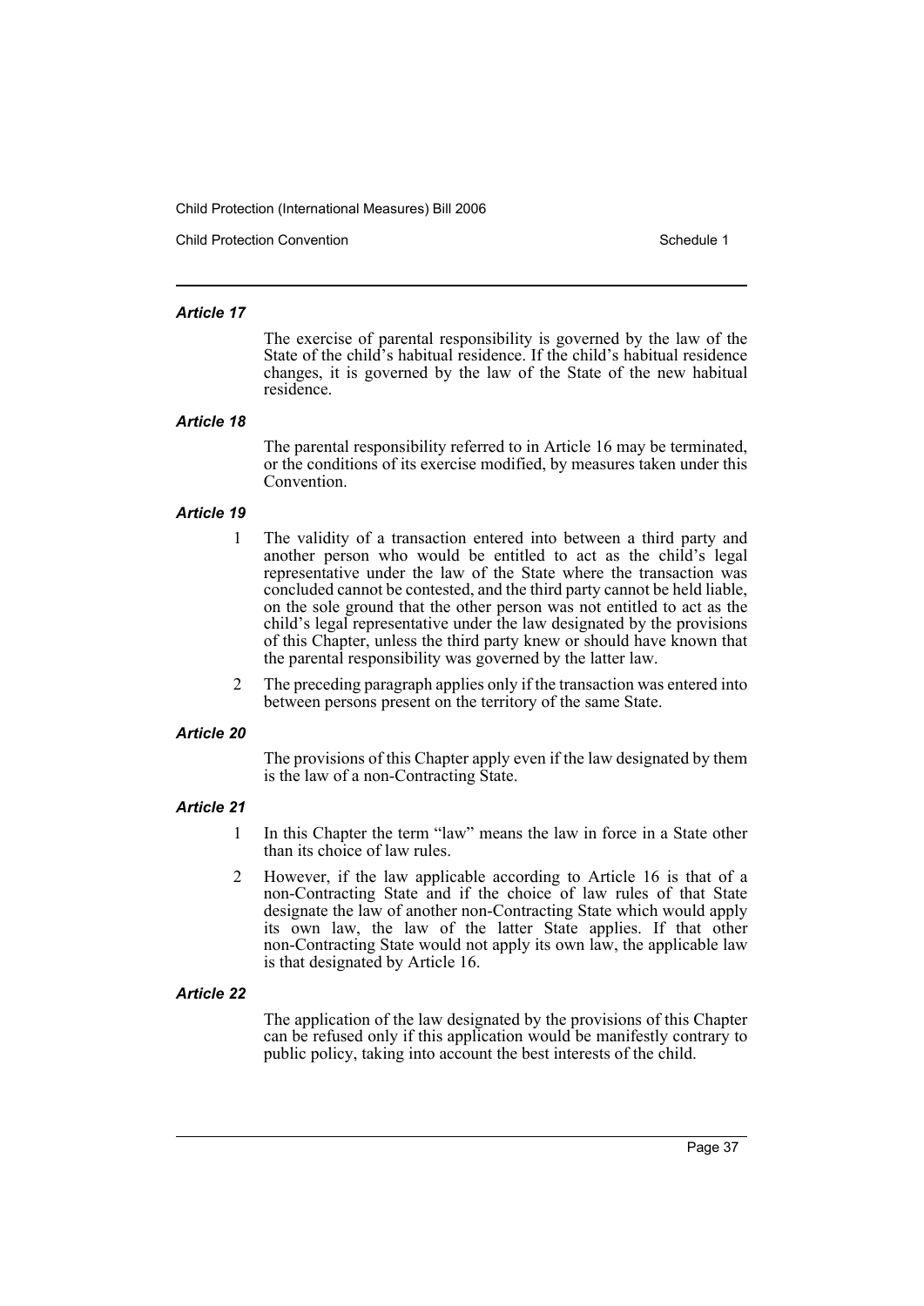#### *Article 17*

The exercise of parental responsibility is governed by the law of the State of the child's habitual residence. If the child's habitual residence changes, it is governed by the law of the State of the new habitual residence.

#### *Article 18*

The parental responsibility referred to in Article 16 may be terminated, or the conditions of its exercise modified, by measures taken under this Convention.

#### *Article 19*

1 The validity of a transaction entered into between a third party and another person who would be entitled to act as the child's legal representative under the law of the State where the transaction was concluded cannot be contested, and the third party cannot be held liable, on the sole ground that the other person was not entitled to act as the child's legal representative under the law designated by the provisions of this Chapter, unless the third party knew or should have known that the parental responsibility was governed by the latter law.

2 The preceding paragraph applies only if the transaction was entered into between persons present on the territory of the same State.

#### *Article 20*

The provisions of this Chapter apply even if the law designated by them is the law of a non-Contracting State.

#### *Article 21*

1 In this Chapter the term "law" means the law in force in a State other than its choice of law rules.

2 However, if the law applicable according to Article 16 is that of a non-Contracting State and if the choice of law rules of that State designate the law of another non-Contracting State which would apply its own law, the law of the latter State applies. If that other non-Contracting State would not apply its own law, the applicable law is that designated by Article 16.

#### *Article 22*

The application of the law designated by the provisions of this Chapter can be refused only if this application would be manifestly contrary to public policy, taking into account the best interests of the child.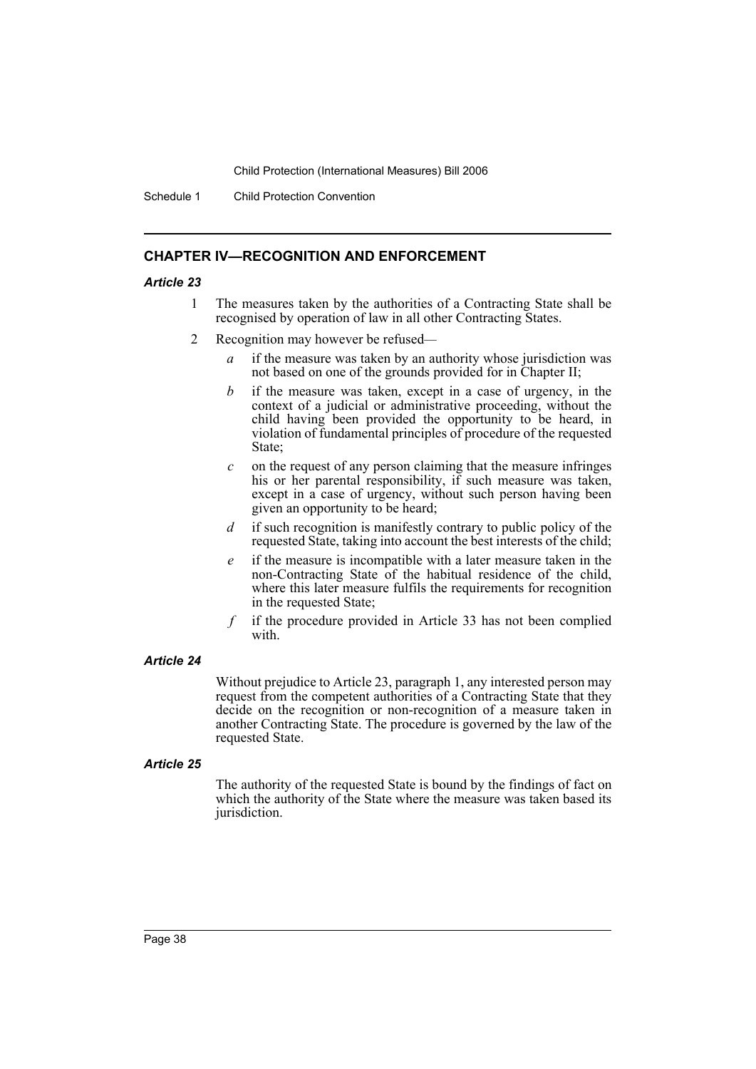## CHAPTER IV—RECOGNITION AND ENFORCEMENT

### *Article 23*

1. The measures taken by the authorities of a Contracting State shall be recognised by operation of law in all other Contracting States.
2. Recognition may however be refused—
   - *a* if the measure was taken by an authority whose jurisdiction was not based on one of the grounds provided for in Chapter II;
   - *b* if the measure was taken, except in a case of urgency, in the context of a judicial or administrative proceeding, without the child having been provided the opportunity to be heard, in violation of fundamental principles of procedure of the requested State;
   - *c* on the request of any person claiming that the measure infringes his or her parental responsibility, if such measure was taken, except in a case of urgency, without such person having been given an opportunity to be heard;
   - *d* if such recognition is manifestly contrary to public policy of the requested State, taking into account the best interests of the child;
   - *e* if the measure is incompatible with a later measure taken in the non-Contracting State of the habitual residence of the child, where this later measure fulfils the requirements for recognition in the requested State;
   - *f* if the procedure provided in Article 33 has not been complied with.

### *Article 24*

Without prejudice to Article 23, paragraph 1, any interested person may request from the competent authorities of a Contracting State that they decide on the recognition or non-recognition of a measure taken in another Contracting State. The procedure is governed by the law of the requested State.

### *Article 25*

The authority of the requested State is bound by the findings of fact on which the authority of the State where the measure was taken based its jurisdiction.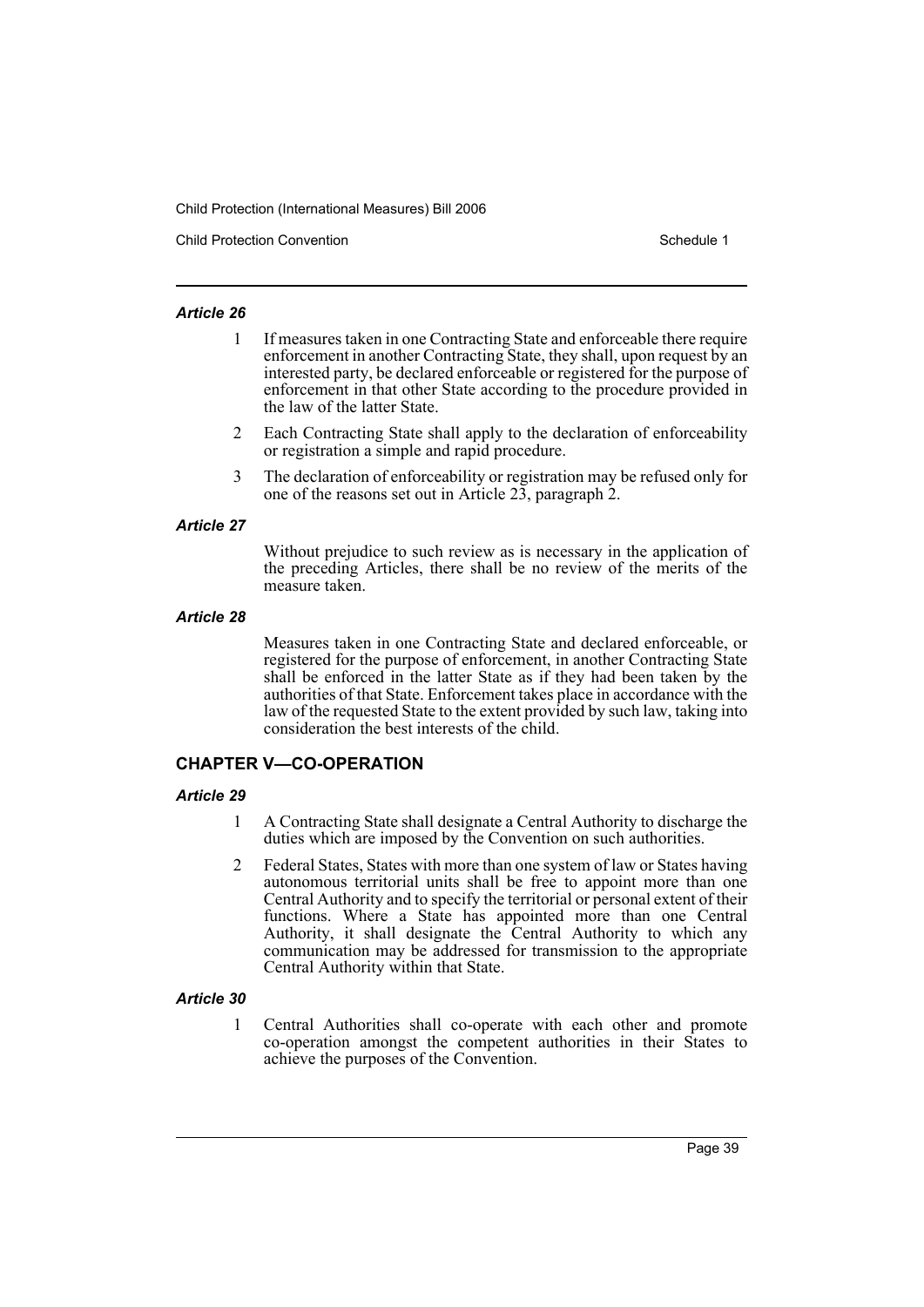#### *Article 26*

1 If measures taken in one Contracting State and enforceable there require enforcement in another Contracting State, they shall, upon request by an interested party, be declared enforceable or registered for the purpose of enforcement in that other State according to the procedure provided in the law of the latter State.

2 Each Contracting State shall apply to the declaration of enforceability or registration a simple and rapid procedure.

3 The declaration of enforceability or registration may be refused only for one of the reasons set out in Article 23, paragraph 2.

#### *Article 27*

Without prejudice to such review as is necessary in the application of the preceding Articles, there shall be no review of the merits of the measure taken.

#### *Article 28*

Measures taken in one Contracting State and declared enforceable, or registered for the purpose of enforcement, in another Contracting State shall be enforced in the latter State as if they had been taken by the authorities of that State. Enforcement takes place in accordance with the law of the requested State to the extent provided by such law, taking into consideration the best interests of the child.

### CHAPTER V—CO-OPERATION

#### *Article 29*

1 A Contracting State shall designate a Central Authority to discharge the duties which are imposed by the Convention on such authorities.

2 Federal States, States with more than one system of law or States having autonomous territorial units shall be free to appoint more than one Central Authority and to specify the territorial or personal extent of their functions. Where a State has appointed more than one Central Authority, it shall designate the Central Authority to which any communication may be addressed for transmission to the appropriate Central Authority within that State.

#### *Article 30*

1 Central Authorities shall co-operate with each other and promote co-operation amongst the competent authorities in their States to achieve the purposes of the Convention.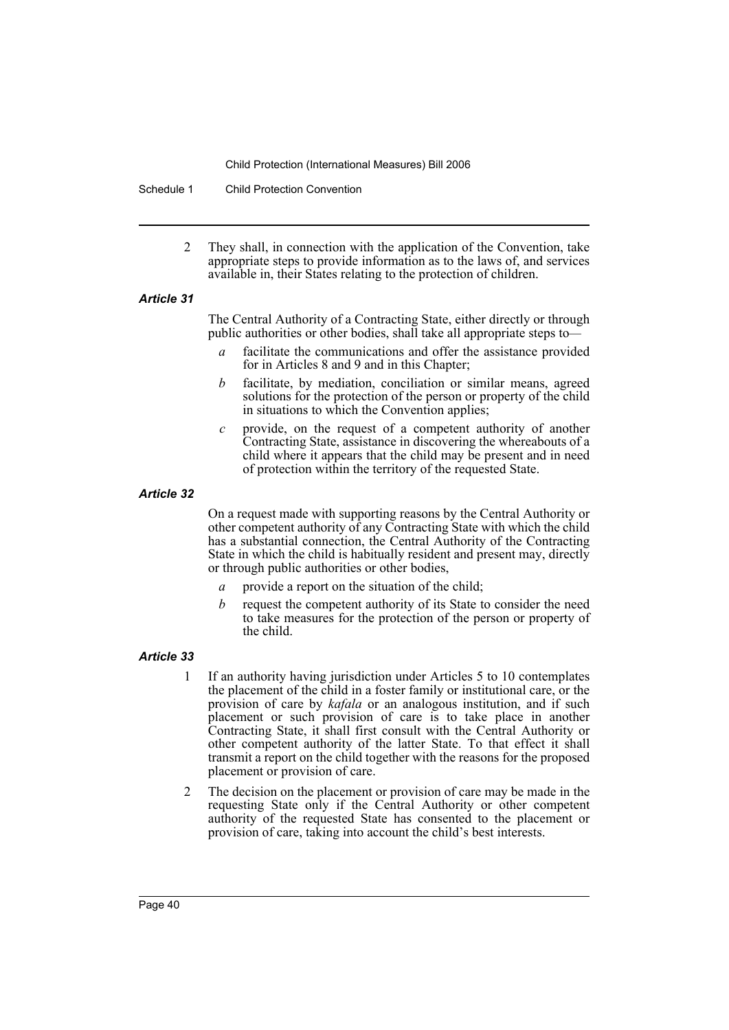2 They shall, in connection with the application of the Convention, take appropriate steps to provide information as to the laws of, and services available in, their States relating to the protection of children.

#### *Article 31*

The Central Authority of a Contracting State, either directly or through public authorities or other bodies, shall take all appropriate steps to—

*a* facilitate the communications and offer the assistance provided for in Articles 8 and 9 and in this Chapter;

*b* facilitate, by mediation, conciliation or similar means, agreed solutions for the protection of the person or property of the child in situations to which the Convention applies;

*c* provide, on the request of a competent authority of another Contracting State, assistance in discovering the whereabouts of a child where it appears that the child may be present and in need of protection within the territory of the requested State.

#### *Article 32*

On a request made with supporting reasons by the Central Authority or other competent authority of any Contracting State with which the child has a substantial connection, the Central Authority of the Contracting State in which the child is habitually resident and present may, directly or through public authorities or other bodies,

*a* provide a report on the situation of the child;

*b* request the competent authority of its State to consider the need to take measures for the protection of the person or property of the child.

#### *Article 33*

1 If an authority having jurisdiction under Articles 5 to 10 contemplates the placement of the child in a foster family or institutional care, or the provision of care by *kafala* or an analogous institution, and if such placement or such provision of care is to take place in another Contracting State, it shall first consult with the Central Authority or other competent authority of the latter State. To that effect it shall transmit a report on the child together with the reasons for the proposed placement or provision of care.

2 The decision on the placement or provision of care may be made in the requesting State only if the Central Authority or other competent authority of the requested State has consented to the placement or provision of care, taking into account the child's best interests.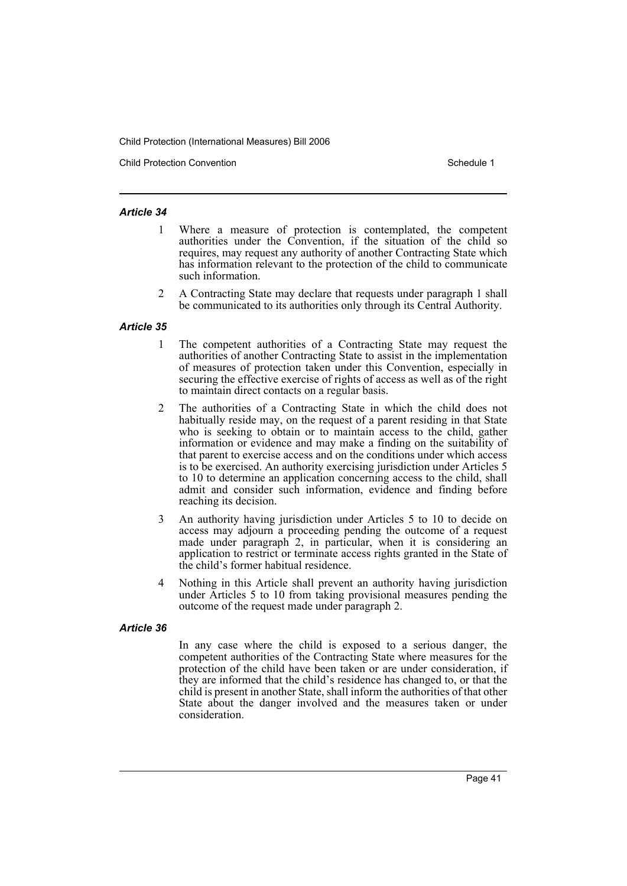#### *Article 34*

1 Where a measure of protection is contemplated, the competent authorities under the Convention, if the situation of the child so requires, may request any authority of another Contracting State which has information relevant to the protection of the child to communicate such information.

2 A Contracting State may declare that requests under paragraph 1 shall be communicated to its authorities only through its Central Authority.

#### *Article 35*

1 The competent authorities of a Contracting State may request the authorities of another Contracting State to assist in the implementation of measures of protection taken under this Convention, especially in securing the effective exercise of rights of access as well as of the right to maintain direct contacts on a regular basis.

2 The authorities of a Contracting State in which the child does not habitually reside may, on the request of a parent residing in that State who is seeking to obtain or to maintain access to the child, gather information or evidence and may make a finding on the suitability of that parent to exercise access and on the conditions under which access is to be exercised. An authority exercising jurisdiction under Articles 5 to 10 to determine an application concerning access to the child, shall admit and consider such information, evidence and finding before reaching its decision.

3 An authority having jurisdiction under Articles 5 to 10 to decide on access may adjourn a proceeding pending the outcome of a request made under paragraph 2, in particular, when it is considering an application to restrict or terminate access rights granted in the State of the child's former habitual residence.

4 Nothing in this Article shall prevent an authority having jurisdiction under Articles 5 to 10 from taking provisional measures pending the outcome of the request made under paragraph 2.

#### *Article 36*

In any case where the child is exposed to a serious danger, the competent authorities of the Contracting State where measures for the protection of the child have been taken or are under consideration, if they are informed that the child's residence has changed to, or that the child is present in another State, shall inform the authorities of that other State about the danger involved and the measures taken or under consideration.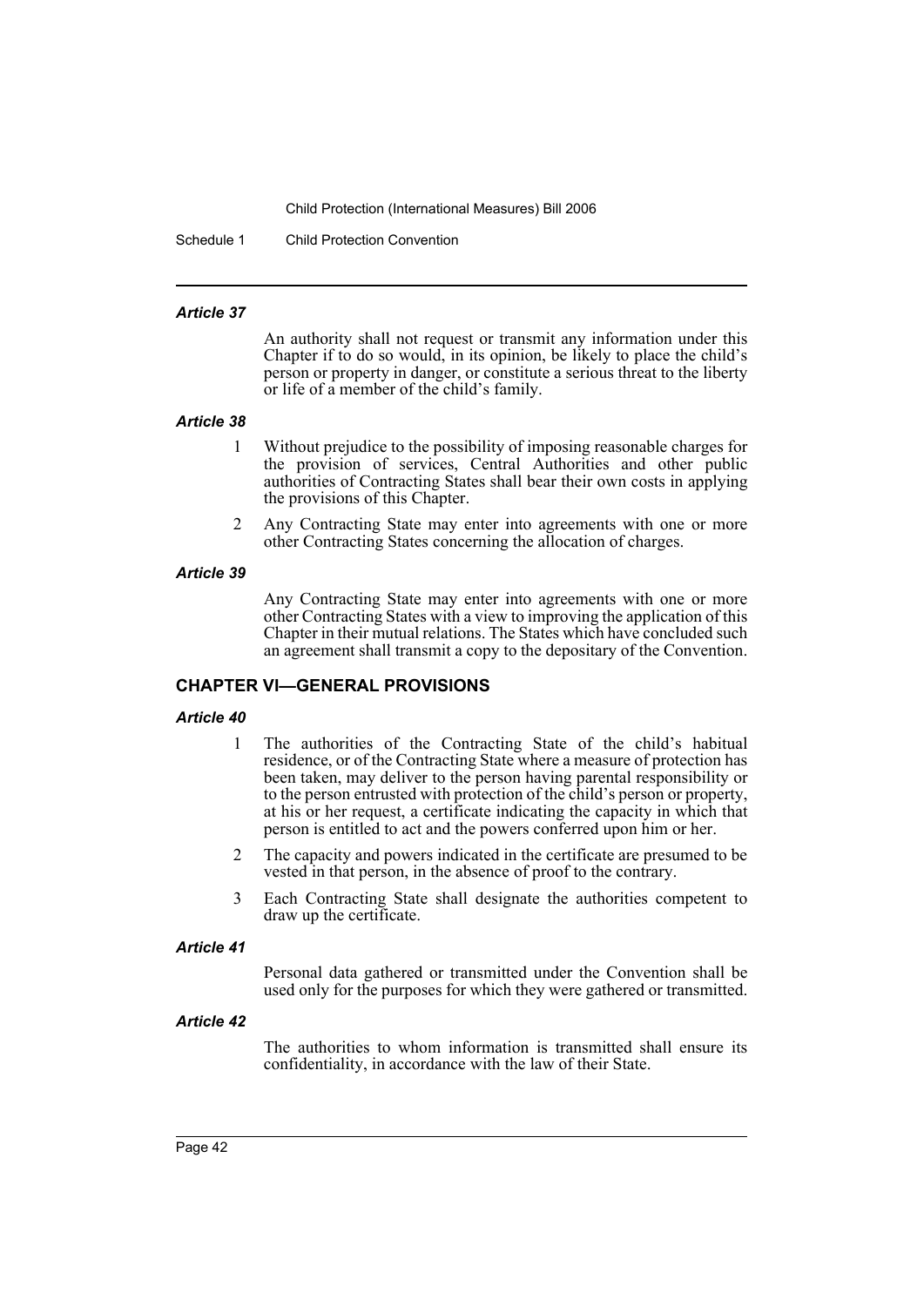#### *Article 37*

An authority shall not request or transmit any information under this Chapter if to do so would, in its opinion, be likely to place the child's person or property in danger, or constitute a serious threat to the liberty or life of a member of the child's family.

#### *Article 38*

1. Without prejudice to the possibility of imposing reasonable charges for the provision of services, Central Authorities and other public authorities of Contracting States shall bear their own costs in applying the provisions of this Chapter.
2. Any Contracting State may enter into agreements with one or more other Contracting States concerning the allocation of charges.

#### *Article 39*

Any Contracting State may enter into agreements with one or more other Contracting States with a view to improving the application of this Chapter in their mutual relations. The States which have concluded such an agreement shall transmit a copy to the depositary of the Convention.

### CHAPTER VI—GENERAL PROVISIONS

#### *Article 40*

1. The authorities of the Contracting State of the child's habitual residence, or of the Contracting State where a measure of protection has been taken, may deliver to the person having parental responsibility or to the person entrusted with protection of the child's person or property, at his or her request, a certificate indicating the capacity in which that person is entitled to act and the powers conferred upon him or her.
2. The capacity and powers indicated in the certificate are presumed to be vested in that person, in the absence of proof to the contrary.
3. Each Contracting State shall designate the authorities competent to draw up the certificate.

#### *Article 41*

Personal data gathered or transmitted under the Convention shall be used only for the purposes for which they were gathered or transmitted.

#### *Article 42*

The authorities to whom information is transmitted shall ensure its confidentiality, in accordance with the law of their State.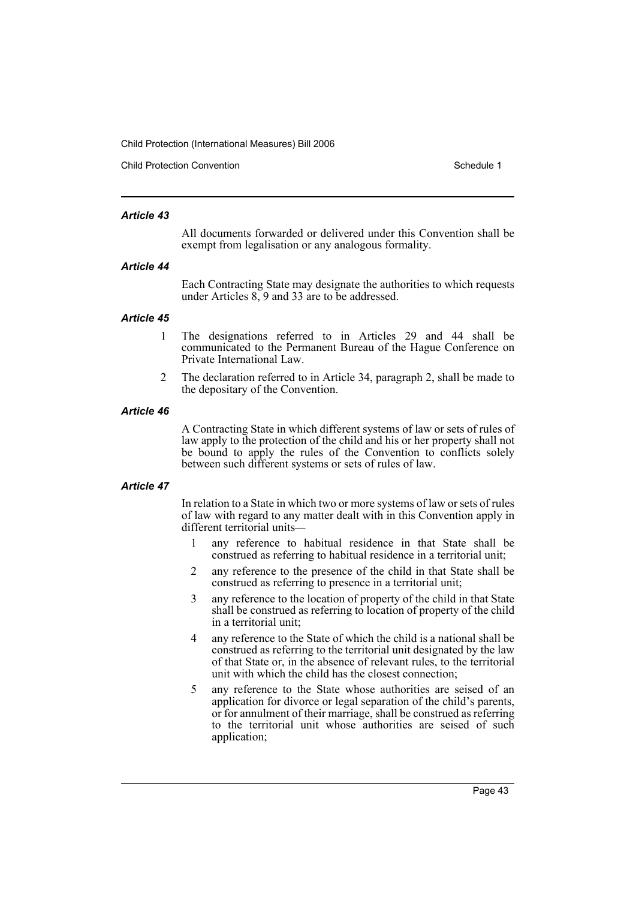### *Article 43*

All documents forwarded or delivered under this Convention shall be exempt from legalisation or any analogous formality.

### *Article 44*

Each Contracting State may designate the authorities to which requests under Articles 8, 9 and 33 are to be addressed.

### *Article 45*

1. The designations referred to in Articles 29 and 44 shall be communicated to the Permanent Bureau of the Hague Conference on Private International Law.
2. The declaration referred to in Article 34, paragraph 2, shall be made to the depositary of the Convention.

### *Article 46*

A Contracting State in which different systems of law or sets of rules of law apply to the protection of the child and his or her property shall not be bound to apply the rules of the Convention to conflicts solely between such different systems or sets of rules of law.

### *Article 47*

In relation to a State in which two or more systems of law or sets of rules of law with regard to any matter dealt with in this Convention apply in different territorial units—

1. any reference to habitual residence in that State shall be construed as referring to habitual residence in a territorial unit;
2. any reference to the presence of the child in that State shall be construed as referring to presence in a territorial unit;
3. any reference to the location of property of the child in that State shall be construed as referring to location of property of the child in a territorial unit;
4. any reference to the State of which the child is a national shall be construed as referring to the territorial unit designated by the law of that State or, in the absence of relevant rules, to the territorial unit with which the child has the closest connection;
5. any reference to the State whose authorities are seised of an application for divorce or legal separation of the child's parents, or for annulment of their marriage, shall be construed as referring to the territorial unit whose authorities are seised of such application;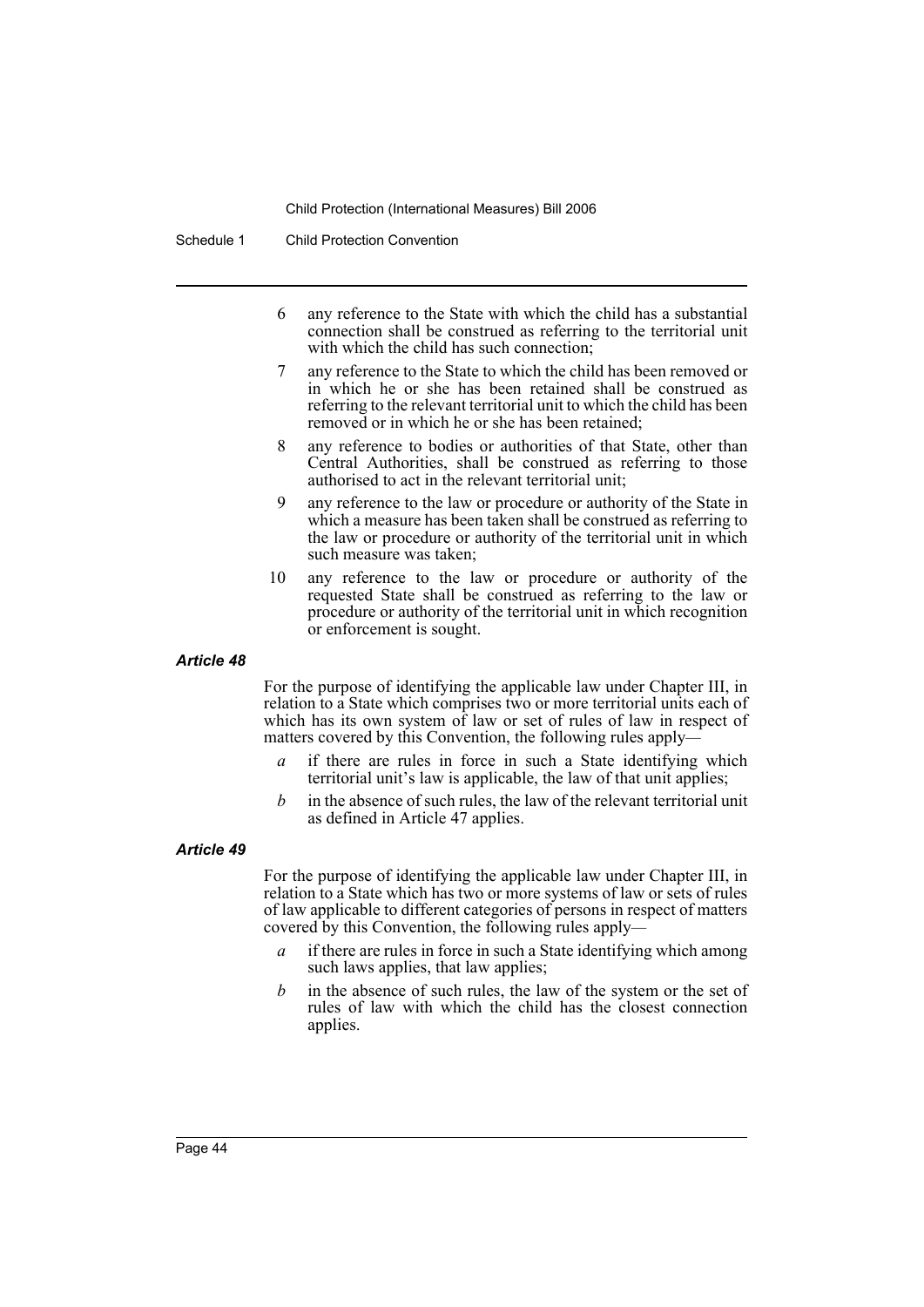6 any reference to the State with which the child has a substantial connection shall be construed as referring to the territorial unit with which the child has such connection;

7 any reference to the State to which the child has been removed or in which he or she has been retained shall be construed as referring to the relevant territorial unit to which the child has been removed or in which he or she has been retained;

8 any reference to bodies or authorities of that State, other than Central Authorities, shall be construed as referring to those authorised to act in the relevant territorial unit;

9 any reference to the law or procedure or authority of the State in which a measure has been taken shall be construed as referring to the law or procedure or authority of the territorial unit in which such measure was taken;

10 any reference to the law or procedure or authority of the requested State shall be construed as referring to the law or procedure or authority of the territorial unit in which recognition or enforcement is sought.

***Article 48***

For the purpose of identifying the applicable law under Chapter III, in relation to a State which comprises two or more territorial units each of which has its own system of law or set of rules of law in respect of matters covered by this Convention, the following rules apply—

*a* if there are rules in force in such a State identifying which territorial unit's law is applicable, the law of that unit applies;

*b* in the absence of such rules, the law of the relevant territorial unit as defined in Article 47 applies.

***Article 49***

For the purpose of identifying the applicable law under Chapter III, in relation to a State which has two or more systems of law or sets of rules of law applicable to different categories of persons in respect of matters covered by this Convention, the following rules apply—

*a* if there are rules in force in such a State identifying which among such laws applies, that law applies;

*b* in the absence of such rules, the law of the system or the set of rules of law with which the child has the closest connection applies.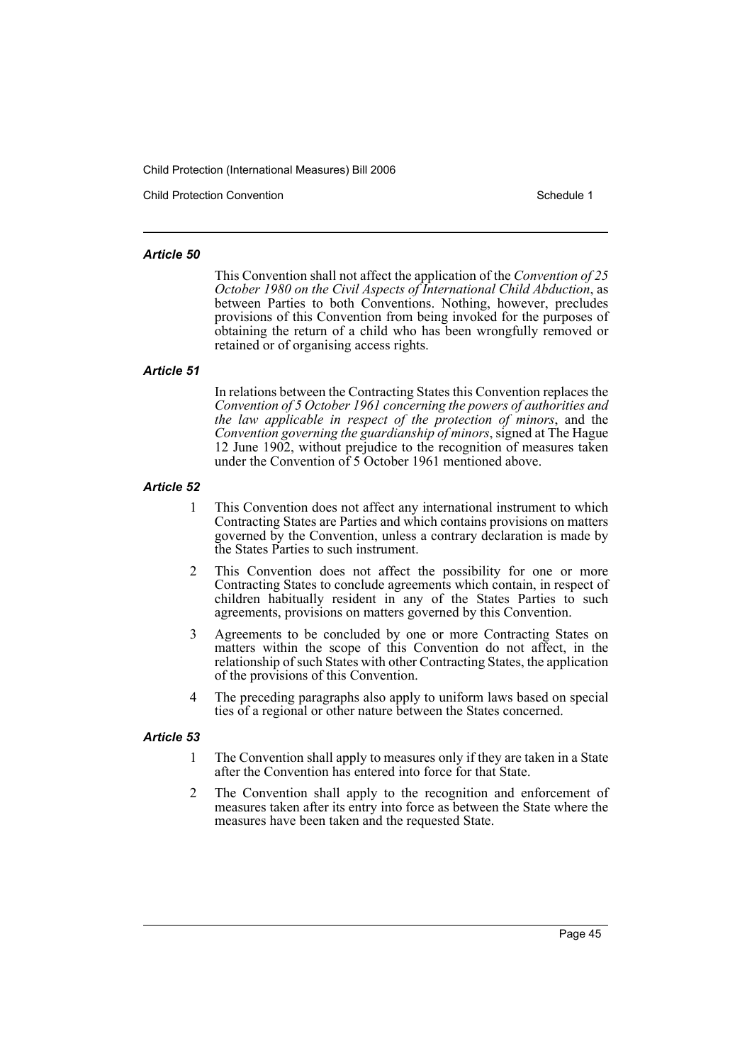#### *Article 50*

This Convention shall not affect the application of the *Convention of 25 October 1980 on the Civil Aspects of International Child Abduction*, as between Parties to both Conventions. Nothing, however, precludes provisions of this Convention from being invoked for the purposes of obtaining the return of a child who has been wrongfully removed or retained or of organising access rights.

#### *Article 51*

In relations between the Contracting States this Convention replaces the *Convention of 5 October 1961 concerning the powers of authorities and the law applicable in respect of the protection of minors*, and the *Convention governing the guardianship of minors*, signed at The Hague 12 June 1902, without prejudice to the recognition of measures taken under the Convention of 5 October 1961 mentioned above.

#### *Article 52*

1. This Convention does not affect any international instrument to which Contracting States are Parties and which contains provisions on matters governed by the Convention, unless a contrary declaration is made by the States Parties to such instrument.
2. This Convention does not affect the possibility for one or more Contracting States to conclude agreements which contain, in respect of children habitually resident in any of the States Parties to such agreements, provisions on matters governed by this Convention.
3. Agreements to be concluded by one or more Contracting States on matters within the scope of this Convention do not affect, in the relationship of such States with other Contracting States, the application of the provisions of this Convention.
4. The preceding paragraphs also apply to uniform laws based on special ties of a regional or other nature between the States concerned.

#### *Article 53*

1. The Convention shall apply to measures only if they are taken in a State after the Convention has entered into force for that State.
2. The Convention shall apply to the recognition and enforcement of measures taken after its entry into force as between the State where the measures have been taken and the requested State.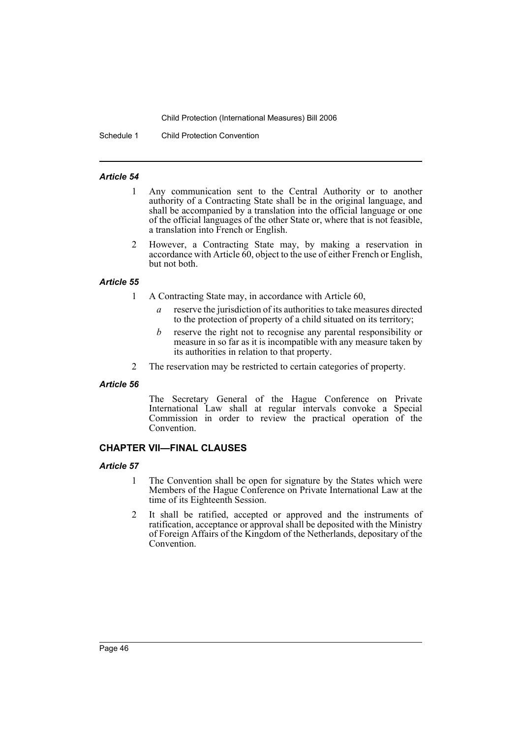#### *Article 54*

1 Any communication sent to the Central Authority or to another authority of a Contracting State shall be in the original language, and shall be accompanied by a translation into the official language or one of the official languages of the other State or, where that is not feasible, a translation into French or English.

2 However, a Contracting State may, by making a reservation in accordance with Article 60, object to the use of either French or English, but not both.

#### *Article 55*

1 A Contracting State may, in accordance with Article 60,

*a* reserve the jurisdiction of its authorities to take measures directed to the protection of property of a child situated on its territory;

*b* reserve the right not to recognise any parental responsibility or measure in so far as it is incompatible with any measure taken by its authorities in relation to that property.

2 The reservation may be restricted to certain categories of property.

#### *Article 56*

The Secretary General of the Hague Conference on Private International Law shall at regular intervals convoke a Special Commission in order to review the practical operation of the Convention.

### CHAPTER VII—FINAL CLAUSES

#### *Article 57*

1 The Convention shall be open for signature by the States which were Members of the Hague Conference on Private International Law at the time of its Eighteenth Session.

2 It shall be ratified, accepted or approved and the instruments of ratification, acceptance or approval shall be deposited with the Ministry of Foreign Affairs of the Kingdom of the Netherlands, depositary of the Convention.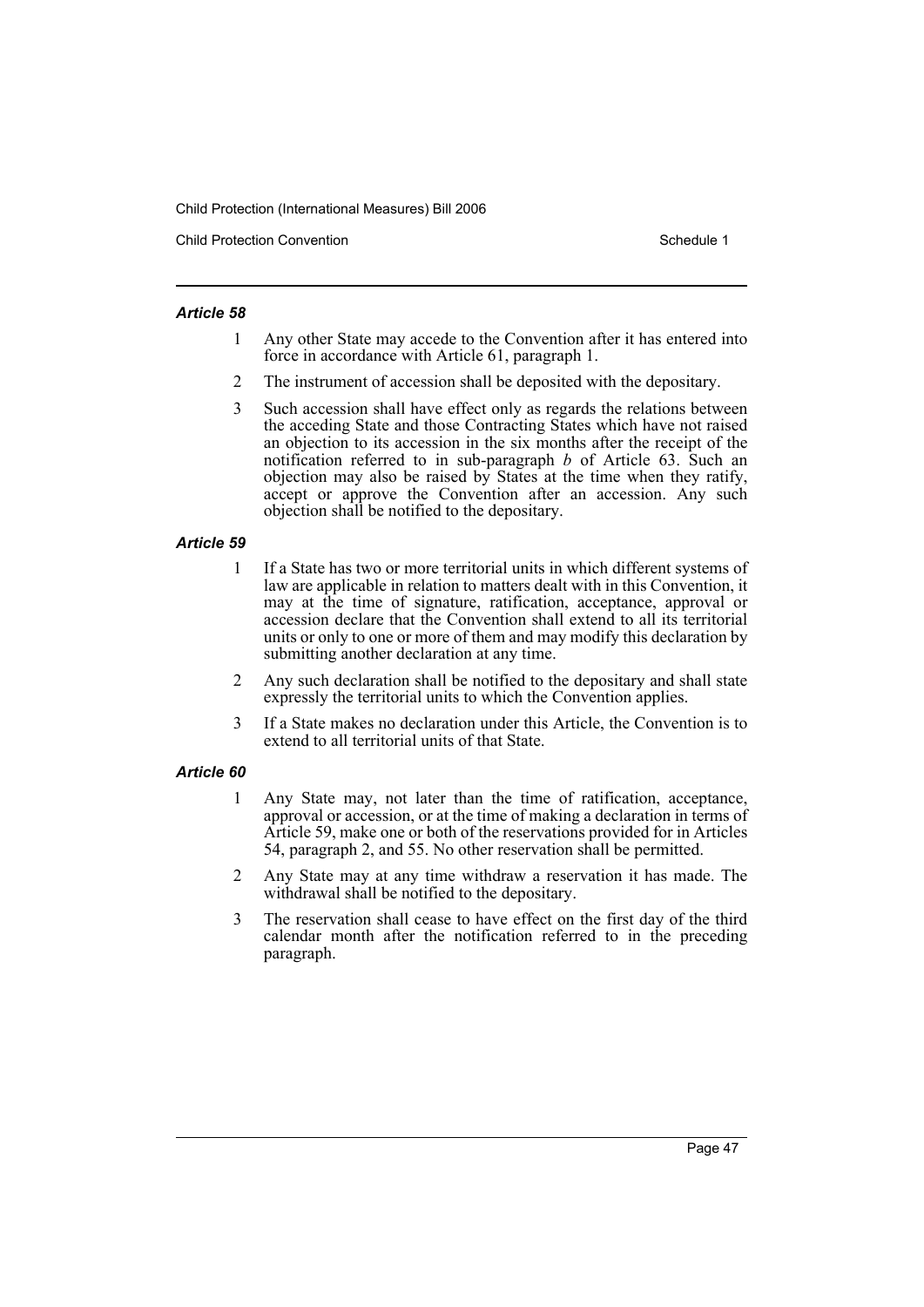#### *Article 58*

1. Any other State may accede to the Convention after it has entered into force in accordance with Article 61, paragraph 1.
2. The instrument of accession shall be deposited with the depositary.
3. Such accession shall have effect only as regards the relations between the acceding State and those Contracting States which have not raised an objection to its accession in the six months after the receipt of the notification referred to in sub-paragraph *b* of Article 63. Such an objection may also be raised by States at the time when they ratify, accept or approve the Convention after an accession. Any such objection shall be notified to the depositary.

#### *Article 59*

1. If a State has two or more territorial units in which different systems of law are applicable in relation to matters dealt with in this Convention, it may at the time of signature, ratification, acceptance, approval or accession declare that the Convention shall extend to all its territorial units or only to one or more of them and may modify this declaration by submitting another declaration at any time.
2. Any such declaration shall be notified to the depositary and shall state expressly the territorial units to which the Convention applies.
3. If a State makes no declaration under this Article, the Convention is to extend to all territorial units of that State.

#### *Article 60*

1. Any State may, not later than the time of ratification, acceptance, approval or accession, or at the time of making a declaration in terms of Article 59, make one or both of the reservations provided for in Articles 54, paragraph 2, and 55. No other reservation shall be permitted.
2. Any State may at any time withdraw a reservation it has made. The withdrawal shall be notified to the depositary.
3. The reservation shall cease to have effect on the first day of the third calendar month after the notification referred to in the preceding paragraph.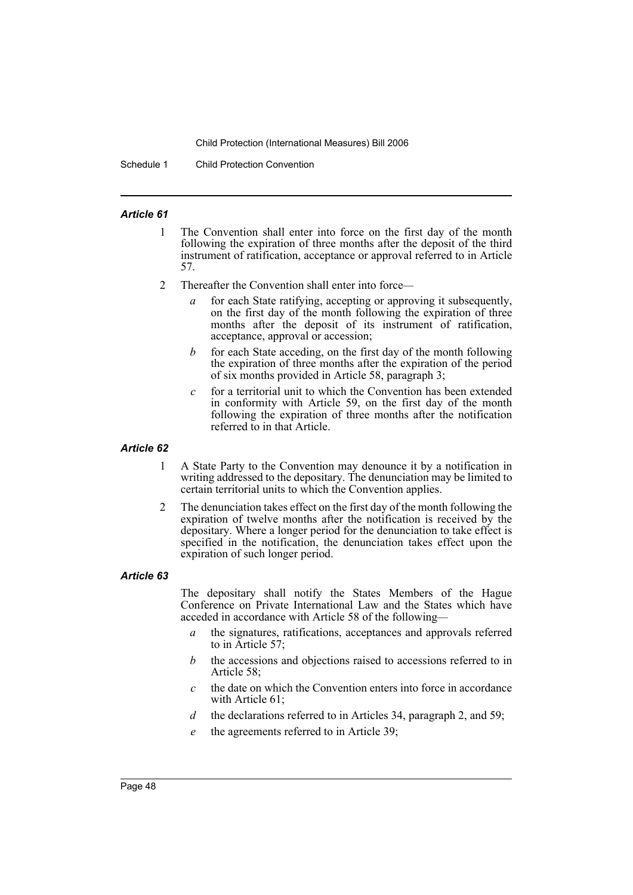#### *Article 61*

1 The Convention shall enter into force on the first day of the month following the expiration of three months after the deposit of the third instrument of ratification, acceptance or approval referred to in Article 57.

2 Thereafter the Convention shall enter into force—

- *a* for each State ratifying, accepting or approving it subsequently, on the first day of the month following the expiration of three months after the deposit of its instrument of ratification, acceptance, approval or accession;
- *b* for each State acceding, on the first day of the month following the expiration of three months after the expiration of the period of six months provided in Article 58, paragraph 3;
- *c* for a territorial unit to which the Convention has been extended in conformity with Article 59, on the first day of the month following the expiration of three months after the notification referred to in that Article.

#### *Article 62*

1 A State Party to the Convention may denounce it by a notification in writing addressed to the depositary. The denunciation may be limited to certain territorial units to which the Convention applies.

2 The denunciation takes effect on the first day of the month following the expiration of twelve months after the notification is received by the depositary. Where a longer period for the denunciation to take effect is specified in the notification, the denunciation takes effect upon the expiration of such longer period.

#### *Article 63*

The depositary shall notify the States Members of the Hague Conference on Private International Law and the States which have acceded in accordance with Article 58 of the following—

- *a* the signatures, ratifications, acceptances and approvals referred to in Article 57;
- *b* the accessions and objections raised to accessions referred to in Article 58;
- *c* the date on which the Convention enters into force in accordance with Article 61;
- *d* the declarations referred to in Articles 34, paragraph 2, and 59;
- *e* the agreements referred to in Article 39;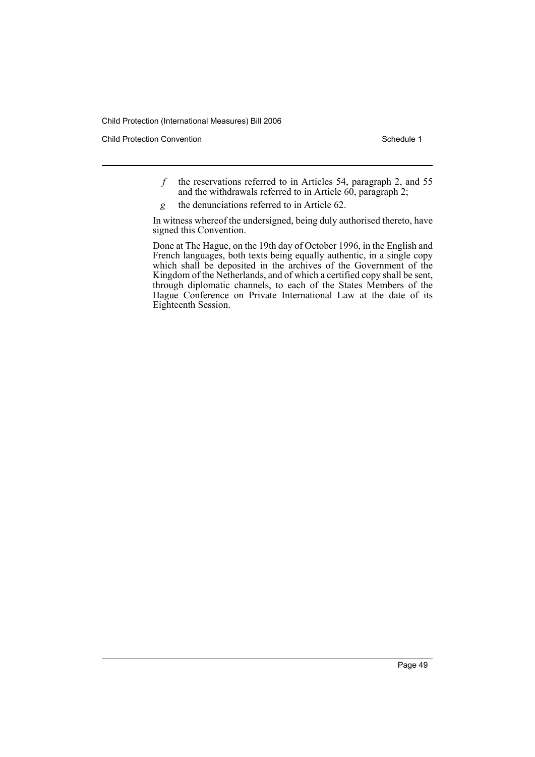*f* the reservations referred to in Articles 54, paragraph 2, and 55 and the withdrawals referred to in Article 60, paragraph 2;

*g* the denunciations referred to in Article 62.

In witness whereof the undersigned, being duly authorised thereto, have signed this Convention.

Done at The Hague, on the 19th day of October 1996, in the English and French languages, both texts being equally authentic, in a single copy which shall be deposited in the archives of the Government of the Kingdom of the Netherlands, and of which a certified copy shall be sent, through diplomatic channels, to each of the States Members of the Hague Conference on Private International Law at the date of its Eighteenth Session.